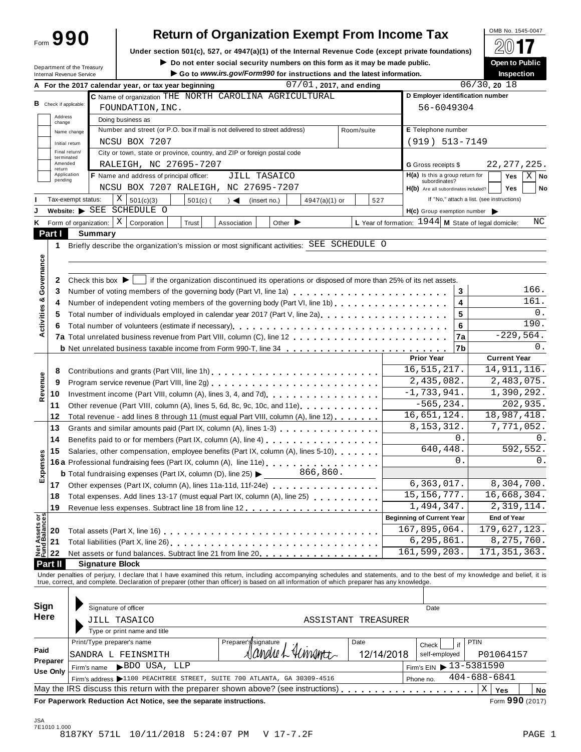Form **990**

# Return of Organization Exempt From Income Tax

**Under section 501(c), 527, or 4947(a)(1) of the Internal Revenue Code (except private foundations)**

▶ Do not enter social security numbers on this form as it may be made public.

▶ Go to www.irs.gov/Form990 for instructions and the latest information.

Department of the Treasury
Internal Revenue Service

OMB No. 1545-0047

**2017**

**Open to Public Inspection**

**A** For the 2017 calendar year, or tax year beginning 07/01, 2017, and ending 06/30, 20 18

**B** Check if applicable: Address change / Name change / Initial return / Final return/terminated / Amended return / Application pending

**C** Name of organization: THE NORTH CAROLINA AGRICULTURAL FOUNDATION,INC.

Doing business as

Number and street (or P.O. box if mail is not delivered to street address): NCSU BOX 7207 | Room/suite

City or town, state or province, country, and ZIP or foreign postal code: RALEIGH, NC 27695-7207

**D** Employer identification number: 56-6049304

**E** Telephone number: (919) 513-7149

**G** Gross receipts $ 22,277,225.

**F** Name and address of principal officer: JILL TASAICO, NCSU BOX 7207 RALEIGH, NC 27695-7207

**H(a)** Is this a group return for subordinates? Yes [ ] No [X]

**H(b)** Are all subordinates included? Yes [ ] No [ ]

If "No," attach a list. (see instructions)

**I** Tax-exempt status: [X] 501(c)(3) [ ] 501(c) ( ) ◀ (insert no.) [ ] 4947(a)(1) or [ ] 527

**J** Website: ▶ SEE SCHEDULE O

**H(c)** Group exemption number ▶

**K** Form of organization: [X] Corporation [ ] Trust [ ] Association [ ] Other ▶

**L** Year of formation: 1944 **M** State of legal domicile: NC

## Part I Summary

**Activities & Governance**

1 Briefly describe the organization's mission or most significant activities: SEE SCHEDULE O

2 Check this box ▶ [ ] if the organization discontinued its operations or disposed of more than 25% of its net assets.

| | | Line | |
|---|---|---|---|
| 3 | Number of voting members of the governing body (Part VI, line 1a) | 3 | 166. |
| 4 | Number of independent voting members of the governing body (Part VI, line 1b) | 4 | 161. |
| 5 | Total number of individuals employed in calendar year 2017 (Part V, line 2a) | 5 | 0. |
| 6 | Total number of volunteers (estimate if necessary) | 6 | 190. |
| 7a | Total unrelated business revenue from Part VIII, column (C), line 12 | 7a | -229,564. |
| b | Net unrelated business taxable income from Form 990-T, line 34 | 7b | 0. |

| | | Prior Year | Current Year |
|---|---|---|---|
| **Revenue** | | | |
| 8 | Contributions and grants (Part VIII, line 1h) | 16,515,217. | 14,911,116. |
| 9 | Program service revenue (Part VIII, line 2g) | 2,435,082. | 2,483,075. |
| 10 | Investment income (Part VIII, column (A), lines 3, 4, and 7d) | -1,733,941. | 1,390,292. |
| 11 | Other revenue (Part VIII, column (A), lines 5, 6d, 8c, 9c, 10c, and 11e) | -565,234. | 202,935. |
| 12 | Total revenue - add lines 8 through 11 (must equal Part VIII, column (A), line 12) | 16,651,124. | 18,987,418. |
| **Expenses** | | | |
| 13 | Grants and similar amounts paid (Part IX, column (A), lines 1-3) | 8,153,312. | 7,771,052. |
| 14 | Benefits paid to or for members (Part IX, column (A), line 4) | 0. | 0. |
| 15 | Salaries, other compensation, employee benefits (Part IX, column (A), lines 5-10) | 640,448. | 592,552. |
| 16a | Professional fundraising fees (Part IX, column (A), line 11e) | 0. | 0. |
| b | Total fundraising expenses (Part IX, column (D), line 25) ▶ 866,860. | | |
| 17 | Other expenses (Part IX, column (A), lines 11a-11d, 11f-24e) | 6,363,017. | 8,304,700. |
| 18 | Total expenses. Add lines 13-17 (must equal Part IX, column (A), line 25) | 15,156,777. | 16,668,304. |
| 19 | Revenue less expenses. Subtract line 18 from line 12 | 1,494,347. | 2,319,114. |

| **Net Assets or Fund Balances** | | Beginning of Current Year | End of Year |
|---|---|---|---|
| 20 | Total assets (Part X, line 16) | 167,895,064. | 179,627,123. |
| 21 | Total liabilities (Part X, line 26) | 6,295,861. | 8,275,760. |
| 22 | Net assets or fund balances. Subtract line 21 from line 20 | 161,599,203. | 171,351,363. |

## Part II Signature Block

Under penalties of perjury, I declare that I have examined this return, including accompanying schedules and statements, and to the best of my knowledge and belief, it is true, correct, and complete. Declaration of preparer (other than officer) is based on all information of which preparer has any knowledge.

**Sign Here**

Signature of officer | Date

JILL TASAICO ASSISTANT TREASURER

Type or print name and title

**Paid Preparer Use Only**

| Print/Type preparer's name | Preparer's signature | Date | Check if self-employed | PTIN |
|---|---|---|---|---|
| SANDRA L FEINSMITH | Sandra L Feinsmith | 12/14/2018 | [ ] | P01064157 |

Firm's name ▶ BDO USA, LLP | Firm's EIN ▶ 13-5381590

Firm's address ▶ 1100 PEACHTREE STREET, SUITE 700 ATLANTA, GA 30309-4516 | Phone no. 404-688-6841

May the IRS discuss this return with the preparer shown above? (see instructions) [X] Yes [ ] No

**For Paperwork Reduction Act Notice, see the separate instructions.** Form **990** (2017)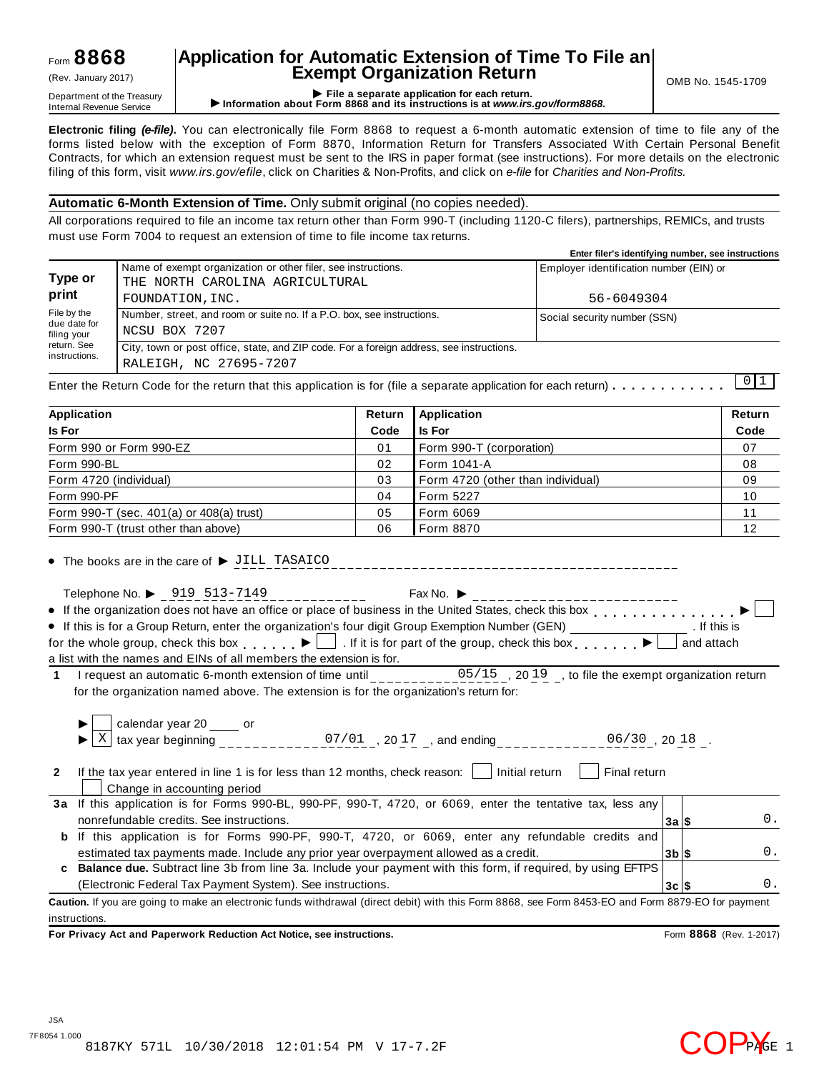Form **8868**
(Rev. January 2017)
Department of the Treasury
Internal Revenue Service

# Application for Automatic Extension of Time To File an Exempt Organization Return

OMB No. 1545-1709

▶ **File a separate application for each return.**
▶ **Information about Form 8868 and its instructions is at *www.irs.gov/form8868*.**

**Electronic filing *(e-file)*.** You can electronically file Form 8868 to request a 6-month automatic extension of time to file any of the forms listed below with the exception of Form 8870, Information Return for Transfers Associated With Certain Personal Benefit Contracts, for which an extension request must be sent to the IRS in paper format (see instructions). For more details on the electronic filing of this form, visit *www.irs.gov/efile*, click on Charities & Non-Profits, and click on *e-file* for *Charities and Non-Profits.*

**Automatic 6-Month Extension of Time.** Only submit original (no copies needed).

All corporations required to file an income tax return other than Form 990-T (including 1120-C filers), partnerships, REMICs, and trusts must use Form 7004 to request an extension of time to file income tax returns.

**Enter filer's identifying number, see instructions**

| Type or print | Name of exempt organization or other filer, see instructions. THE NORTH CAROLINA AGRICULTURAL FOUNDATION, INC. | Employer identification number (EIN) or 56-6049304 |
|---|---|---|
| File by the due date for filing your return. See instructions. | Number, street, and room or suite no. If a P.O. box, see instructions. NCSU BOX 7207 | Social security number (SSN) |
| | City, town or post office, state, and ZIP code. For a foreign address, see instructions. RALEIGH, NC 27695-7207 | |

Enter the Return Code for the return that this application is for (file a separate application for each return) . . . . . . . . . . . 01

| Application Is For | Return Code | Application Is For | Return Code |
|---|---|---|---|
| Form 990 or Form 990-EZ | 01 | Form 990-T (corporation) | 07 |
| Form 990-BL | 02 | Form 1041-A | 08 |
| Form 4720 (individual) | 03 | Form 4720 (other than individual) | 09 |
| Form 990-PF | 04 | Form 5227 | 10 |
| Form 990-T (sec. 401(a) or 408(a) trust) | 05 | Form 6069 | 11 |
| Form 990-T (trust other than above) | 06 | Form 8870 | 12 |

- The books are in the care of ▶ JILL TASAICO

Telephone No. ▶ 919 513-7149    Fax No. ▶

- If the organization does not have an office or place of business in the United States, check this box . . . . . . . . . . . . . . . ▶ ☐
- If this is for a Group Return, enter the organization's four digit Group Exemption Number (GEN) ________ . If this is for the whole group, check this box . . . . . . ▶ ☐ . If it is for part of the group, check this box . . . . . . . ▶ ☐ and attach a list with the names and EINs of all members the extension is for.

**1** I request an automatic 6-month extension of time until 05/15 , 20 19 , to file the exempt organization return for the organization named above. The extension is for the organization's return for:

▶ ☐ calendar year 20 ____ or
▶ ☒ tax year beginning 07/01 , 20 17 , and ending 06/30 , 20 18 .

**2** If the tax year entered in line 1 is for less than 12 months, check reason: ☐ Initial return ☐ Final return ☐ Change in accounting period

| | | | |
|---|---|---|---|
| **3a** | If this application is for Forms 990-BL, 990-PF, 990-T, 4720, or 6069, enter the tentative tax, less any nonrefundable credits. See instructions. | **3a** $ | 0. |
| **b** | If this application is for Forms 990-PF, 990-T, 4720, or 6069, enter any refundable credits and estimated tax payments made. Include any prior year overpayment allowed as a credit. | **3b** $ | 0. |
| **c** | **Balance due.** Subtract line 3b from line 3a. Include your payment with this form, if required, by using EFTPS (Electronic Federal Tax Payment System). See instructions. | **3c** $ | 0. |

**Caution.** If you are going to make an electronic funds withdrawal (direct debit) with this Form 8868, see Form 8453-EO and Form 8879-EO for payment instructions.

**For Privacy Act and Paperwork Reduction Act Notice, see instructions.**    Form **8868** (Rev. 1-2017)

JSA
7F8054 1.000
8187KY 571L 10/30/2018 12:01:54 PM V 17-7.2F

COPY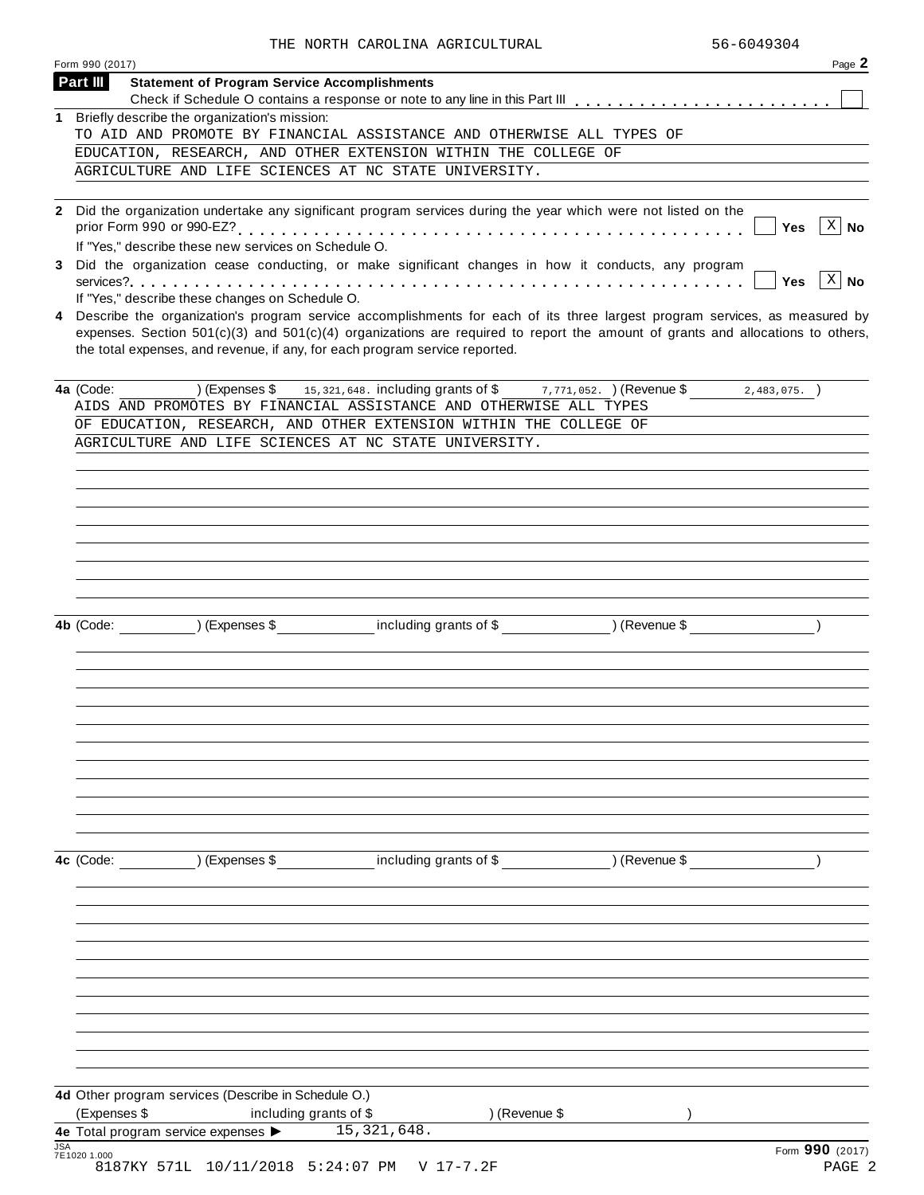THE NORTH CAROLINA AGRICULTURAL 56-6049304

Form 990 (2017)

## Part III Statement of Program Service Accomplishments

Check if Schedule O contains a response or note to any line in this Part III . . . . . . . . . . . . . . . . . . . . . . . . ☐

**1** Briefly describe the organization's mission:

TO AID AND PROMOTE BY FINANCIAL ASSISTANCE AND OTHERWISE ALL TYPES OF EDUCATION, RESEARCH, AND OTHER EXTENSION WITHIN THE COLLEGE OF AGRICULTURE AND LIFE SCIENCES AT NC STATE UNIVERSITY.

**2** Did the organization undertake any significant program services during the year which were not listed on the prior Form 990 or 990-EZ? . . . . . . . . . . . . . . . . . . . . . . . . . . . . . . . . . . . . . . . . . . . ☐ Yes ☒ No

If "Yes," describe these new services on Schedule O.

**3** Did the organization cease conducting, or make significant changes in how it conducts, any program services? . . . . . . . . . . . . . . . . . . . . . . . . . . . . . . . . . . . . . . . . . . . . . . . . . . . . . ☐ Yes ☒ No

If "Yes," describe these changes on Schedule O.

**4** Describe the organization's program service accomplishments for each of its three largest program services, as measured by expenses. Section 501(c)(3) and 501(c)(4) organizations are required to report the amount of grants and allocations to others, the total expenses, and revenue, if any, for each program service reported.

**4a** (Code: ) (Expenses $ 15,321,648. including grants of $ 7,771,052. ) (Revenue $ 2,483,075. )

AIDS AND PROMOTES BY FINANCIAL ASSISTANCE AND OTHERWISE ALL TYPES OF EDUCATION, RESEARCH, AND OTHER EXTENSION WITHIN THE COLLEGE OF AGRICULTURE AND LIFE SCIENCES AT NC STATE UNIVERSITY.

**4b** (Code: ) (Expenses $ including grants of $ ) (Revenue $ )

**4c** (Code: ) (Expenses $ including grants of $ ) (Revenue $ )

**4d** Other program services (Describe in Schedule O.)

(Expenses $ including grants of $ ) (Revenue $ )

**4e** Total program service expenses ▶ 15,321,648.

JSA 7E1020 1.000

Form **990** (2017)

8187KY 571L 10/11/2018 5:24:07 PM V 17-7.2F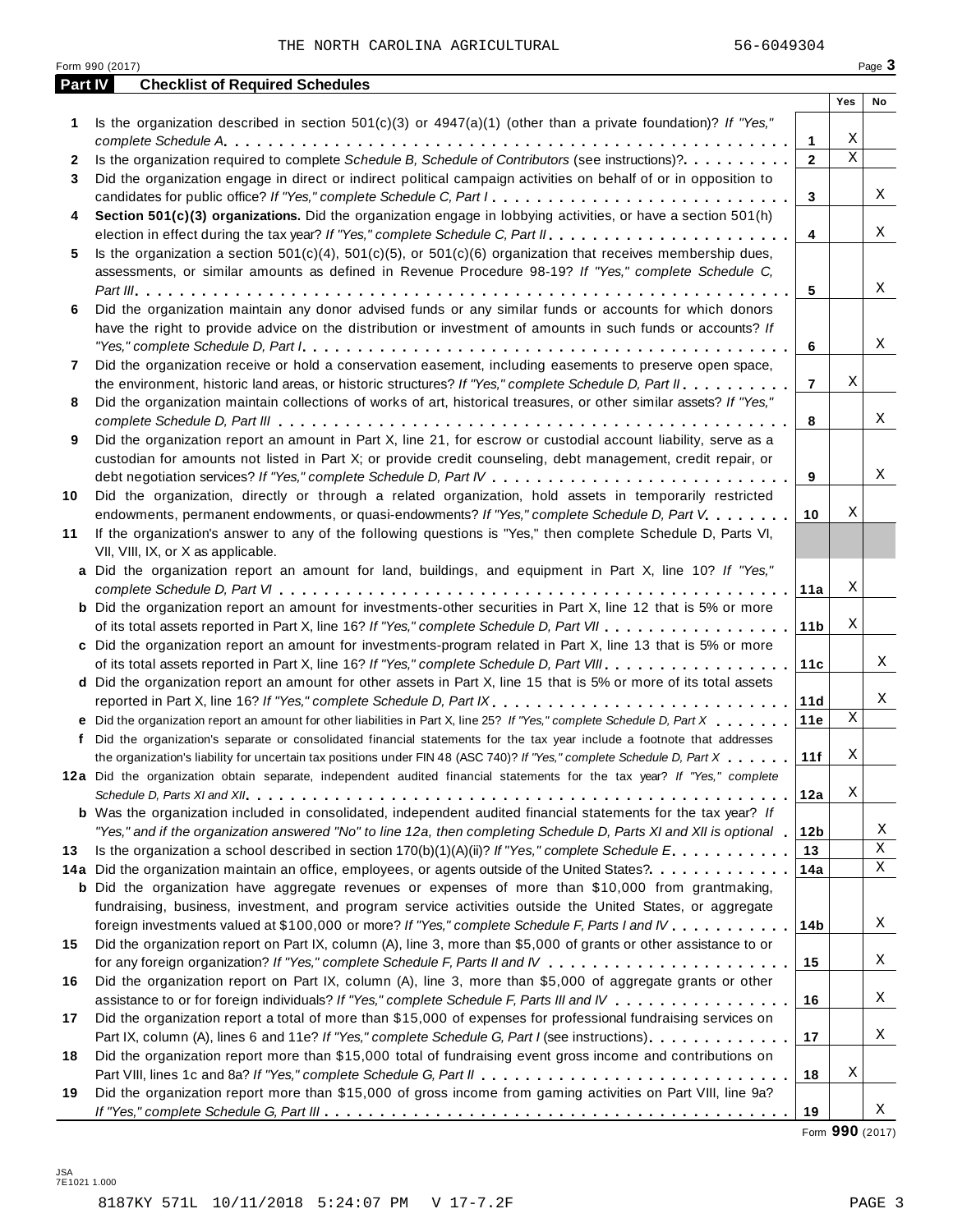THE NORTH CAROLINA AGRICULTURAL 56-6049304

Form 990 (2017)

## Part IV Checklist of Required Schedules

| | | | Yes | No |
|---|---|---|---|---|
| 1 | Is the organization described in section 501(c)(3) or 4947(a)(1) (other than a private foundation)? *If "Yes," complete Schedule A* | 1 | X | |
| 2 | Is the organization required to complete *Schedule B, Schedule of Contributors* (see instructions)? | 2 | X | |
| 3 | Did the organization engage in direct or indirect political campaign activities on behalf of or in opposition to candidates for public office? *If "Yes," complete Schedule C, Part I* | 3 | | X |
| 4 | **Section 501(c)(3) organizations.** Did the organization engage in lobbying activities, or have a section 501(h) election in effect during the tax year? *If "Yes," complete Schedule C, Part II* | 4 | | X |
| 5 | Is the organization a section 501(c)(4), 501(c)(5), or 501(c)(6) organization that receives membership dues, assessments, or similar amounts as defined in Revenue Procedure 98-19? *If "Yes," complete Schedule C, Part III* | 5 | | X |
| 6 | Did the organization maintain any donor advised funds or any similar funds or accounts for which donors have the right to provide advice on the distribution or investment of amounts in such funds or accounts? *If "Yes," complete Schedule D, Part I* | 6 | | X |
| 7 | Did the organization receive or hold a conservation easement, including easements to preserve open space, the environment, historic land areas, or historic structures? *If "Yes," complete Schedule D, Part II* | 7 | X | |
| 8 | Did the organization maintain collections of works of art, historical treasures, or other similar assets? *If "Yes," complete Schedule D, Part III* | 8 | | X |
| 9 | Did the organization report an amount in Part X, line 21, for escrow or custodial account liability, serve as a custodian for amounts not listed in Part X; or provide credit counseling, debt management, credit repair, or debt negotiation services? *If "Yes," complete Schedule D, Part IV* | 9 | | X |
| 10 | Did the organization, directly or through a related organization, hold assets in temporarily restricted endowments, permanent endowments, or quasi-endowments? *If "Yes," complete Schedule D, Part V* | 10 | X | |
| 11 | If the organization's answer to any of the following questions is "Yes," then complete Schedule D, Parts VI, VII, VIII, IX, or X as applicable. | | | |
| a | Did the organization report an amount for land, buildings, and equipment in Part X, line 10? *If "Yes," complete Schedule D, Part VI* | 11a | X | |
| b | Did the organization report an amount for investments-other securities in Part X, line 12 that is 5% or more of its total assets reported in Part X, line 16? *If "Yes," complete Schedule D, Part VII* | 11b | X | |
| c | Did the organization report an amount for investments-program related in Part X, line 13 that is 5% or more of its total assets reported in Part X, line 16? *If "Yes," complete Schedule D, Part VIII* | 11c | | X |
| d | Did the organization report an amount for other assets in Part X, line 15 that is 5% or more of its total assets reported in Part X, line 16? *If "Yes," complete Schedule D, Part IX* | 11d | | X |
| e | Did the organization report an amount for other liabilities in Part X, line 25? *If "Yes," complete Schedule D, Part X* | 11e | X | |
| f | Did the organization's separate or consolidated financial statements for the tax year include a footnote that addresses the organization's liability for uncertain tax positions under FIN 48 (ASC 740)? *If "Yes," complete Schedule D, Part X* | 11f | X | |
| 12a | Did the organization obtain separate, independent audited financial statements for the tax year? *If "Yes," complete Schedule D, Parts XI and XII* | 12a | X | |
| b | Was the organization included in consolidated, independent audited financial statements for the tax year? *If "Yes," and if the organization answered "No" to line 12a, then completing Schedule D, Parts XI and XII is optional* | 12b | | X |
| 13 | Is the organization a school described in section 170(b)(1)(A)(ii)? *If "Yes," complete Schedule E* | 13 | | X |
| 14a | Did the organization maintain an office, employees, or agents outside of the United States? | 14a | | X |
| b | Did the organization have aggregate revenues or expenses of more than $10,000 from grantmaking, fundraising, business, investment, and program service activities outside the United States, or aggregate foreign investments valued at $100,000 or more? *If "Yes," complete Schedule F, Parts I and IV* | 14b | | X |
| 15 | Did the organization report on Part IX, column (A), line 3, more than $5,000 of grants or other assistance to or for any foreign organization? *If "Yes," complete Schedule F, Parts II and IV* | 15 | | X |
| 16 | Did the organization report on Part IX, column (A), line 3, more than $5,000 of aggregate grants or other assistance to or for foreign individuals? *If "Yes," complete Schedule F, Parts III and IV* | 16 | | X |
| 17 | Did the organization report a total of more than $15,000 of expenses for professional fundraising services on Part IX, column (A), lines 6 and 11e? *If "Yes," complete Schedule G, Part I* (see instructions) | 17 | | X |
| 18 | Did the organization report more than $15,000 total of fundraising event gross income and contributions on Part VIII, lines 1c and 8a? *If "Yes," complete Schedule G, Part II* | 18 | X | |
| 19 | Did the organization report more than $15,000 of gross income from gaming activities on Part VIII, line 9a? *If "Yes," complete Schedule G, Part III* | 19 | | X |

Form **990** (2017)

JSA 7E1021 1.000

8187KY 571L 10/11/2018 5:24:07 PM V 17-7.2F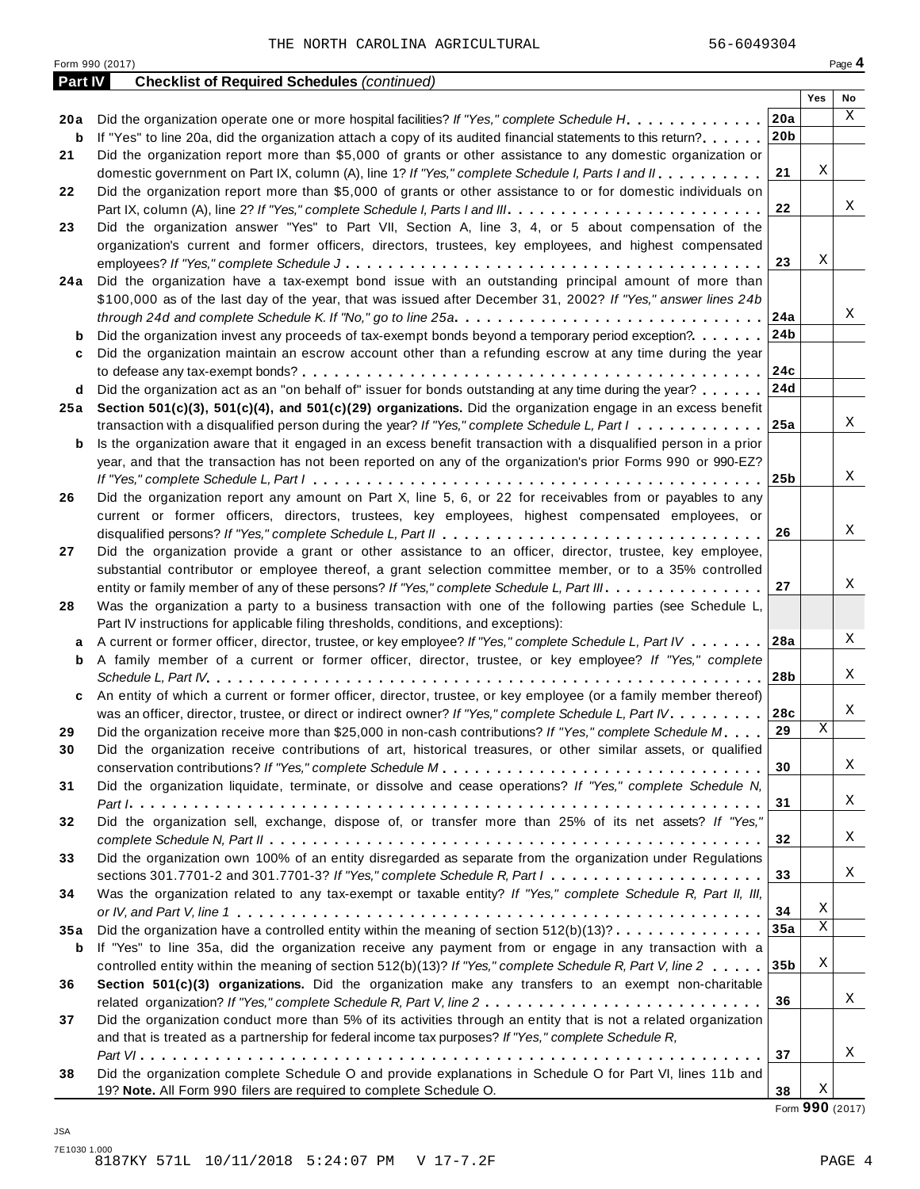THE NORTH CAROLINA AGRICULTURAL 56-6049304

Form 990 (2017) Page **4**

## Part IV Checklist of Required Schedules *(continued)*

| | | | Yes | No |
|---|---|---|---|---|
| **20a** | Did the organization operate one or more hospital facilities? *If "Yes," complete Schedule H* | **20a** | | X |
| **b** | If "Yes" to line 20a, did the organization attach a copy of its audited financial statements to this return? | **20b** | | |
| **21** | Did the organization report more than $5,000 of grants or other assistance to any domestic organization or domestic government on Part IX, column (A), line 1? *If "Yes," complete Schedule I, Parts I and II* | **21** | X | |
| **22** | Did the organization report more than $5,000 of grants or other assistance to or for domestic individuals on Part IX, column (A), line 2? *If "Yes," complete Schedule I, Parts I and III* | **22** | | X |
| **23** | Did the organization answer "Yes" to Part VII, Section A, line 3, 4, or 5 about compensation of the organization's current and former officers, directors, trustees, key employees, and highest compensated employees? *If "Yes," complete Schedule J* | **23** | X | |
| **24a** | Did the organization have a tax-exempt bond issue with an outstanding principal amount of more than $100,000 as of the last day of the year, that was issued after December 31, 2002? *If "Yes," answer lines 24b through 24d and complete Schedule K. If "No," go to line 25a* | **24a** | | X |
| **b** | Did the organization invest any proceeds of tax-exempt bonds beyond a temporary period exception? | **24b** | | |
| **c** | Did the organization maintain an escrow account other than a refunding escrow at any time during the year to defease any tax-exempt bonds? | **24c** | | |
| **d** | Did the organization act as an "on behalf of" issuer for bonds outstanding at any time during the year? | **24d** | | |
| **25a** | **Section 501(c)(3), 501(c)(4), and 501(c)(29) organizations.** Did the organization engage in an excess benefit transaction with a disqualified person during the year? *If "Yes," complete Schedule L, Part I* | **25a** | | X |
| **b** | Is the organization aware that it engaged in an excess benefit transaction with a disqualified person in a prior year, and that the transaction has not been reported on any of the organization's prior Forms 990 or 990-EZ? *If "Yes," complete Schedule L, Part I* | **25b** | | X |
| **26** | Did the organization report any amount on Part X, line 5, 6, or 22 for receivables from or payables to any current or former officers, directors, trustees, key employees, highest compensated employees, or disqualified persons? *If "Yes," complete Schedule L, Part II* | **26** | | X |
| **27** | Did the organization provide a grant or other assistance to an officer, director, trustee, key employee, substantial contributor or employee thereof, a grant selection committee member, or to a 35% controlled entity or family member of any of these persons? *If "Yes," complete Schedule L, Part III* | **27** | | X |
| **28** | Was the organization a party to a business transaction with one of the following parties (see Schedule L, Part IV instructions for applicable filing thresholds, conditions, and exceptions): | | | |
| **a** | A current or former officer, director, trustee, or key employee? *If "Yes," complete Schedule L, Part IV* | **28a** | | X |
| **b** | A family member of a current or former officer, director, trustee, or key employee? *If "Yes," complete Schedule L, Part IV* | **28b** | | X |
| **c** | An entity of which a current or former officer, director, trustee, or key employee (or a family member thereof) was an officer, director, trustee, or direct or indirect owner? *If "Yes," complete Schedule L, Part IV* | **28c** | | X |
| **29** | Did the organization receive more than $25,000 in non-cash contributions? *If "Yes," complete Schedule M* | **29** | X | |
| **30** | Did the organization receive contributions of art, historical treasures, or other similar assets, or qualified conservation contributions? *If "Yes," complete Schedule M* | **30** | | X |
| **31** | Did the organization liquidate, terminate, or dissolve and cease operations? *If "Yes," complete Schedule N, Part I* | **31** | | X |
| **32** | Did the organization sell, exchange, dispose of, or transfer more than 25% of its net assets? *If "Yes," complete Schedule N, Part II* | **32** | | X |
| **33** | Did the organization own 100% of an entity disregarded as separate from the organization under Regulations sections 301.7701-2 and 301.7701-3? *If "Yes," complete Schedule R, Part I* | **33** | | X |
| **34** | Was the organization related to any tax-exempt or taxable entity? *If "Yes," complete Schedule R, Part II, III, or IV, and Part V, line 1* | **34** | X | |
| **35a** | Did the organization have a controlled entity within the meaning of section 512(b)(13)? | **35a** | X | |
| **b** | If "Yes" to line 35a, did the organization receive any payment from or engage in any transaction with a controlled entity within the meaning of section 512(b)(13)? *If "Yes," complete Schedule R, Part V, line 2* | **35b** | X | |
| **36** | **Section 501(c)(3) organizations.** Did the organization make any transfers to an exempt non-charitable related organization? *If "Yes," complete Schedule R, Part V, line 2* | **36** | | X |
| **37** | Did the organization conduct more than 5% of its activities through an entity that is not a related organization and that is treated as a partnership for federal income tax purposes? *If "Yes," complete Schedule R, Part VI* | **37** | | X |
| **38** | Did the organization complete Schedule O and provide explanations in Schedule O for Part VI, lines 11b and 19? **Note.** All Form 990 filers are required to complete Schedule O. | **38** | X | |

Form **990** (2017)

JSA
7E1030 1.000
8187KY 571L 10/11/2018 5:24:07 PM V 17-7.2F PAGE 4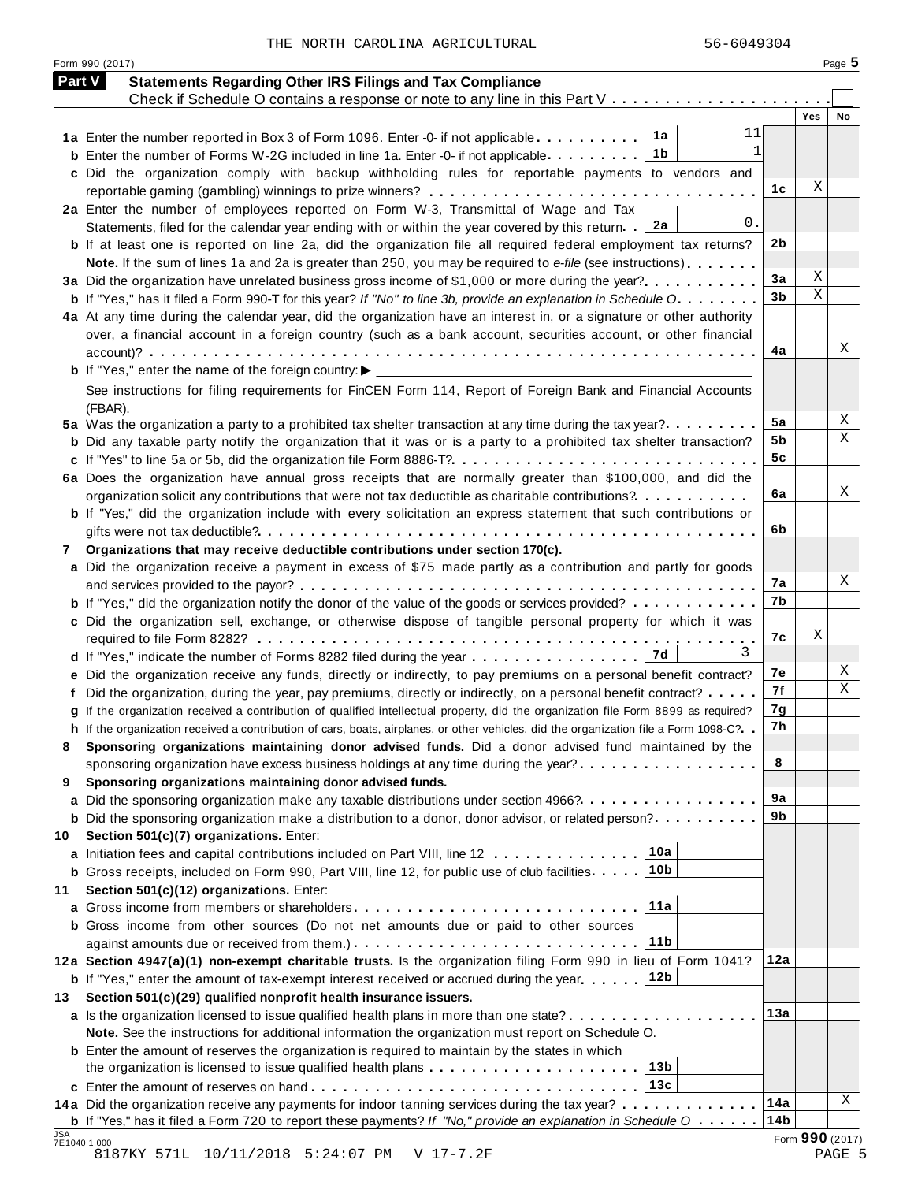THE NORTH CAROLINA AGRICULTURAL 56-6049304

Form 990 (2017)

## Part V Statements Regarding Other IRS Filings and Tax Compliance

Check if Schedule O contains a response or note to any line in this Part V . . . . . . . . . . . . . . . . . . . . . . ☐

| | | | Yes | No |
|---|---|---|---|---|
| **1a** | Enter the number reported in Box 3 of Form 1096. Enter -0- if not applicable . . . . . . . . . . | 1a: 11 | | |
| **b** | Enter the number of Forms W-2G included in line 1a. Enter -0- if not applicable . . . . . . . . | 1b: 1 | | |
| **c** | Did the organization comply with backup withholding rules for reportable payments to vendors and reportable gaming (gambling) winnings to prize winners? | 1c | X | |
| **2a** | Enter the number of employees reported on Form W-3, Transmittal of Wage and Tax Statements, filed for the calendar year ending with or within the year covered by this return . . | 2a: 0. | | |
| **b** | If at least one is reported on line 2a, did the organization file all required federal employment tax returns? **Note.** If the sum of lines 1a and 2a is greater than 250, you may be required to *e-file* (see instructions) | 2b | | |
| **3a** | Did the organization have unrelated business gross income of $1,000 or more during the year? | 3a | X | |
| **b** | If "Yes," has it filed a Form 990-T for this year? *If "No" to line 3b, provide an explanation in Schedule O* | 3b | X | |
| **4a** | At any time during the calendar year, did the organization have an interest in, or a signature or other authority over, a financial account in a foreign country (such as a bank account, securities account, or other financial account)? | 4a | | X |
| **b** | If "Yes," enter the name of the foreign country: ▶ See instructions for filing requirements for FinCEN Form 114, Report of Foreign Bank and Financial Accounts (FBAR). | | | |
| **5a** | Was the organization a party to a prohibited tax shelter transaction at any time during the tax year? | 5a | | X |
| **b** | Did any taxable party notify the organization that it was or is a party to a prohibited tax shelter transaction? | 5b | | X |
| **c** | If "Yes" to line 5a or 5b, did the organization file Form 8886-T? | 5c | | |
| **6a** | Does the organization have annual gross receipts that are normally greater than $100,000, and did the organization solicit any contributions that were not tax deductible as charitable contributions? | 6a | | X |
| **b** | If "Yes," did the organization include with every solicitation an express statement that such contributions or gifts were not tax deductible? | 6b | | |
| **7** | **Organizations that may receive deductible contributions under section 170(c).** | | | |
| **a** | Did the organization receive a payment in excess of $75 made partly as a contribution and partly for goods and services provided to the payor? | 7a | | X |
| **b** | If "Yes," did the organization notify the donor of the value of the goods or services provided? | 7b | | |
| **c** | Did the organization sell, exchange, or otherwise dispose of tangible personal property for which it was required to file Form 8282? | 7c | X | |
| **d** | If "Yes," indicate the number of Forms 8282 filed during the year . . . . . . . . . . . . . . . | 7d: 3 | | |
| **e** | Did the organization receive any funds, directly or indirectly, to pay premiums on a personal benefit contract? | 7e | | X |
| **f** | Did the organization, during the year, pay premiums, directly or indirectly, on a personal benefit contract? | 7f | | X |
| **g** | If the organization received a contribution of qualified intellectual property, did the organization file Form 8899 as required? | 7g | | |
| **h** | If the organization received a contribution of cars, boats, airplanes, or other vehicles, did the organization file a Form 1098-C? | 7h | | |
| **8** | **Sponsoring organizations maintaining donor advised funds.** Did a donor advised fund maintained by the sponsoring organization have excess business holdings at any time during the year? | 8 | | |
| **9** | **Sponsoring organizations maintaining donor advised funds.** | | | |
| **a** | Did the sponsoring organization make any taxable distributions under section 4966? | 9a | | |
| **b** | Did the sponsoring organization make a distribution to a donor, donor advisor, or related person? | 9b | | |
| **10** | **Section 501(c)(7) organizations.** Enter: | | | |
| **a** | Initiation fees and capital contributions included on Part VIII, line 12 . . . . . . . . . . . . . . | 10a | | |
| **b** | Gross receipts, included on Form 990, Part VIII, line 12, for public use of club facilities . . . . | 10b | | |
| **11** | **Section 501(c)(12) organizations.** Enter: | | | |
| **a** | Gross income from members or shareholders . . . . . . . . . . . . . . . . . . . . . . . . . | 11a | | |
| **b** | Gross income from other sources (Do not net amounts due or paid to other sources against amounts due or received from them.) | 11b | | |
| **12a** | **Section 4947(a)(1) non-exempt charitable trusts.** Is the organization filing Form 990 in lieu of Form 1041? | 12a | | |
| **b** | If "Yes," enter the amount of tax-exempt interest received or accrued during the year . . . . . | 12b | | |
| **13** | **Section 501(c)(29) qualified nonprofit health insurance issuers.** | | | |
| **a** | Is the organization licensed to issue qualified health plans in more than one state? **Note.** See the instructions for additional information the organization must report on Schedule O. | 13a | | |
| **b** | Enter the amount of reserves the organization is required to maintain by the states in which the organization is licensed to issue qualified health plans . . . . . . . . . . . . . . . . . . . | 13b | | |
| **c** | Enter the amount of reserves on hand . . . . . . . . . . . . . . . . . . . . . . . . . . . . . | 13c | | |
| **14a** | Did the organization receive any payments for indoor tanning services during the tax year? | 14a | | X |
| **b** | If "Yes," has it filed a Form 720 to report these payments? *If "No," provide an explanation in Schedule O* | 14b | | |

Form **990** (2017)

JSA 7E1040 1.000

8187KY 571L 10/11/2018 5:24:07 PM V 17-7.2F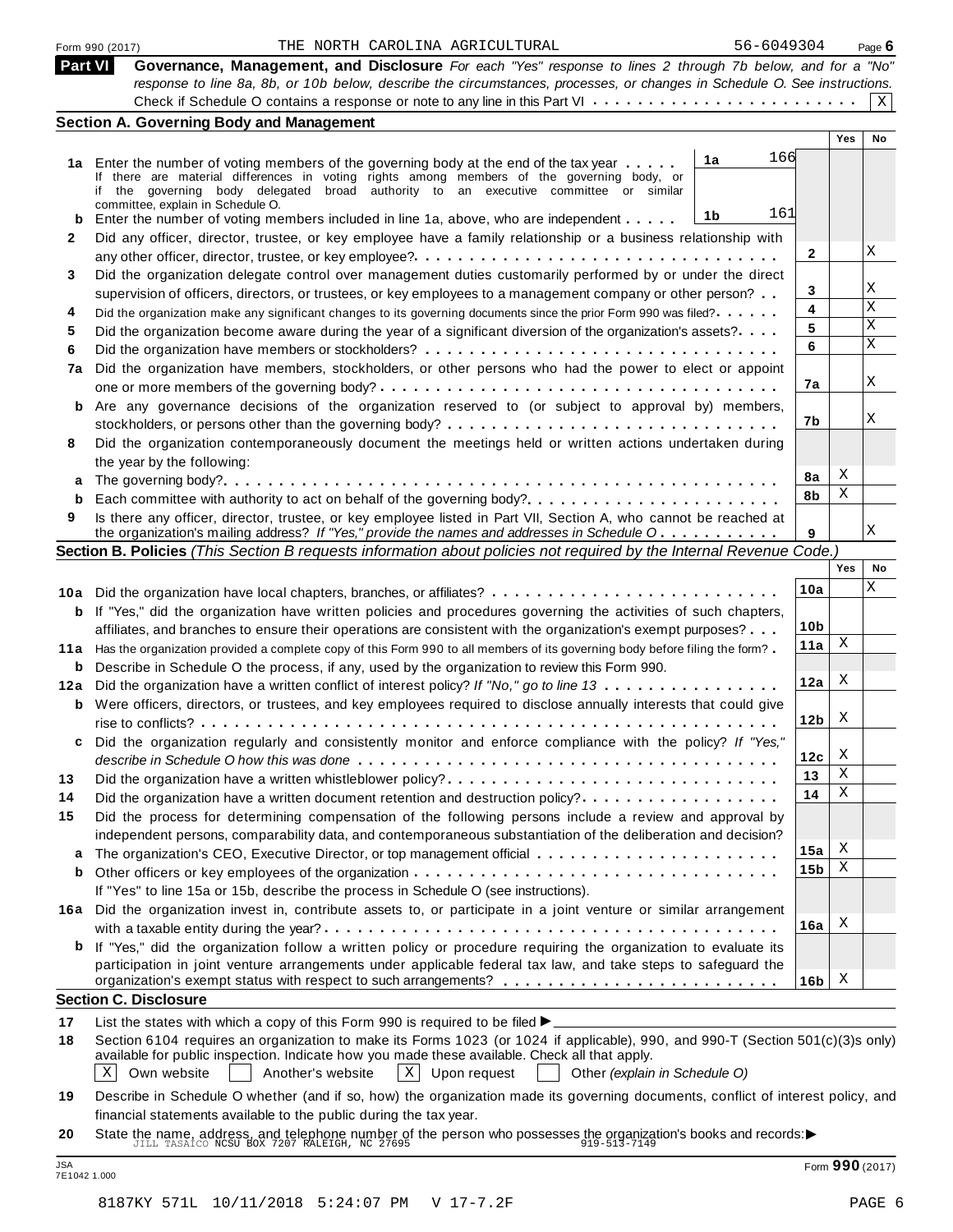Form 990 (2017) THE NORTH CAROLINA AGRICULTURAL 56-6049304 Page 6

## Part VI Governance, Management, and Disclosure

*For each "Yes" response to lines 2 through 7b below, and for a "No" response to line 8a, 8b, or 10b below, describe the circumstances, processes, or changes in Schedule O. See instructions.*

Check if Schedule O contains a response or note to any line in this Part VI . . . . . . . . . . . . . . . . . . . . . . . . [X]

### Section A. Governing Body and Management

| | | | | Yes | No |
|---|---|---|---|---|---|
| **1a** | Enter the number of voting members of the governing body at the end of the tax year . . . . . If there are material differences in voting rights among members of the governing body, or if the governing body delegated broad authority to an executive committee or similar committee, explain in Schedule O. | 1a: 166 | | | |
| **b** | Enter the number of voting members included in line 1a, above, who are independent . . . . . | 1b: 161 | | | |
| **2** | Did any officer, director, trustee, or key employee have a family relationship or a business relationship with any other officer, director, trustee, or key employee? | | 2 | | X |
| **3** | Did the organization delegate control over management duties customarily performed by or under the direct supervision of officers, directors, or trustees, or key employees to a management company or other person? | | 3 | | X |
| **4** | Did the organization make any significant changes to its governing documents since the prior Form 990 was filed? | | 4 | | X |
| **5** | Did the organization become aware during the year of a significant diversion of the organization's assets? | | 5 | | X |
| **6** | Did the organization have members or stockholders? | | 6 | | X |
| **7a** | Did the organization have members, stockholders, or other persons who had the power to elect or appoint one or more members of the governing body? | | 7a | | X |
| **b** | Are any governance decisions of the organization reserved to (or subject to approval by) members, stockholders, or persons other than the governing body? | | 7b | | X |
| **8** | Did the organization contemporaneously document the meetings held or written actions undertaken during the year by the following: | | | | |
| **a** | The governing body? | | 8a | X | |
| **b** | Each committee with authority to act on behalf of the governing body? | | 8b | X | |
| **9** | Is there any officer, director, trustee, or key employee listed in Part VII, Section A, who cannot be reached at the organization's mailing address? *If "Yes," provide the names and addresses in Schedule O* | | 9 | | X |

### Section B. Policies *(This Section B requests information about policies not required by the Internal Revenue Code.)*

| | | | Yes | No |
|---|---|---|---|---|
| **10a** | Did the organization have local chapters, branches, or affiliates? | 10a | | X |
| **b** | If "Yes," did the organization have written policies and procedures governing the activities of such chapters, affiliates, and branches to ensure their operations are consistent with the organization's exempt purposes? | 10b | | |
| **11a** | Has the organization provided a complete copy of this Form 990 to all members of its governing body before filing the form? | 11a | X | |
| **b** | Describe in Schedule O the process, if any, used by the organization to review this Form 990. | | | |
| **12a** | Did the organization have a written conflict of interest policy? *If "No," go to line 13* | 12a | X | |
| **b** | Were officers, directors, or trustees, and key employees required to disclose annually interests that could give rise to conflicts? | 12b | X | |
| **c** | Did the organization regularly and consistently monitor and enforce compliance with the policy? *If "Yes," describe in Schedule O how this was done* | 12c | X | |
| **13** | Did the organization have a written whistleblower policy? | 13 | X | |
| **14** | Did the organization have a written document retention and destruction policy? | 14 | X | |
| **15** | Did the process for determining compensation of the following persons include a review and approval by independent persons, comparability data, and contemporaneous substantiation of the deliberation and decision? | | | |
| **a** | The organization's CEO, Executive Director, or top management official | 15a | X | |
| **b** | Other officers or key employees of the organization | 15b | X | |
| | If "Yes" to line 15a or 15b, describe the process in Schedule O (see instructions). | | | |
| **16a** | Did the organization invest in, contribute assets to, or participate in a joint venture or similar arrangement with a taxable entity during the year? | 16a | X | |
| **b** | If "Yes," did the organization follow a written policy or procedure requiring the organization to evaluate its participation in joint venture arrangements under applicable federal tax law, and take steps to safeguard the organization's exempt status with respect to such arrangements? | 16b | X | |

### Section C. Disclosure

**17** List the states with which a copy of this Form 990 is required to be filed ▶

**18** Section 6104 requires an organization to make its Forms 1023 (or 1024 if applicable), 990, and 990-T (Section 501(c)(3)s only) available for public inspection. Indicate how you made these available. Check all that apply.

[X] Own website [ ] Another's website [X] Upon request [ ] Other *(explain in Schedule O)*

**19** Describe in Schedule O whether (and if so, how) the organization made its governing documents, conflict of interest policy, and financial statements available to the public during the tax year.

**20** State the name, address, and telephone number of the person who possesses the organization's books and records: ▶ JILL TASAICO NCSU BOX 7207 RALEIGH, NC 27695 919-513-7149

Form **990** (2017)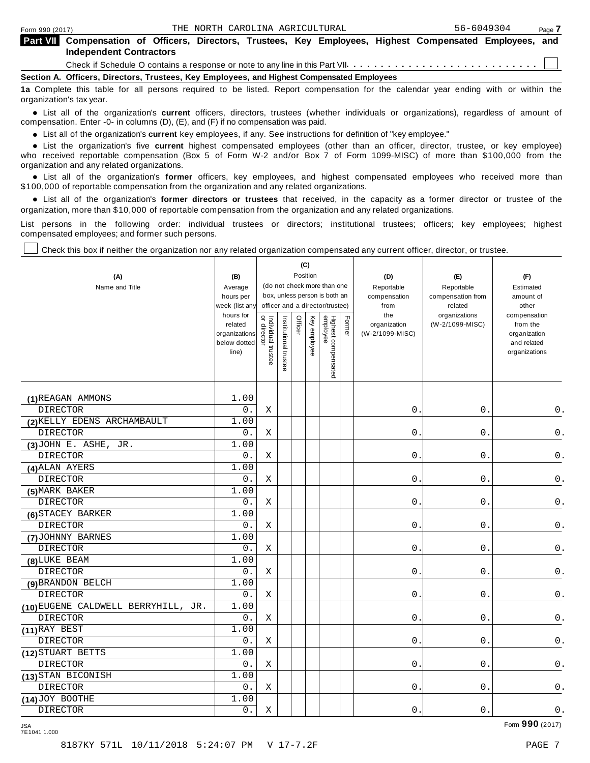## Part VII Compensation of Officers, Directors, Trustees, Key Employees, Highest Compensated Employees, and Independent Contractors

Check if Schedule O contains a response or note to any line in this Part VII. . . . . . . . . . . . . . . . . . . . . . . . . . . ☐

### Section A. Officers, Directors, Trustees, Key Employees, and Highest Compensated Employees

**1a** Complete this table for all persons required to be listed. Report compensation for the calendar year ending with or within the organization's tax year.

- List all of the organization's **current** officers, directors, trustees (whether individuals or organizations), regardless of amount of compensation. Enter -0- in columns (D), (E), and (F) if no compensation was paid.
- List all of the organization's **current** key employees, if any. See instructions for definition of "key employee."
- List the organization's five **current** highest compensated employees (other than an officer, director, trustee, or key employee) who received reportable compensation (Box 5 of Form W-2 and/or Box 7 of Form 1099-MISC) of more than $100,000 from the organization and any related organizations.
- List all of the organization's **former** officers, key employees, and highest compensated employees who received more than $100,000 of reportable compensation from the organization and any related organizations.
- List all of the organization's **former directors or trustees** that received, in the capacity as a former director or trustee of the organization, more than $10,000 of reportable compensation from the organization and any related organizations.

List persons in the following order: individual trustees or directors; institutional trustees; officers; key employees; highest compensated employees; and former such persons.

☐ Check this box if neither the organization nor any related organization compensated any current officer, director, or trustee.

| (A) Name and Title | (B) Average hours per week (list any hours for related organizations below dotted line) | (C) Position: Individual trustee or director | Institutional trustee | Officer | Key employee | Highest compensated employee | Former | (D) Reportable compensation from the organization (W-2/1099-MISC) | (E) Reportable compensation from related organizations (W-2/1099-MISC) | (F) Estimated amount of other compensation from the organization and related organizations |
|---|---|---|---|---|---|---|---|---|---|---|
| (1) REAGAN AMMONS<br>DIRECTOR | 1.00<br>0. | X | | | | | | 0. | 0. | 0. |
| (2) KELLY EDENS ARCHAMBAULT<br>DIRECTOR | 1.00<br>0. | X | | | | | | 0. | 0. | 0. |
| (3) JOHN E. ASHE, JR.<br>DIRECTOR | 1.00<br>0. | X | | | | | | 0. | 0. | 0. |
| (4) ALAN AYERS<br>DIRECTOR | 1.00<br>0. | X | | | | | | 0. | 0. | 0. |
| (5) MARK BAKER<br>DIRECTOR | 1.00<br>0. | X | | | | | | 0. | 0. | 0. |
| (6) STACEY BARKER<br>DIRECTOR | 1.00<br>0. | X | | | | | | 0. | 0. | 0. |
| (7) JOHNNY BARNES<br>DIRECTOR | 1.00<br>0. | X | | | | | | 0. | 0. | 0. |
| (8) LUKE BEAM<br>DIRECTOR | 1.00<br>0. | X | | | | | | 0. | 0. | 0. |
| (9) BRANDON BELCH<br>DIRECTOR | 1.00<br>0. | X | | | | | | 0. | 0. | 0. |
| (10) EUGENE CALDWELL BERRYHILL, JR.<br>DIRECTOR | 1.00<br>0. | X | | | | | | 0. | 0. | 0. |
| (11) RAY BEST<br>DIRECTOR | 1.00<br>0. | X | | | | | | 0. | 0. | 0. |
| (12) STUART BETTS<br>DIRECTOR | 1.00<br>0. | X | | | | | | 0. | 0. | 0. |
| (13) STAN BICONISH<br>DIRECTOR | 1.00<br>0. | X | | | | | | 0. | 0. | 0. |
| (14) JOY BOOTHE<br>DIRECTOR | 1.00<br>0. | X | | | | | | 0. | 0. | 0. |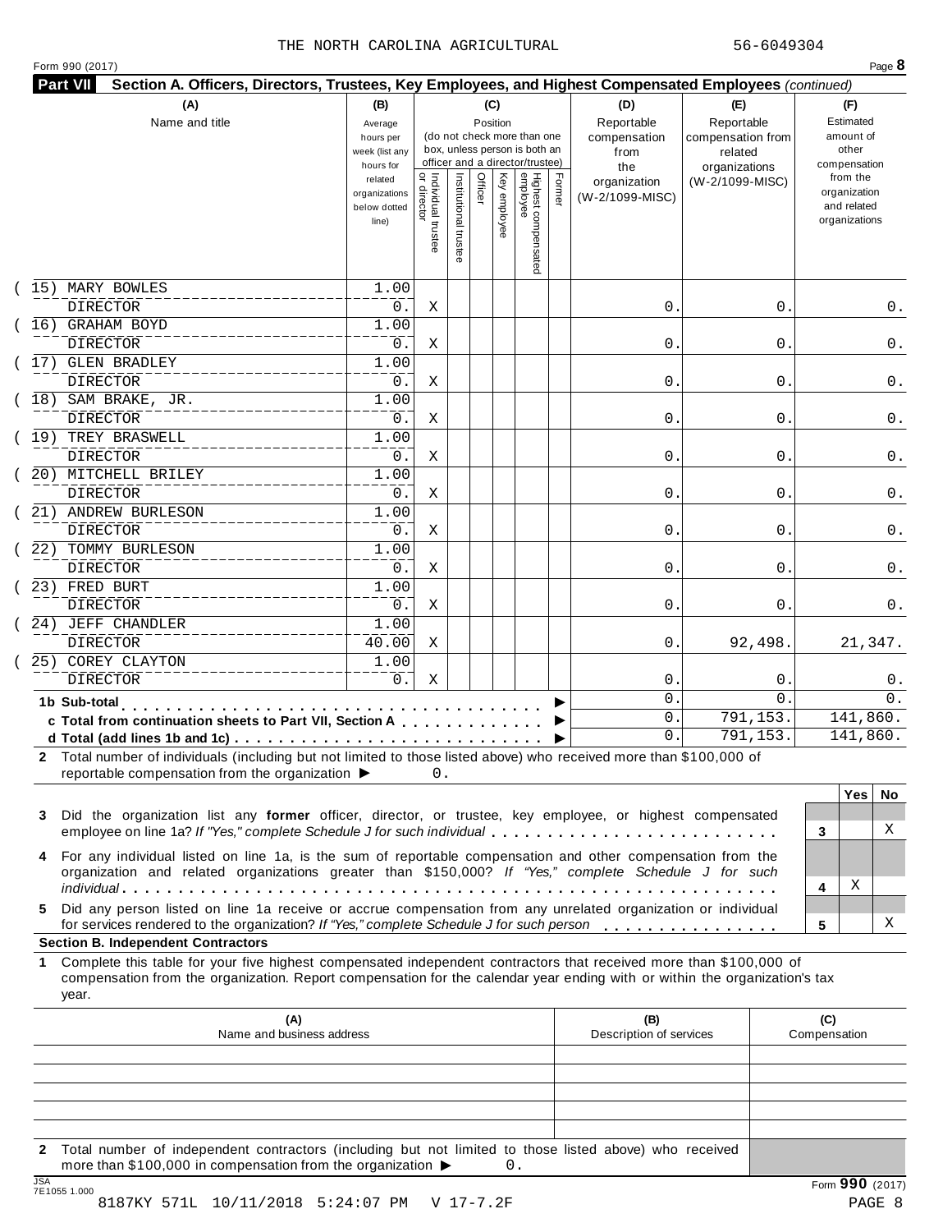THE NORTH CAROLINA AGRICULTURAL 56-6049304

Form 990 (2017)

**Part VII Section A. Officers, Directors, Trustees, Key Employees, and Highest Compensated Employees** *(continued)*

| (A) Name and title | (B) Average hours per week (list any hours for related organizations below dotted line) | (C) Position: Individual trustee or director | Institutional trustee | Officer | Key employee | Highest compensated employee | Former | (D) Reportable compensation from the organization (W-2/1099-MISC) | (E) Reportable compensation from related organizations (W-2/1099-MISC) | (F) Estimated amount of other compensation from the organization and related organizations |
|---|---|---|---|---|---|---|---|---|---|---|
| (15) MARY BOWLES<br>DIRECTOR | 1.00<br>0. | X | | | | | | 0. | 0. | 0. |
| (16) GRAHAM BOYD<br>DIRECTOR | 1.00<br>0. | X | | | | | | 0. | 0. | 0. |
| (17) GLEN BRADLEY<br>DIRECTOR | 1.00<br>0. | X | | | | | | 0. | 0. | 0. |
| (18) SAM BRAKE, JR.<br>DIRECTOR | 1.00<br>0. | X | | | | | | 0. | 0. | 0. |
| (19) TREY BRASWELL<br>DIRECTOR | 1.00<br>0. | X | | | | | | 0. | 0. | 0. |
| (20) MITCHELL BRILEY<br>DIRECTOR | 1.00<br>0. | X | | | | | | 0. | 0. | 0. |
| (21) ANDREW BURLESON<br>DIRECTOR | 1.00<br>0. | X | | | | | | 0. | 0. | 0. |
| (22) TOMMY BURLESON<br>DIRECTOR | 1.00<br>0. | X | | | | | | 0. | 0. | 0. |
| (23) FRED BURT<br>DIRECTOR | 1.00<br>0. | X | | | | | | 0. | 0. | 0. |
| (24) JEFF CHANDLER<br>DIRECTOR | 1.00<br>40.00 | X | | | | | | 0. | 92,498. | 21,347. |
| (25) COREY CLAYTON<br>DIRECTOR | 1.00<br>0. | X | | | | | | 0. | 0. | 0. |
| **1b Sub-total** | | | | | | | | 0. | 0. | 0. |
| **c Total from continuation sheets to Part VII, Section A** | | | | | | | | 0. | 791,153. | 141,860. |
| **d Total (add lines 1b and 1c)** | | | | | | | | 0. | 791,153. | 141,860. |

**2** Total number of individuals (including but not limited to those listed above) who received more than $100,000 of reportable compensation from the organization ▶ 0.

| | | Yes | No |
|---|---|---|---|
| **3** Did the organization list any **former** officer, director, or trustee, key employee, or highest compensated employee on line 1a? *If "Yes," complete Schedule J for such individual* | 3 | | X |
| **4** For any individual listed on line 1a, is the sum of reportable compensation and other compensation from the organization and related organizations greater than $150,000? *If "Yes," complete Schedule J for such individual* | 4 | X | |
| **5** Did any person listed on line 1a receive or accrue compensation from any unrelated organization or individual for services rendered to the organization? *If "Yes," complete Schedule J for such person* | 5 | | X |

**Section B. Independent Contractors**

**1** Complete this table for your five highest compensated independent contractors that received more than $100,000 of compensation from the organization. Report compensation for the calendar year ending with or within the organization's tax year.

| (A) Name and business address | (B) Description of services | (C) Compensation |
|---|---|---|
| | | |
| | | |
| | | |
| | | |
| | | |

**2** Total number of independent contractors (including but not limited to those listed above) who received more than $100,000 in compensation from the organization ▶ 0.

Form **990** (2017)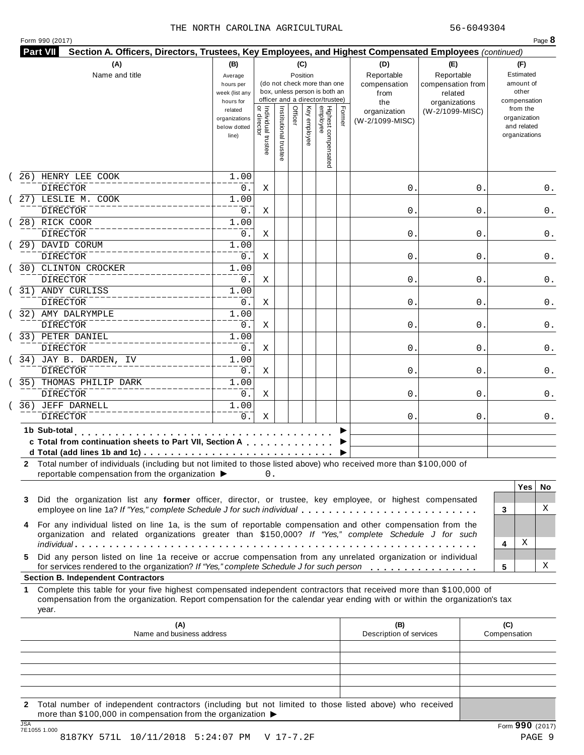THE NORTH CAROLINA AGRICULTURAL 56-6049304

Form 990 (2017) Page **8**

**Part VII** **Section A. Officers, Directors, Trustees, Key Employees, and Highest Compensated Employees** *(continued)*

| (A) Name and title | (B) Average hours per week (list any hours for related organizations below dotted line) | (C) Position: Individual trustee or director | Institutional trustee | Officer | Key employee | Highest compensated employee | Former | (D) Reportable compensation from the organization (W-2/1099-MISC) | (E) Reportable compensation from related organizations (W-2/1099-MISC) | (F) Estimated amount of other compensation from the organization and related organizations |
|---|---|---|---|---|---|---|---|---|---|---|
| (26) HENRY LEE COOK<br>DIRECTOR | 1.00<br>0. | X | | | | | | 0. | 0. | 0. |
| (27) LESLIE M. COOK<br>DIRECTOR | 1.00<br>0. | X | | | | | | 0. | 0. | 0. |
| (28) RICK COOR<br>DIRECTOR | 1.00<br>0. | X | | | | | | 0. | 0. | 0. |
| (29) DAVID CORUM<br>DIRECTOR | 1.00<br>0. | X | | | | | | 0. | 0. | 0. |
| (30) CLINTON CROCKER<br>DIRECTOR | 1.00<br>0. | X | | | | | | 0. | 0. | 0. |
| (31) ANDY CURLISS<br>DIRECTOR | 1.00<br>0. | X | | | | | | 0. | 0. | 0. |
| (32) AMY DALRYMPLE<br>DIRECTOR | 1.00<br>0. | X | | | | | | 0. | 0. | 0. |
| (33) PETER DANIEL<br>DIRECTOR | 1.00<br>0. | X | | | | | | 0. | 0. | 0. |
| (34) JAY B. DARDEN, IV<br>DIRECTOR | 1.00<br>0. | X | | | | | | 0. | 0. | 0. |
| (35) THOMAS PHILIP DARK<br>DIRECTOR | 1.00<br>0. | X | | | | | | 0. | 0. | 0. |
| (36) JEFF DARNELL<br>DIRECTOR | 1.00<br>0. | X | | | | | | 0. | 0. | 0. |
| **1b Sub-total** | | | | | | | | | | |
| **c Total from continuation sheets to Part VII, Section A** | | | | | | | | | | |
| **d Total (add lines 1b and 1c)** | | | | | | | | | | |

**2** Total number of individuals (including but not limited to those listed above) who received more than $100,000 of reportable compensation from the organization ▶ 0.

| | | Yes | No |
|---|---|---|---|
| **3** Did the organization list any **former** officer, director, or trustee, key employee, or highest compensated employee on line 1a? *If "Yes," complete Schedule J for such individual* | 3 | | X |
| **4** For any individual listed on line 1a, is the sum of reportable compensation and other compensation from the organization and related organizations greater than $150,000? *If "Yes," complete Schedule J for such individual* | 4 | X | |
| **5** Did any person listed on line 1a receive or accrue compensation from any unrelated organization or individual for services rendered to the organization? *If "Yes," complete Schedule J for such person* | 5 | | X |

**Section B. Independent Contractors**

**1** Complete this table for your five highest compensated independent contractors that received more than $100,000 of compensation from the organization. Report compensation for the calendar year ending with or within the organization's tax year.

| (A) Name and business address | (B) Description of services | (C) Compensation |
|---|---|---|
| | | |
| | | |
| | | |
| | | |
| | | |

**2** Total number of independent contractors (including but not limited to those listed above) who received more than $100,000 in compensation from the organization ▶

JSA 7E1055 1.000

Form **990** (2017)

8187KY 571L 10/11/2018 5:24:07 PM V 17-7.2F PAGE 9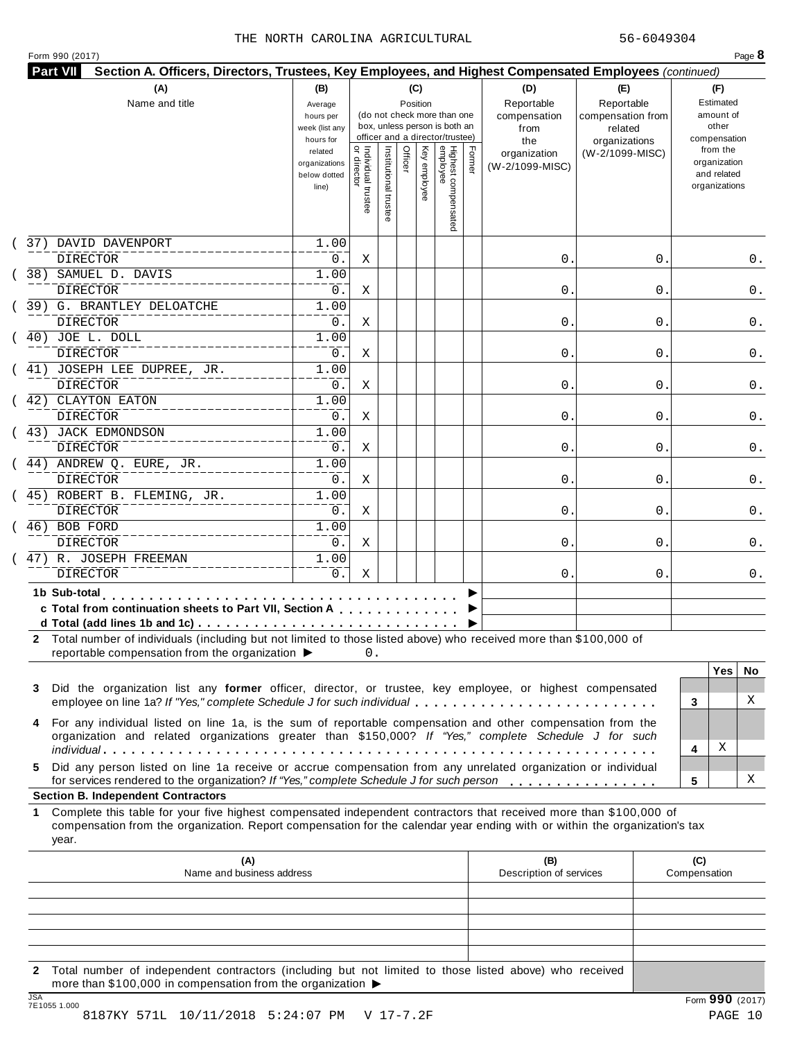THE NORTH CAROLINA AGRICULTURAL 56-6049304

Form 990 (2017) Page **8**

**Part VII Section A. Officers, Directors, Trustees, Key Employees, and Highest Compensated Employees** *(continued)*

| (A) Name and title | (B) Average hours per week (list any hours for related organizations below dotted line) | (C) Position: Individual trustee or director | Institutional trustee | Officer | Key employee | Highest compensated employee | Former | (D) Reportable compensation from the organization (W-2/1099-MISC) | (E) Reportable compensation from related organizations (W-2/1099-MISC) | (F) Estimated amount of other compensation from the organization and related organizations |
|---|---|---|---|---|---|---|---|---|---|---|
| (37) DAVID DAVENPORT<br>DIRECTOR | 1.00<br>0. | X | | | | | | 0. | 0. | 0. |
| (38) SAMUEL D. DAVIS<br>DIRECTOR | 1.00<br>0. | X | | | | | | 0. | 0. | 0. |
| (39) G. BRANTLEY DELOATCHE<br>DIRECTOR | 1.00<br>0. | X | | | | | | 0. | 0. | 0. |
| (40) JOE L. DOLL<br>DIRECTOR | 1.00<br>0. | X | | | | | | 0. | 0. | 0. |
| (41) JOSEPH LEE DUPREE, JR.<br>DIRECTOR | 1.00<br>0. | X | | | | | | 0. | 0. | 0. |
| (42) CLAYTON EATON<br>DIRECTOR | 1.00<br>0. | X | | | | | | 0. | 0. | 0. |
| (43) JACK EDMONDSON<br>DIRECTOR | 1.00<br>0. | X | | | | | | 0. | 0. | 0. |
| (44) ANDREW Q. EURE, JR.<br>DIRECTOR | 1.00<br>0. | X | | | | | | 0. | 0. | 0. |
| (45) ROBERT B. FLEMING, JR.<br>DIRECTOR | 1.00<br>0. | X | | | | | | 0. | 0. | 0. |
| (46) BOB FORD<br>DIRECTOR | 1.00<br>0. | X | | | | | | 0. | 0. | 0. |
| (47) R. JOSEPH FREEMAN<br>DIRECTOR | 1.00<br>0. | X | | | | | | 0. | 0. | 0. |
| **1b Sub-total** | | | | | | | | | | |
| **c Total from continuation sheets to Part VII, Section A** | | | | | | | | | | |
| **d Total (add lines 1b and 1c)** | | | | | | | | | | |

**2** Total number of individuals (including but not limited to those listed above) who received more than $100,000 of reportable compensation from the organization ▶ 0.

| | | Yes | No |
|---|---|---|---|
| **3** Did the organization list any **former** officer, director, or trustee, key employee, or highest compensated employee on line 1a? *If "Yes," complete Schedule J for such individual* | 3 | | X |
| **4** For any individual listed on line 1a, is the sum of reportable compensation and other compensation from the organization and related organizations greater than $150,000? *If "Yes," complete Schedule J for such individual* | 4 | X | |
| **5** Did any person listed on line 1a receive or accrue compensation from any unrelated organization or individual for services rendered to the organization? *If "Yes," complete Schedule J for such person* | 5 | | X |

**Section B. Independent Contractors**

**1** Complete this table for your five highest compensated independent contractors that received more than $100,000 of compensation from the organization. Report compensation for the calendar year ending with or within the organization's tax year.

| (A) Name and business address | (B) Description of services | (C) Compensation |
|---|---|---|
| | | |
| | | |
| | | |
| | | |
| | | |

**2** Total number of independent contractors (including but not limited to those listed above) who received more than $100,000 in compensation from the organization ▶

Form **990** (2017)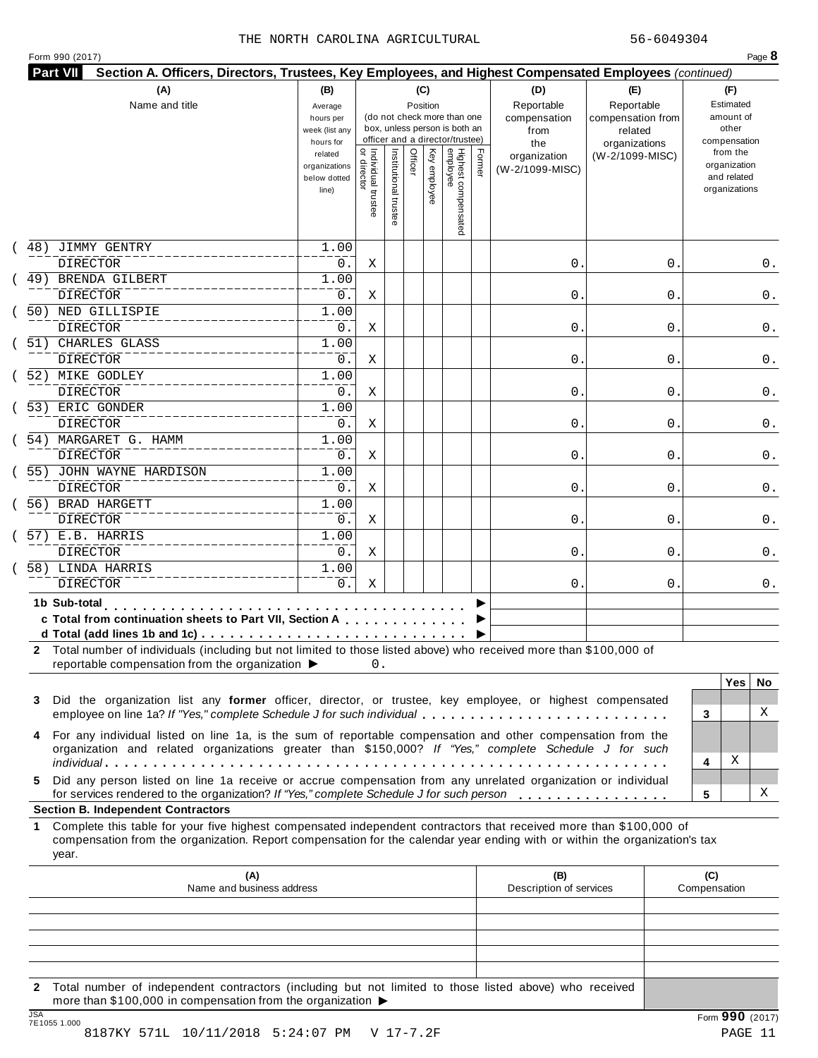THE NORTH CAROLINA AGRICULTURAL 56-6049304

Form 990 (2017)

**Part VII** **Section A. Officers, Directors, Trustees, Key Employees, and Highest Compensated Employees** *(continued)*

| (A) Name and title | (B) Average hours per week (list any hours for related organizations below dotted line) | (C) Position: Individual trustee or director | Institutional trustee | Officer | Key employee | Highest compensated employee | Former | (D) Reportable compensation from the organization (W-2/1099-MISC) | (E) Reportable compensation from related organizations (W-2/1099-MISC) | (F) Estimated amount of other compensation from the organization and related organizations |
|---|---|---|---|---|---|---|---|---|---|---|
| (48) JIMMY GENTRY<br>DIRECTOR | 1.00<br>0. | X | | | | | | 0. | 0. | 0. |
| (49) BRENDA GILBERT<br>DIRECTOR | 1.00<br>0. | X | | | | | | 0. | 0. | 0. |
| (50) NED GILLISPIE<br>DIRECTOR | 1.00<br>0. | X | | | | | | 0. | 0. | 0. |
| (51) CHARLES GLASS<br>DIRECTOR | 1.00<br>0. | X | | | | | | 0. | 0. | 0. |
| (52) MIKE GODLEY<br>DIRECTOR | 1.00<br>0. | X | | | | | | 0. | 0. | 0. |
| (53) ERIC GONDER<br>DIRECTOR | 1.00<br>0. | X | | | | | | 0. | 0. | 0. |
| (54) MARGARET G. HAMM<br>DIRECTOR | 1.00<br>0. | X | | | | | | 0. | 0. | 0. |
| (55) JOHN WAYNE HARDISON<br>DIRECTOR | 1.00<br>0. | X | | | | | | 0. | 0. | 0. |
| (56) BRAD HARGETT<br>DIRECTOR | 1.00<br>0. | X | | | | | | 0. | 0. | 0. |
| (57) E.B. HARRIS<br>DIRECTOR | 1.00<br>0. | X | | | | | | 0. | 0. | 0. |
| (58) LINDA HARRIS<br>DIRECTOR | 1.00<br>0. | X | | | | | | 0. | 0. | 0. |
| **1b Sub-total** ▶ | | | | | | | | | | |
| **c Total from continuation sheets to Part VII, Section A** ▶ | | | | | | | | | | |
| **d Total (add lines 1b and 1c)** ▶ | | | | | | | | | | |

**2** Total number of individuals (including but not limited to those listed above) who received more than $100,000 of reportable compensation from the organization ▶ 0.

| | | Yes | No |
|---|---|---|---|
| **3** Did the organization list any **former** officer, director, or trustee, key employee, or highest compensated employee on line 1a? *If "Yes," complete Schedule J for such individual* | 3 | | X |
| **4** For any individual listed on line 1a, is the sum of reportable compensation and other compensation from the organization and related organizations greater than $150,000? *If "Yes," complete Schedule J for such individual* | 4 | X | |
| **5** Did any person listed on line 1a receive or accrue compensation from any unrelated organization or individual for services rendered to the organization? *If "Yes," complete Schedule J for such person* | 5 | | X |

**Section B. Independent Contractors**

**1** Complete this table for your five highest compensated independent contractors that received more than $100,000 of compensation from the organization. Report compensation for the calendar year ending with or within the organization's tax year.

| (A) Name and business address | (B) Description of services | (C) Compensation |
|---|---|---|
| | | |
| | | |
| | | |
| | | |
| | | |

**2** Total number of independent contractors (including but not limited to those listed above) who received more than $100,000 in compensation from the organization ▶

Form **990** (2017)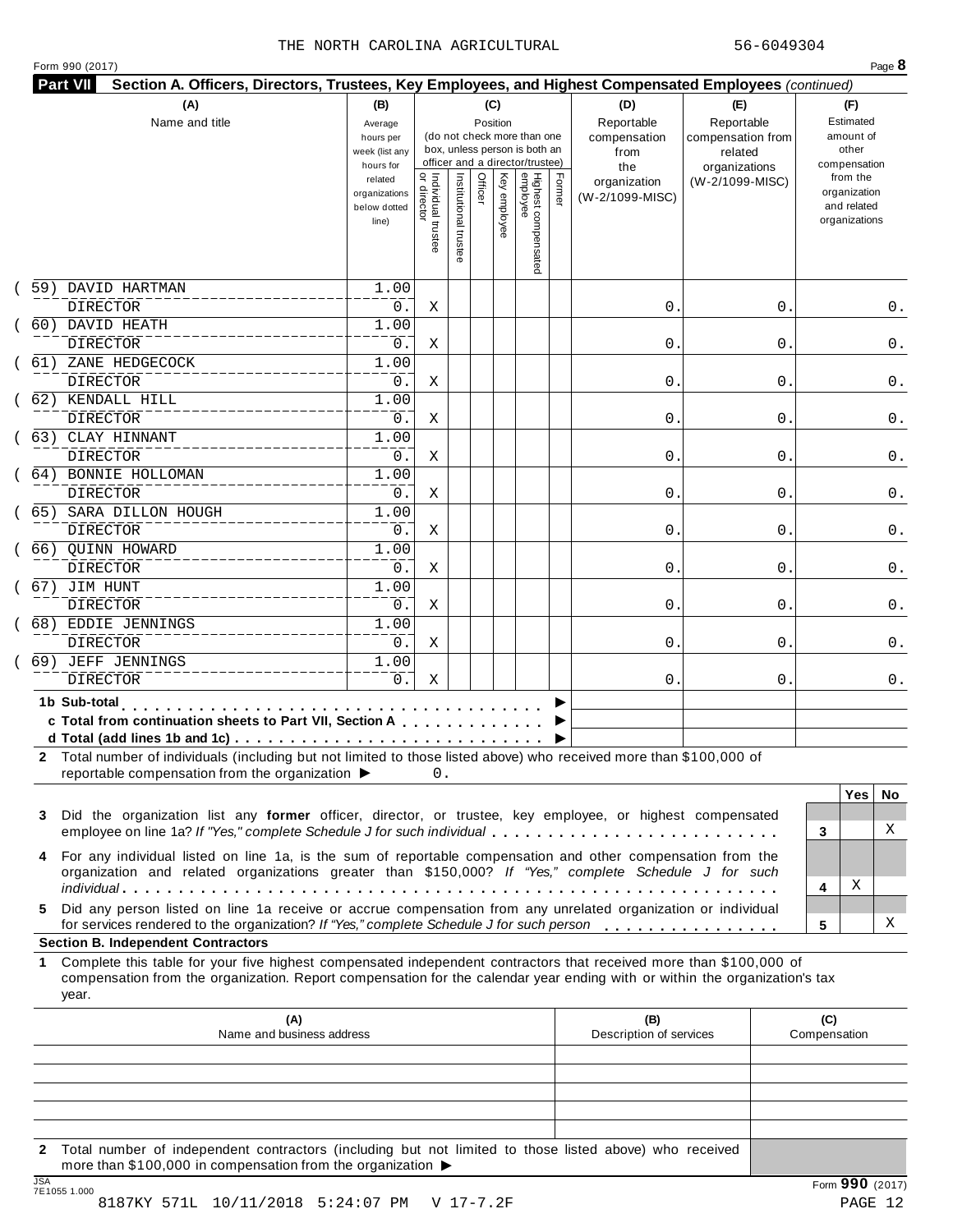THE NORTH CAROLINA AGRICULTURAL 56-6049304

Form 990 (2017) Page **8**

**Part VII Section A. Officers, Directors, Trustees, Key Employees, and Highest Compensated Employees** *(continued)*

| (A) Name and title | (B) Average hours per week (list any hours for related organizations below dotted line) | (C) Individual trustee or director | Institutional trustee | Officer | Key employee | Highest compensated employee | Former | (D) Reportable compensation from the organization (W-2/1099-MISC) | (E) Reportable compensation from related organizations (W-2/1099-MISC) | (F) Estimated amount of other compensation from the organization and related organizations |
|---|---|---|---|---|---|---|---|---|---|---|
| (59) DAVID HARTMAN<br>DIRECTOR | 1.00<br>0. | X | | | | | | 0. | 0. | 0. |
| (60) DAVID HEATH<br>DIRECTOR | 1.00<br>0. | X | | | | | | 0. | 0. | 0. |
| (61) ZANE HEDGECOCK<br>DIRECTOR | 1.00<br>0. | X | | | | | | 0. | 0. | 0. |
| (62) KENDALL HILL<br>DIRECTOR | 1.00<br>0. | X | | | | | | 0. | 0. | 0. |
| (63) CLAY HINNANT<br>DIRECTOR | 1.00<br>0. | X | | | | | | 0. | 0. | 0. |
| (64) BONNIE HOLLOMAN<br>DIRECTOR | 1.00<br>0. | X | | | | | | 0. | 0. | 0. |
| (65) SARA DILLON HOUGH<br>DIRECTOR | 1.00<br>0. | X | | | | | | 0. | 0. | 0. |
| (66) QUINN HOWARD<br>DIRECTOR | 1.00<br>0. | X | | | | | | 0. | 0. | 0. |
| (67) JIM HUNT<br>DIRECTOR | 1.00<br>0. | X | | | | | | 0. | 0. | 0. |
| (68) EDDIE JENNINGS<br>DIRECTOR | 1.00<br>0. | X | | | | | | 0. | 0. | 0. |
| (69) JEFF JENNINGS<br>DIRECTOR | 1.00<br>0. | X | | | | | | 0. | 0. | 0. |
| **1b Sub-total** | | | | | | | | | | |
| **c Total from continuation sheets to Part VII, Section A** | | | | | | | | | | |
| **d Total (add lines 1b and 1c)** | | | | | | | | | | |

**2** Total number of individuals (including but not limited to those listed above) who received more than $100,000 of reportable compensation from the organization ▶ 0.

| | | Yes | No |
|---|---|---|---|
| **3** Did the organization list any **former** officer, director, or trustee, key employee, or highest compensated employee on line 1a? *If "Yes," complete Schedule J for such individual* | 3 | | X |
| **4** For any individual listed on line 1a, is the sum of reportable compensation and other compensation from the organization and related organizations greater than $150,000? *If "Yes," complete Schedule J for such individual* | 4 | X | |
| **5** Did any person listed on line 1a receive or accrue compensation from any unrelated organization or individual for services rendered to the organization? *If "Yes," complete Schedule J for such person* | 5 | | X |

**Section B. Independent Contractors**

**1** Complete this table for your five highest compensated independent contractors that received more than $100,000 of compensation from the organization. Report compensation for the calendar year ending with or within the organization's tax year.

| (A) Name and business address | (B) Description of services | (C) Compensation |
|---|---|---|
| | | |
| | | |
| | | |
| | | |
| | | |

**2** Total number of independent contractors (including but not limited to those listed above) who received more than $100,000 in compensation from the organization ▶

JSA 7E1055 1.000

8187KY 571L 10/11/2018 5:24:07 PM V 17-7.2F

Form **990** (2017)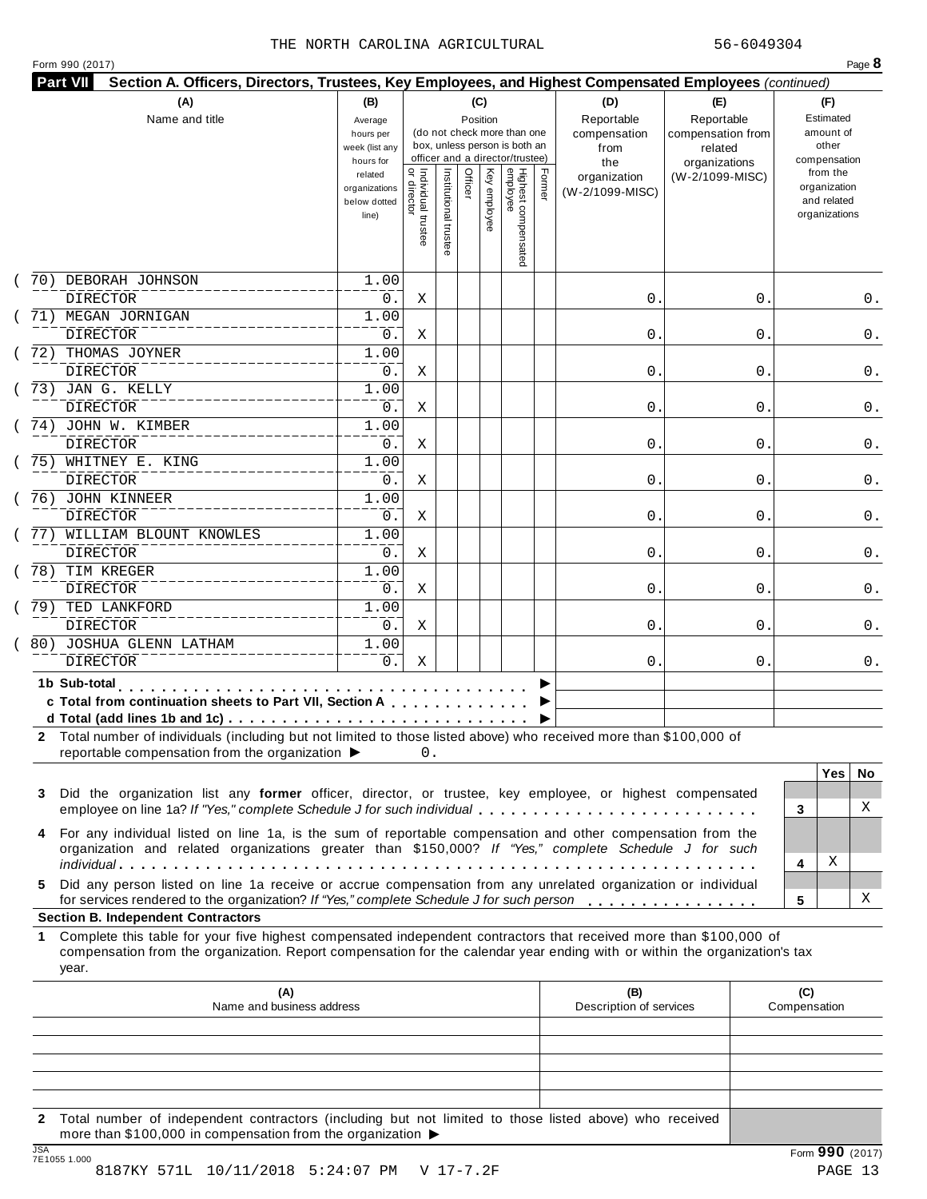THE NORTH CAROLINA AGRICULTURAL 56-6049304

Form 990 (2017)

**Part VII Section A. Officers, Directors, Trustees, Key Employees, and Highest Compensated Employees** *(continued)*

| (A) Name and title | (B) Average hours per week (list any hours for related organizations below dotted line) | (C) Individual trustee or director | Institutional trustee | Officer | Key employee | Highest compensated employee | Former | (D) Reportable compensation from the organization (W-2/1099-MISC) | (E) Reportable compensation from related organizations (W-2/1099-MISC) | (F) Estimated amount of other compensation from the organization and related organizations |
|---|---|---|---|---|---|---|---|---|---|---|
| (70) DEBORAH JOHNSON<br>DIRECTOR | 1.00<br>0. | X | | | | | | 0. | 0. | 0. |
| (71) MEGAN JORNIGAN<br>DIRECTOR | 1.00<br>0. | X | | | | | | 0. | 0. | 0. |
| (72) THOMAS JOYNER<br>DIRECTOR | 1.00<br>0. | X | | | | | | 0. | 0. | 0. |
| (73) JAN G. KELLY<br>DIRECTOR | 1.00<br>0. | X | | | | | | 0. | 0. | 0. |
| (74) JOHN W. KIMBER<br>DIRECTOR | 1.00<br>0. | X | | | | | | 0. | 0. | 0. |
| (75) WHITNEY E. KING<br>DIRECTOR | 1.00<br>0. | X | | | | | | 0. | 0. | 0. |
| (76) JOHN KINNEER<br>DIRECTOR | 1.00<br>0. | X | | | | | | 0. | 0. | 0. |
| (77) WILLIAM BLOUNT KNOWLES<br>DIRECTOR | 1.00<br>0. | X | | | | | | 0. | 0. | 0. |
| (78) TIM KREGER<br>DIRECTOR | 1.00<br>0. | X | | | | | | 0. | 0. | 0. |
| (79) TED LANKFORD<br>DIRECTOR | 1.00<br>0. | X | | | | | | 0. | 0. | 0. |
| (80) JOSHUA GLENN LATHAM<br>DIRECTOR | 1.00<br>0. | X | | | | | | 0. | 0. | 0. |

**1b Sub-total** . . . . . . . . . . . . . . . . . . . . . . . . . . . . . . . . . . ▶

**c Total from continuation sheets to Part VII, Section A** . . . . . . . . . . . . ▶

**d Total (add lines 1b and 1c)** . . . . . . . . . . . . . . . . . . . . . . . . . . . ▶

**2** Total number of individuals (including but not limited to those listed above) who received more than $100,000 of reportable compensation from the organization ▶ 0.

| | | Yes | No |
|---|---|---|---|
| **3** Did the organization list any **former** officer, director, or trustee, key employee, or highest compensated employee on line 1a? *If "Yes," complete Schedule J for such individual* | 3 | | X |
| **4** For any individual listed on line 1a, is the sum of reportable compensation and other compensation from the organization and related organizations greater than $150,000? *If "Yes," complete Schedule J for such individual* | 4 | X | |
| **5** Did any person listed on line 1a receive or accrue compensation from any unrelated organization or individual for services rendered to the organization? *If "Yes," complete Schedule J for such person* | 5 | | X |

**Section B. Independent Contractors**

**1** Complete this table for your five highest compensated independent contractors that received more than $100,000 of compensation from the organization. Report compensation for the calendar year ending with or within the organization's tax year.

| (A) Name and business address | (B) Description of services | (C) Compensation |
|---|---|---|
| | | |
| | | |
| | | |
| | | |
| | | |

**2** Total number of independent contractors (including but not limited to those listed above) who received more than $100,000 in compensation from the organization ▶

Form **990** (2017)

JSA 7E1055 1.000

8187KY 571L 10/11/2018 5:24:07 PM V 17-7.2F PAGE 13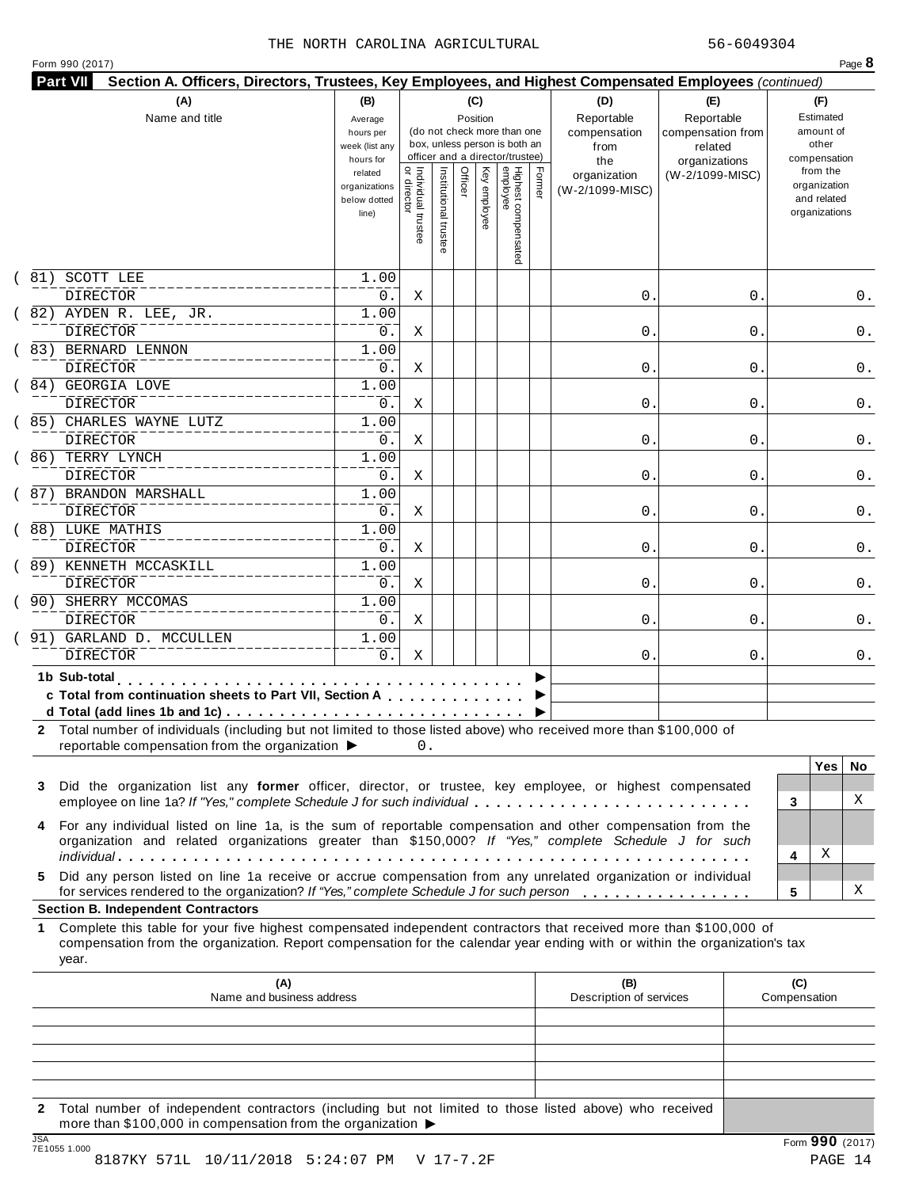THE NORTH CAROLINA AGRICULTURAL 56-6049304

Form 990 (2017)

**Part VII Section A. Officers, Directors, Trustees, Key Employees, and Highest Compensated Employees** *(continued)*

| (A) Name and title | (B) Average hours per week (list any hours for related organizations below dotted line) | (C) Position: Individual trustee or director | Institutional trustee | Officer | Key employee | Highest compensated employee | Former | (D) Reportable compensation from the organization (W-2/1099-MISC) | (E) Reportable compensation from related organizations (W-2/1099-MISC) | (F) Estimated amount of other compensation from the organization and related organizations |
|---|---|---|---|---|---|---|---|---|---|---|
| (81) SCOTT LEE<br>DIRECTOR | 1.00<br>0. | X | | | | | | 0. | 0. | 0. |
| (82) AYDEN R. LEE, JR.<br>DIRECTOR | 1.00<br>0. | X | | | | | | 0. | 0. | 0. |
| (83) BERNARD LENNON<br>DIRECTOR | 1.00<br>0. | X | | | | | | 0. | 0. | 0. |
| (84) GEORGIA LOVE<br>DIRECTOR | 1.00<br>0. | X | | | | | | 0. | 0. | 0. |
| (85) CHARLES WAYNE LUTZ<br>DIRECTOR | 1.00<br>0. | X | | | | | | 0. | 0. | 0. |
| (86) TERRY LYNCH<br>DIRECTOR | 1.00<br>0. | X | | | | | | 0. | 0. | 0. |
| (87) BRANDON MARSHALL<br>DIRECTOR | 1.00<br>0. | X | | | | | | 0. | 0. | 0. |
| (88) LUKE MATHIS<br>DIRECTOR | 1.00<br>0. | X | | | | | | 0. | 0. | 0. |
| (89) KENNETH MCCASKILL<br>DIRECTOR | 1.00<br>0. | X | | | | | | 0. | 0. | 0. |
| (90) SHERRY MCCOMAS<br>DIRECTOR | 1.00<br>0. | X | | | | | | 0. | 0. | 0. |
| (91) GARLAND D. MCCULLEN<br>DIRECTOR | 1.00<br>0. | X | | | | | | 0. | 0. | 0. |

**1b Sub-total** ▶

**c Total from continuation sheets to Part VII, Section A** ▶

**d Total (add lines 1b and 1c)** ▶

**2** Total number of individuals (including but not limited to those listed above) who received more than $100,000 of reportable compensation from the organization ▶ 0.

| | | Yes | No |
|---|---|---|---|
| **3** Did the organization list any **former** officer, director, or trustee, key employee, or highest compensated employee on line 1a? *If "Yes," complete Schedule J for such individual* | 3 | | X |
| **4** For any individual listed on line 1a, is the sum of reportable compensation and other compensation from the organization and related organizations greater than $150,000? *If "Yes," complete Schedule J for such individual* | 4 | X | |
| **5** Did any person listed on line 1a receive or accrue compensation from any unrelated organization or individual for services rendered to the organization? *If "Yes," complete Schedule J for such person* | 5 | | X |

**Section B. Independent Contractors**

**1** Complete this table for your five highest compensated independent contractors that received more than $100,000 of compensation from the organization. Report compensation for the calendar year ending with or within the organization's tax year.

| (A) Name and business address | (B) Description of services | (C) Compensation |
|---|---|---|
| | | |
| | | |
| | | |
| | | |
| | | |

**2** Total number of independent contractors (including but not limited to those listed above) who received more than $100,000 in compensation from the organization ▶

Form **990** (2017)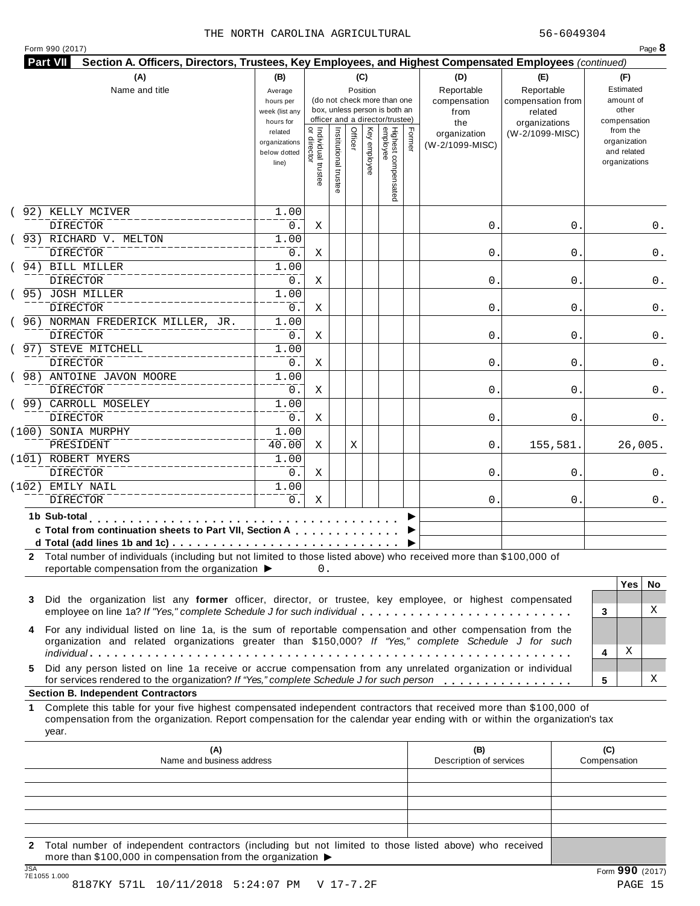THE NORTH CAROLINA AGRICULTURAL 56-6049304

Form 990 (2017) Page **8**

**Part VII** **Section A. Officers, Directors, Trustees, Key Employees, and Highest Compensated Employees** *(continued)*

| (A) Name and title | (B) Average hours per week (list any hours for related organizations below dotted line) | (C) Position: Individual trustee or director | Institutional trustee | Officer | Key employee | Highest compensated employee | Former | (D) Reportable compensation from the organization (W-2/1099-MISC) | (E) Reportable compensation from related organizations (W-2/1099-MISC) | (F) Estimated amount of other compensation from the organization and related organizations |
|---|---|---|---|---|---|---|---|---|---|---|
| (92) KELLY MCIVER<br>DIRECTOR | 1.00<br>0. | X | | | | | | 0. | 0. | 0. |
| (93) RICHARD V. MELTON<br>DIRECTOR | 1.00<br>0. | X | | | | | | 0. | 0. | 0. |
| (94) BILL MILLER<br>DIRECTOR | 1.00<br>0. | X | | | | | | 0. | 0. | 0. |
| (95) JOSH MILLER<br>DIRECTOR | 1.00<br>0. | X | | | | | | 0. | 0. | 0. |
| (96) NORMAN FREDERICK MILLER, JR.<br>DIRECTOR | 1.00<br>0. | X | | | | | | 0. | 0. | 0. |
| (97) STEVE MITCHELL<br>DIRECTOR | 1.00<br>0. | X | | | | | | 0. | 0. | 0. |
| (98) ANTOINE JAVON MOORE<br>DIRECTOR | 1.00<br>0. | X | | | | | | 0. | 0. | 0. |
| (99) CARROLL MOSELEY<br>DIRECTOR | 1.00<br>0. | X | | | | | | 0. | 0. | 0. |
| (100) SONIA MURPHY<br>PRESIDENT | 1.00<br>40.00 | X | | X | | | | 0. | 155,581. | 26,005. |
| (101) ROBERT MYERS<br>DIRECTOR | 1.00<br>0. | X | | | | | | 0. | 0. | 0. |
| (102) EMILY NAIL<br>DIRECTOR | 1.00<br>0. | X | | | | | | 0. | 0. | 0. |

**1b Sub-total** ▶

**c Total from continuation sheets to Part VII, Section A** ▶

**d Total (add lines 1b and 1c)** ▶

**2** Total number of individuals (including but not limited to those listed above) who received more than $100,000 of reportable compensation from the organization ▶ 0.

| | | Yes | No |
|---|---|---|---|
| **3** Did the organization list any **former** officer, director, or trustee, key employee, or highest compensated employee on line 1a? *If "Yes," complete Schedule J for such individual* | 3 | | X |
| **4** For any individual listed on line 1a, is the sum of reportable compensation and other compensation from the organization and related organizations greater than $150,000? *If "Yes," complete Schedule J for such individual* | 4 | X | |
| **5** Did any person listed on line 1a receive or accrue compensation from any unrelated organization or individual for services rendered to the organization? *If "Yes," complete Schedule J for such person* | 5 | | X |

**Section B. Independent Contractors**

**1** Complete this table for your five highest compensated independent contractors that received more than $100,000 of compensation from the organization. Report compensation for the calendar year ending with or within the organization's tax year.

| (A) Name and business address | (B) Description of services | (C) Compensation |
|---|---|---|
| | | |
| | | |
| | | |
| | | |
| | | |

**2** Total number of independent contractors (including but not limited to those listed above) who received more than $100,000 in compensation from the organization ▶

Form **990** (2017)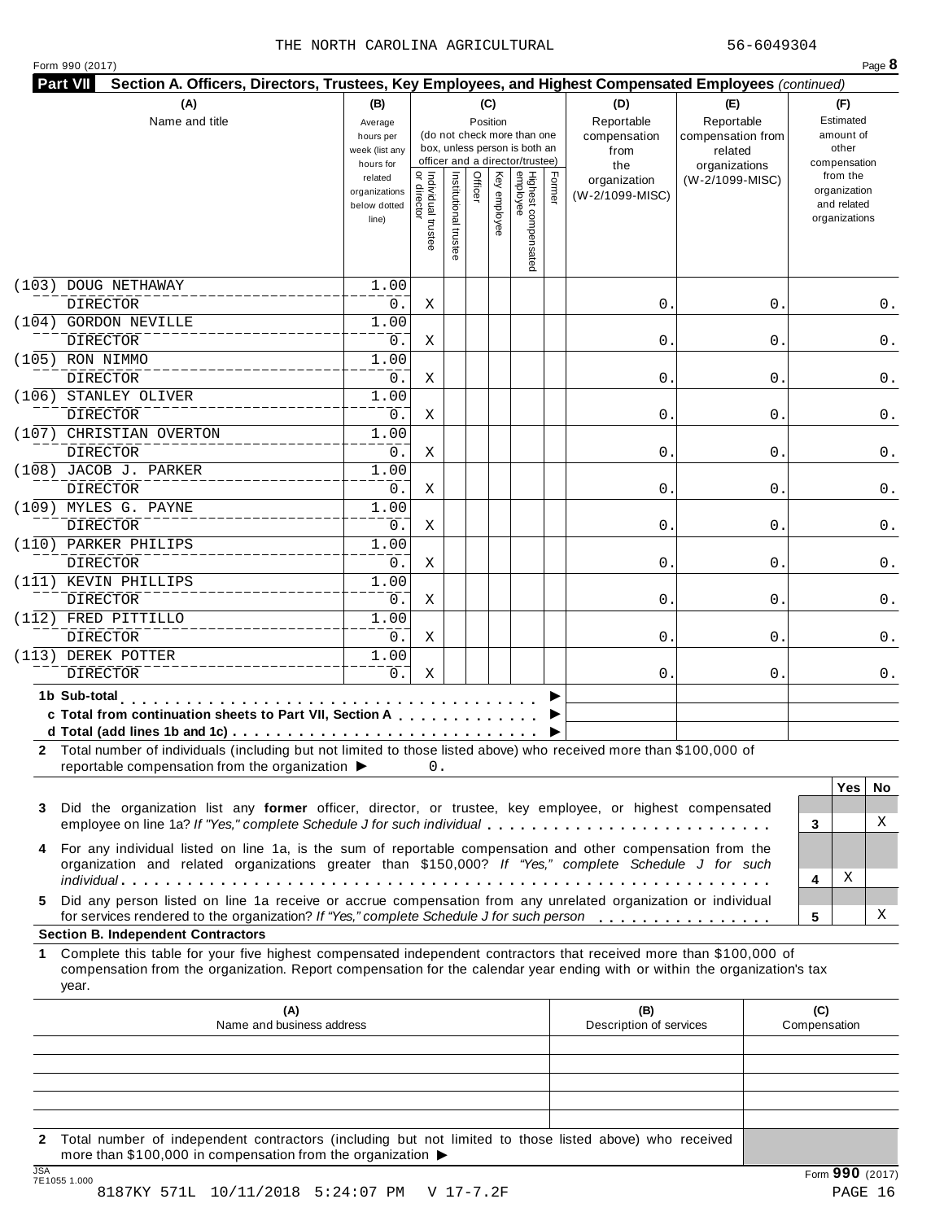THE NORTH CAROLINA AGRICULTURAL 56-6049304

Form 990 (2017)

**Part VII Section A. Officers, Directors, Trustees, Key Employees, and Highest Compensated Employees** *(continued)*

| (A) Name and title | (B) Average hours per week (list any hours for related organizations below dotted line) | (C) Position: Individual trustee or director | Institutional trustee | Officer | Key employee | Highest compensated employee | Former | (D) Reportable compensation from the organization (W-2/1099-MISC) | (E) Reportable compensation from related organizations (W-2/1099-MISC) | (F) Estimated amount of other compensation from the organization and related organizations |
|---|---|---|---|---|---|---|---|---|---|---|
| (103) DOUG NETHAWAY<br>DIRECTOR | 1.00<br>0. | X | | | | | | 0. | 0. | 0. |
| (104) GORDON NEVILLE<br>DIRECTOR | 1.00<br>0. | X | | | | | | 0. | 0. | 0. |
| (105) RON NIMMO<br>DIRECTOR | 1.00<br>0. | X | | | | | | 0. | 0. | 0. |
| (106) STANLEY OLIVER<br>DIRECTOR | 1.00<br>0. | X | | | | | | 0. | 0. | 0. |
| (107) CHRISTIAN OVERTON<br>DIRECTOR | 1.00<br>0. | X | | | | | | 0. | 0. | 0. |
| (108) JACOB J. PARKER<br>DIRECTOR | 1.00<br>0. | X | | | | | | 0. | 0. | 0. |
| (109) MYLES G. PAYNE<br>DIRECTOR | 1.00<br>0. | X | | | | | | 0. | 0. | 0. |
| (110) PARKER PHILIPS<br>DIRECTOR | 1.00<br>0. | X | | | | | | 0. | 0. | 0. |
| (111) KEVIN PHILLIPS<br>DIRECTOR | 1.00<br>0. | X | | | | | | 0. | 0. | 0. |
| (112) FRED PITTILLO<br>DIRECTOR | 1.00<br>0. | X | | | | | | 0. | 0. | 0. |
| (113) DEREK POTTER<br>DIRECTOR | 1.00<br>0. | X | | | | | | 0. | 0. | 0. |
| **1b Sub-total** ▶ | | | | | | | | | | |
| **c Total from continuation sheets to Part VII, Section A** ▶ | | | | | | | | | | |
| **d Total (add lines 1b and 1c)** ▶ | | | | | | | | | | |

**2** Total number of individuals (including but not limited to those listed above) who received more than $100,000 of reportable compensation from the organization ▶ 0.

| | | Yes | No |
|---|---|---|---|
| **3** Did the organization list any **former** officer, director, or trustee, key employee, or highest compensated employee on line 1a? *If "Yes," complete Schedule J for such individual* | 3 | | X |
| **4** For any individual listed on line 1a, is the sum of reportable compensation and other compensation from the organization and related organizations greater than $150,000? *If "Yes," complete Schedule J for such individual* | 4 | X | |
| **5** Did any person listed on line 1a receive or accrue compensation from any unrelated organization or individual for services rendered to the organization? *If "Yes," complete Schedule J for such person* | 5 | | X |

**Section B. Independent Contractors**

**1** Complete this table for your five highest compensated independent contractors that received more than $100,000 of compensation from the organization. Report compensation for the calendar year ending with or within the organization's tax year.

| (A) Name and business address | (B) Description of services | (C) Compensation |
|---|---|---|
| | | |
| | | |
| | | |
| | | |
| | | |

**2** Total number of independent contractors (including but not limited to those listed above) who received more than $100,000 in compensation from the organization ▶

JSA 7E1055 1.000

Form **990** (2017)

8187KY 571L 10/11/2018 5:24:07 PM V 17-7.2F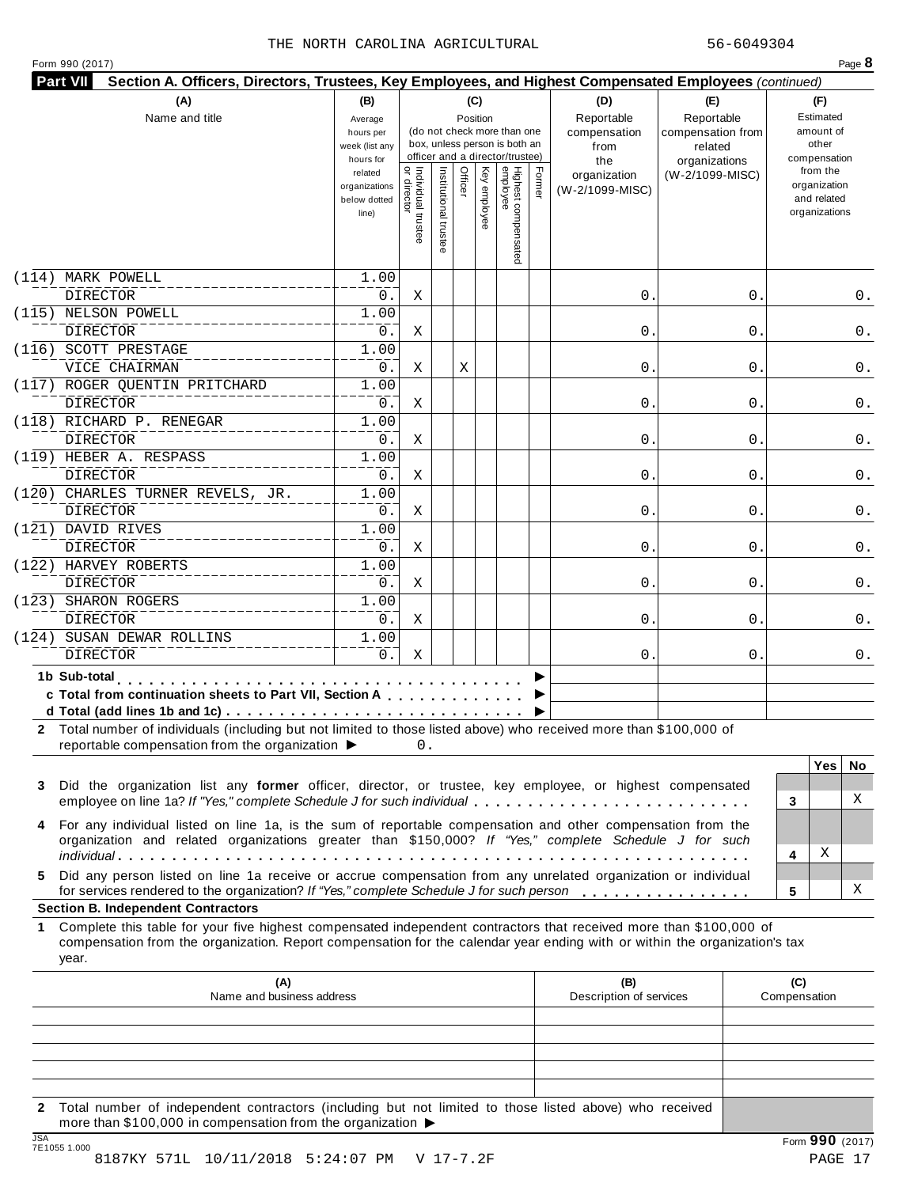THE NORTH CAROLINA AGRICULTURAL 56-6049304

Form 990 (2017)

**Part VII Section A. Officers, Directors, Trustees, Key Employees, and Highest Compensated Employees** *(continued)*

| (A) Name and title | (B) Average hours per week (list any hours for related organizations below dotted line) | (C) Position: Individual trustee or director | Institutional trustee | Officer | Key employee | Highest compensated employee | Former | (D) Reportable compensation from the organization (W-2/1099-MISC) | (E) Reportable compensation from related organizations (W-2/1099-MISC) | (F) Estimated amount of other compensation from the organization and related organizations |
|---|---|---|---|---|---|---|---|---|---|---|
| (114) MARK POWELL<br>DIRECTOR | 1.00<br>0. | X | | | | | | 0. | 0. | 0. |
| (115) NELSON POWELL<br>DIRECTOR | 1.00<br>0. | X | | | | | | 0. | 0. | 0. |
| (116) SCOTT PRESTAGE<br>VICE CHAIRMAN | 1.00<br>0. | X | | X | | | | 0. | 0. | 0. |
| (117) ROGER QUENTIN PRITCHARD<br>DIRECTOR | 1.00<br>0. | X | | | | | | 0. | 0. | 0. |
| (118) RICHARD P. RENEGAR<br>DIRECTOR | 1.00<br>0. | X | | | | | | 0. | 0. | 0. |
| (119) HEBER A. RESPASS<br>DIRECTOR | 1.00<br>0. | X | | | | | | 0. | 0. | 0. |
| (120) CHARLES TURNER REVELS, JR.<br>DIRECTOR | 1.00<br>0. | X | | | | | | 0. | 0. | 0. |
| (121) DAVID RIVES<br>DIRECTOR | 1.00<br>0. | X | | | | | | 0. | 0. | 0. |
| (122) HARVEY ROBERTS<br>DIRECTOR | 1.00<br>0. | X | | | | | | 0. | 0. | 0. |
| (123) SHARON ROGERS<br>DIRECTOR | 1.00<br>0. | X | | | | | | 0. | 0. | 0. |
| (124) SUSAN DEWAR ROLLINS<br>DIRECTOR | 1.00<br>0. | X | | | | | | 0. | 0. | 0. |
| **1b Sub-total** ▶ | | | | | | | | | | |
| **c Total from continuation sheets to Part VII, Section A** ▶ | | | | | | | | | | |
| **d Total (add lines 1b and 1c)** ▶ | | | | | | | | | | |

**2** Total number of individuals (including but not limited to those listed above) who received more than $100,000 of reportable compensation from the organization ▶ 0.

| | | Yes | No |
|---|---|---|---|
| **3** Did the organization list any **former** officer, director, or trustee, key employee, or highest compensated employee on line 1a? *If "Yes," complete Schedule J for such individual* | 3 | | X |
| **4** For any individual listed on line 1a, is the sum of reportable compensation and other compensation from the organization and related organizations greater than $150,000? *If "Yes," complete Schedule J for such individual* | 4 | X | |
| **5** Did any person listed on line 1a receive or accrue compensation from any unrelated organization or individual for services rendered to the organization? *If "Yes," complete Schedule J for such person* | 5 | | X |

**Section B. Independent Contractors**

**1** Complete this table for your five highest compensated independent contractors that received more than $100,000 of compensation from the organization. Report compensation for the calendar year ending with or within the organization's tax year.

| (A) Name and business address | (B) Description of services | (C) Compensation |
|---|---|---|
| | | |
| | | |
| | | |
| | | |
| | | |

**2** Total number of independent contractors (including but not limited to those listed above) who received more than $100,000 in compensation from the organization ▶

Form **990** (2017)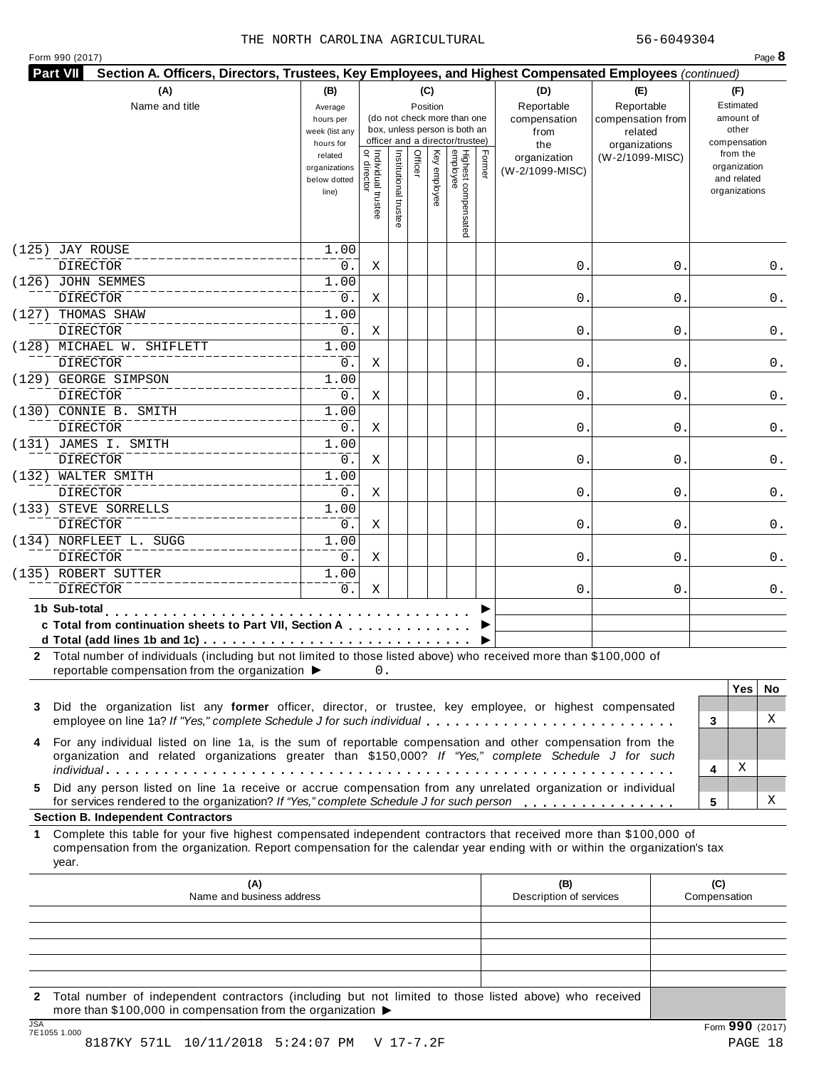THE NORTH CAROLINA AGRICULTURAL 56-6049304

Form 990 (2017) Page **8**

**Part VII Section A. Officers, Directors, Trustees, Key Employees, and Highest Compensated Employees** *(continued)*

| (A) Name and title | (B) Average hours per week (list any hours for related organizations below dotted line) | (C) Position: Individual trustee or director | Institutional trustee | Officer | Key employee | Highest compensated employee | Former | (D) Reportable compensation from the organization (W-2/1099-MISC) | (E) Reportable compensation from related organizations (W-2/1099-MISC) | (F) Estimated amount of other compensation from the organization and related organizations |
|---|---|---|---|---|---|---|---|---|---|---|
| (125) JAY ROUSE<br>DIRECTOR | 1.00<br>0. | X | | | | | | 0. | 0. | 0. |
| (126) JOHN SEMMES<br>DIRECTOR | 1.00<br>0. | X | | | | | | 0. | 0. | 0. |
| (127) THOMAS SHAW<br>DIRECTOR | 1.00<br>0. | X | | | | | | 0. | 0. | 0. |
| (128) MICHAEL W. SHIFLETT<br>DIRECTOR | 1.00<br>0. | X | | | | | | 0. | 0. | 0. |
| (129) GEORGE SIMPSON<br>DIRECTOR | 1.00<br>0. | X | | | | | | 0. | 0. | 0. |
| (130) CONNIE B. SMITH<br>DIRECTOR | 1.00<br>0. | X | | | | | | 0. | 0. | 0. |
| (131) JAMES I. SMITH<br>DIRECTOR | 1.00<br>0. | X | | | | | | 0. | 0. | 0. |
| (132) WALTER SMITH<br>DIRECTOR | 1.00<br>0. | X | | | | | | 0. | 0. | 0. |
| (133) STEVE SORRELLS<br>DIRECTOR | 1.00<br>0. | X | | | | | | 0. | 0. | 0. |
| (134) NORFLEET L. SUGG<br>DIRECTOR | 1.00<br>0. | X | | | | | | 0. | 0. | 0. |
| (135) ROBERT SUTTER<br>DIRECTOR | 1.00<br>0. | X | | | | | | 0. | 0. | 0. |
| **1b Sub-total** ▶ | | | | | | | | | | |
| **c Total from continuation sheets to Part VII, Section A** ▶ | | | | | | | | | | |
| **d Total (add lines 1b and 1c)** ▶ | | | | | | | | | | |

**2** Total number of individuals (including but not limited to those listed above) who received more than $100,000 of reportable compensation from the organization ▶ 0.

| | | Yes | No |
|---|---|---|---|
| **3** Did the organization list any **former** officer, director, or trustee, key employee, or highest compensated employee on line 1a? *If "Yes," complete Schedule J for such individual* | 3 | | X |
| **4** For any individual listed on line 1a, is the sum of reportable compensation and other compensation from the organization and related organizations greater than $150,000? *If "Yes," complete Schedule J for such individual* | 4 | X | |
| **5** Did any person listed on line 1a receive or accrue compensation from any unrelated organization or individual for services rendered to the organization? *If "Yes," complete Schedule J for such person* | 5 | | X |

**Section B. Independent Contractors**

**1** Complete this table for your five highest compensated independent contractors that received more than $100,000 of compensation from the organization. Report compensation for the calendar year ending with or within the organization's tax year.

| (A) Name and business address | (B) Description of services | (C) Compensation |
|---|---|---|
| | | |
| | | |
| | | |
| | | |
| | | |

**2** Total number of independent contractors (including but not limited to those listed above) who received more than $100,000 in compensation from the organization ▶

JSA 7E1055 1.000 Form **990** (2017)

8187KY 571L 10/11/2018 5:24:07 PM V 17-7.2F PAGE 18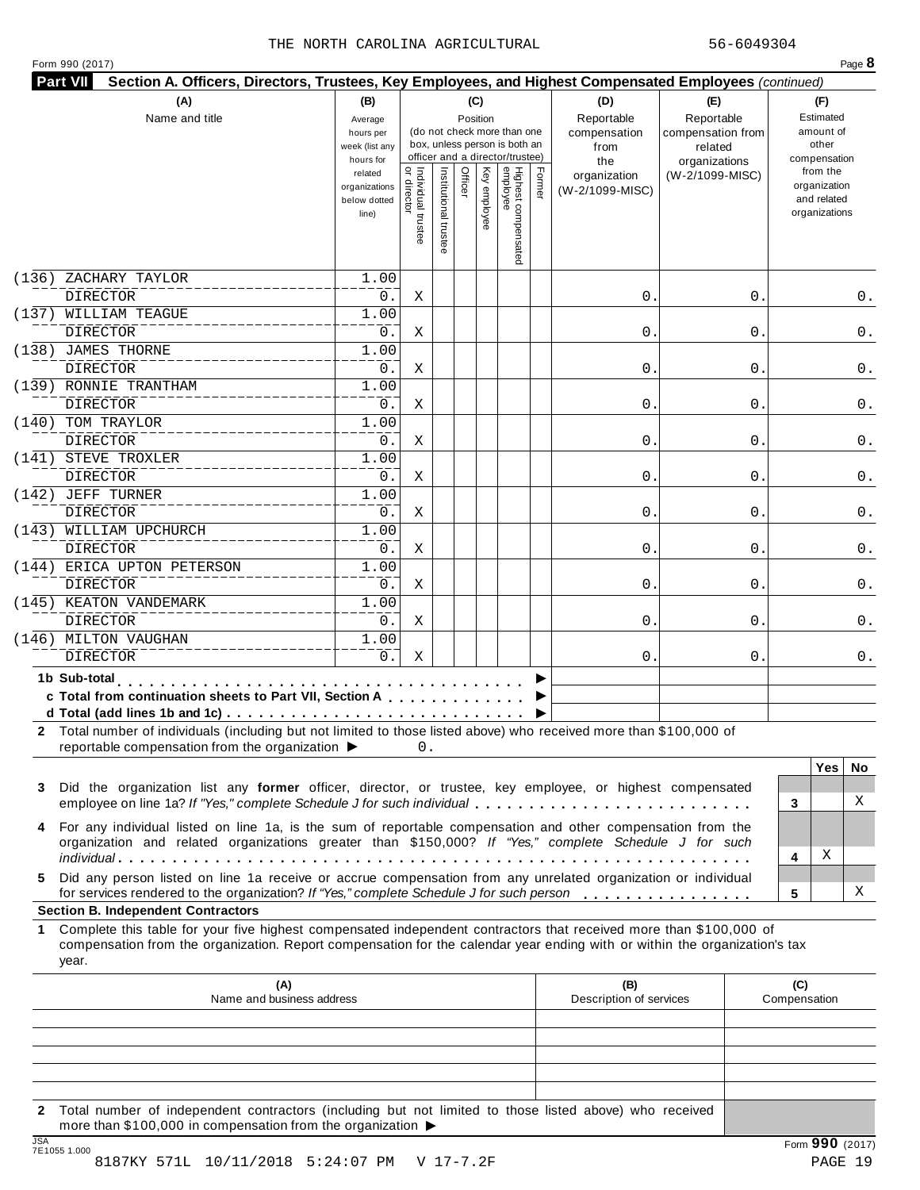THE NORTH CAROLINA AGRICULTURAL 56-6049304

Form 990 (2017)

**Part VII** **Section A. Officers, Directors, Trustees, Key Employees, and Highest Compensated Employees** *(continued)*

| (A) Name and title | (B) Average hours per week (list any hours for related organizations below dotted line) | (C) Position: Individual trustee or director | Institutional trustee | Officer | Key employee | Highest compensated employee | Former | (D) Reportable compensation from the organization (W-2/1099-MISC) | (E) Reportable compensation from related organizations (W-2/1099-MISC) | (F) Estimated amount of other compensation from the organization and related organizations |
|---|---|---|---|---|---|---|---|---|---|---|
| (136) ZACHARY TAYLOR<br>DIRECTOR | 1.00<br>0. | X | | | | | | 0. | 0. | 0. |
| (137) WILLIAM TEAGUE<br>DIRECTOR | 1.00<br>0. | X | | | | | | 0. | 0. | 0. |
| (138) JAMES THORNE<br>DIRECTOR | 1.00<br>0. | X | | | | | | 0. | 0. | 0. |
| (139) RONNIE TRANTHAM<br>DIRECTOR | 1.00<br>0. | X | | | | | | 0. | 0. | 0. |
| (140) TOM TRAYLOR<br>DIRECTOR | 1.00<br>0. | X | | | | | | 0. | 0. | 0. |
| (141) STEVE TROXLER<br>DIRECTOR | 1.00<br>0. | X | | | | | | 0. | 0. | 0. |
| (142) JEFF TURNER<br>DIRECTOR | 1.00<br>0. | X | | | | | | 0. | 0. | 0. |
| (143) WILLIAM UPCHURCH<br>DIRECTOR | 1.00<br>0. | X | | | | | | 0. | 0. | 0. |
| (144) ERICA UPTON PETERSON<br>DIRECTOR | 1.00<br>0. | X | | | | | | 0. | 0. | 0. |
| (145) KEATON VANDEMARK<br>DIRECTOR | 1.00<br>0. | X | | | | | | 0. | 0. | 0. |
| (146) MILTON VAUGHAN<br>DIRECTOR | 1.00<br>0. | X | | | | | | 0. | 0. | 0. |
| **1b Sub-total** ▶ | | | | | | | | | | |
| **c Total from continuation sheets to Part VII, Section A** ▶ | | | | | | | | | | |
| **d Total (add lines 1b and 1c)** ▶ | | | | | | | | | | |

**2** Total number of individuals (including but not limited to those listed above) who received more than $100,000 of reportable compensation from the organization ▶ 0.

| | | Yes | No |
|---|---|---|---|
| **3** Did the organization list any **former** officer, director, or trustee, key employee, or highest compensated employee on line 1a? *If "Yes," complete Schedule J for such individual* | 3 | | X |
| **4** For any individual listed on line 1a, is the sum of reportable compensation and other compensation from the organization and related organizations greater than $150,000? *If "Yes," complete Schedule J for such individual* | 4 | X | |
| **5** Did any person listed on line 1a receive or accrue compensation from any unrelated organization or individual for services rendered to the organization? *If "Yes," complete Schedule J for such person* | 5 | | X |

**Section B. Independent Contractors**

**1** Complete this table for your five highest compensated independent contractors that received more than $100,000 of compensation from the organization. Report compensation for the calendar year ending with or within the organization's tax year.

| (A) Name and business address | (B) Description of services | (C) Compensation |
|---|---|---|
| | | |
| | | |
| | | |
| | | |
| | | |

**2** Total number of independent contractors (including but not limited to those listed above) who received more than $100,000 in compensation from the organization ▶

JSA 7E1055 1.000

Form **990** (2017)

8187KY 571L 10/11/2018 5:24:07 PM V 17-7.2F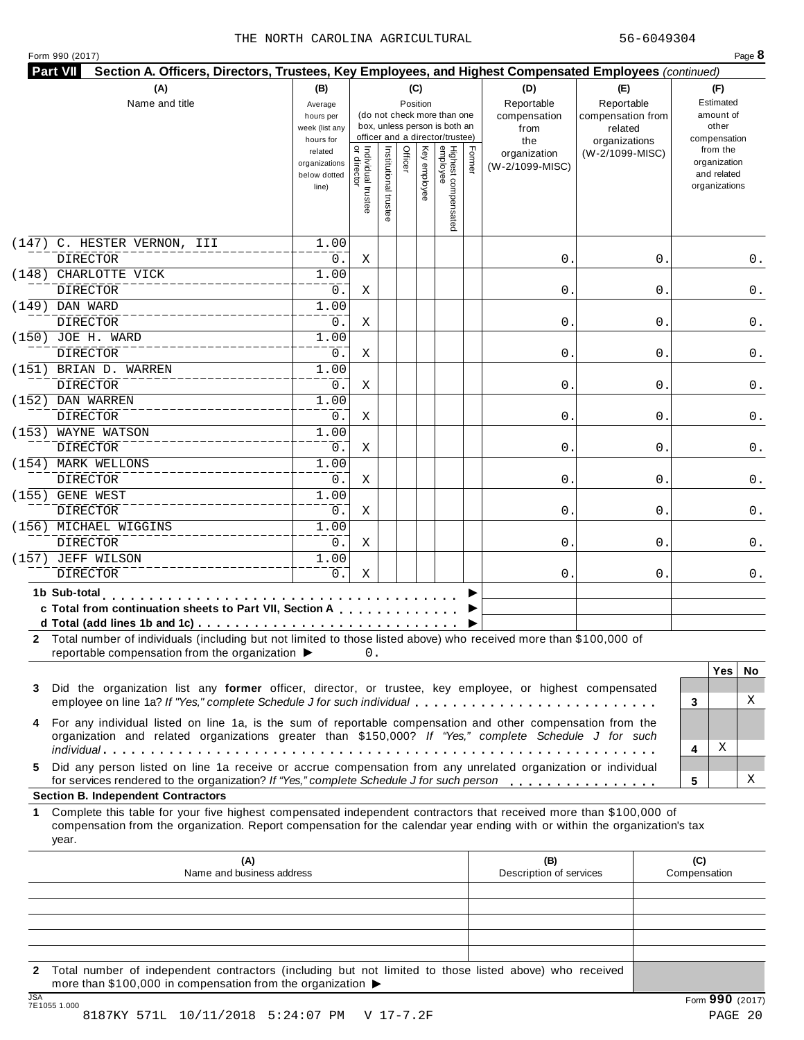THE NORTH CAROLINA AGRICULTURAL 56-6049304

Form 990 (2017) Page **8**

**Part VII Section A. Officers, Directors, Trustees, Key Employees, and Highest Compensated Employees** *(continued)*

| (A) Name and title | (B) Average hours per week (list any hours for related organizations below dotted line) | (C) Position: Individual trustee or director | Institutional trustee | Officer | Key employee | Highest compensated employee | Former | (D) Reportable compensation from the organization (W-2/1099-MISC) | (E) Reportable compensation from related organizations (W-2/1099-MISC) | (F) Estimated amount of other compensation from the organization and related organizations |
|---|---|---|---|---|---|---|---|---|---|---|
| (147) C. HESTER VERNON, III<br>DIRECTOR | 1.00<br>0. | X | | | | | | 0. | 0. | 0. |
| (148) CHARLOTTE VICK<br>DIRECTOR | 1.00<br>0. | X | | | | | | 0. | 0. | 0. |
| (149) DAN WARD<br>DIRECTOR | 1.00<br>0. | X | | | | | | 0. | 0. | 0. |
| (150) JOE H. WARD<br>DIRECTOR | 1.00<br>0. | X | | | | | | 0. | 0. | 0. |
| (151) BRIAN D. WARREN<br>DIRECTOR | 1.00<br>0. | X | | | | | | 0. | 0. | 0. |
| (152) DAN WARREN<br>DIRECTOR | 1.00<br>0. | X | | | | | | 0. | 0. | 0. |
| (153) WAYNE WATSON<br>DIRECTOR | 1.00<br>0. | X | | | | | | 0. | 0. | 0. |
| (154) MARK WELLONS<br>DIRECTOR | 1.00<br>0. | X | | | | | | 0. | 0. | 0. |
| (155) GENE WEST<br>DIRECTOR | 1.00<br>0. | X | | | | | | 0. | 0. | 0. |
| (156) MICHAEL WIGGINS<br>DIRECTOR | 1.00<br>0. | X | | | | | | 0. | 0. | 0. |
| (157) JEFF WILSON<br>DIRECTOR | 1.00<br>0. | X | | | | | | 0. | 0. | 0. |
| **1b Sub-total** | | | | | | | | | | |
| **c Total from continuation sheets to Part VII, Section A** | | | | | | | | | | |
| **d Total (add lines 1b and 1c)** | | | | | | | | | | |

**2** Total number of individuals (including but not limited to those listed above) who received more than $100,000 of reportable compensation from the organization ▶ 0.

| | | Yes | No |
|---|---|---|---|
| **3** Did the organization list any **former** officer, director, or trustee, key employee, or highest compensated employee on line 1a? *If "Yes," complete Schedule J for such individual* | 3 | | X |
| **4** For any individual listed on line 1a, is the sum of reportable compensation and other compensation from the organization and related organizations greater than $150,000? *If "Yes," complete Schedule J for such individual* | 4 | X | |
| **5** Did any person listed on line 1a receive or accrue compensation from any unrelated organization or individual for services rendered to the organization? *If "Yes," complete Schedule J for such person* | 5 | | X |

**Section B. Independent Contractors**

**1** Complete this table for your five highest compensated independent contractors that received more than $100,000 of compensation from the organization. Report compensation for the calendar year ending with or within the organization's tax year.

| (A) Name and business address | (B) Description of services | (C) Compensation |
|---|---|---|
| | | |
| | | |
| | | |
| | | |
| | | |

**2** Total number of independent contractors (including but not limited to those listed above) who received more than $100,000 in compensation from the organization ▶

JSA 7E1055 1.000

Form **990** (2017)

8187KY 571L 10/11/2018 5:24:07 PM V 17-7.2F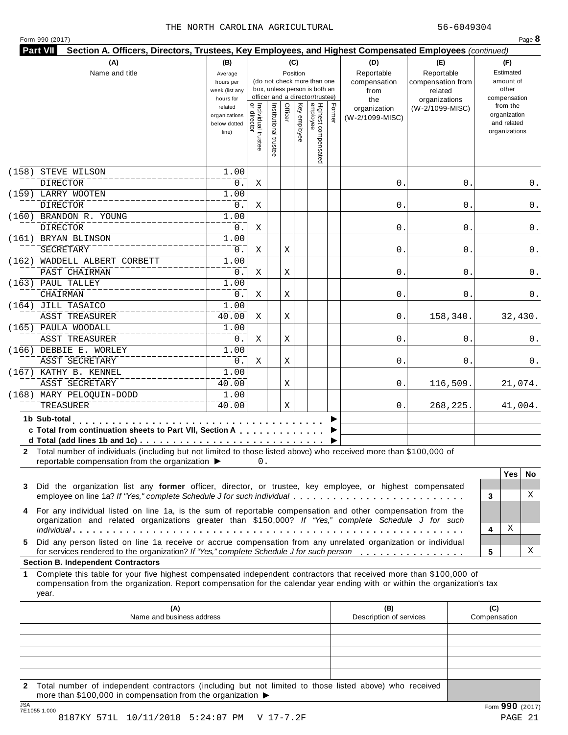THE NORTH CAROLINA AGRICULTURAL 56-6049304

Form 990 (2017)

**Part VII Section A. Officers, Directors, Trustees, Key Employees, and Highest Compensated Employees** *(continued)*

| (A) Name and title | (B) Average hours per week (list any hours for related organizations below dotted line) | (C) Position: Individual trustee or director | Institutional trustee | Officer | Key employee | Highest compensated employee | Former | (D) Reportable compensation from the organization (W-2/1099-MISC) | (E) Reportable compensation from related organizations (W-2/1099-MISC) | (F) Estimated amount of other compensation from the organization and related organizations |
|---|---|---|---|---|---|---|---|---|---|---|
| (158) STEVE WILSON<br>DIRECTOR | 1.00<br>0. | X | | | | | | 0. | 0. | 0. |
| (159) LARRY WOOTEN<br>DIRECTOR | 1.00<br>0. | X | | | | | | 0. | 0. | 0. |
| (160) BRANDON R. YOUNG<br>DIRECTOR | 1.00<br>0. | X | | | | | | 0. | 0. | 0. |
| (161) BRYAN BLINSON<br>SECRETARY | 1.00<br>0. | X | | X | | | | 0. | 0. | 0. |
| (162) WADDELL ALBERT CORBETT<br>PAST CHAIRMAN | 1.00<br>0. | X | | X | | | | 0. | 0. | 0. |
| (163) PAUL TALLEY<br>CHAIRMAN | 1.00<br>0. | X | | X | | | | 0. | 0. | 0. |
| (164) JILL TASAICO<br>ASST TREASURER | 1.00<br>40.00 | X | | X | | | | 0. | 158,340. | 32,430. |
| (165) PAULA WOODALL<br>ASST TREASURER | 1.00<br>0. | X | | X | | | | 0. | 0. | 0. |
| (166) DEBBIE E. WORLEY<br>ASST SECRETARY | 1.00<br>0. | X | | X | | | | 0. | 0. | 0. |
| (167) KATHY B. KENNEL<br>ASST SECRETARY | 1.00<br>40.00 | | | X | | | | 0. | 116,509. | 21,074. |
| (168) MARY PELOQUIN-DODD<br>TREASURER | 1.00<br>40.00 | | | X | | | | 0. | 268,225. | 41,004. |
| **1b Sub-total** ▶ | | | | | | | | | | |
| **c Total from continuation sheets to Part VII, Section A** ▶ | | | | | | | | | | |
| **d Total (add lines 1b and 1c)** ▶ | | | | | | | | | | |

**2** Total number of individuals (including but not limited to those listed above) who received more than $100,000 of reportable compensation from the organization ▶ 0.

| | | Yes | No |
|---|---|---|---|
| **3** Did the organization list any **former** officer, director, or trustee, key employee, or highest compensated employee on line 1a? *If "Yes," complete Schedule J for such individual* | 3 | | X |
| **4** For any individual listed on line 1a, is the sum of reportable compensation and other compensation from the organization and related organizations greater than $150,000? *If "Yes," complete Schedule J for such individual* | 4 | X | |
| **5** Did any person listed on line 1a receive or accrue compensation from any unrelated organization or individual for services rendered to the organization? *If "Yes," complete Schedule J for such person* | 5 | | X |

**Section B. Independent Contractors**

**1** Complete this table for your five highest compensated independent contractors that received more than $100,000 of compensation from the organization. Report compensation for the calendar year ending with or within the organization's tax year.

| (A) Name and business address | (B) Description of services | (C) Compensation |
|---|---|---|
| | | |
| | | |
| | | |
| | | |
| | | |

**2** Total number of independent contractors (including but not limited to those listed above) who received more than $100,000 in compensation from the organization ▶

Form **990** (2017)

8187KY 571L 10/11/2018 5:24:07 PM V 17-7.2F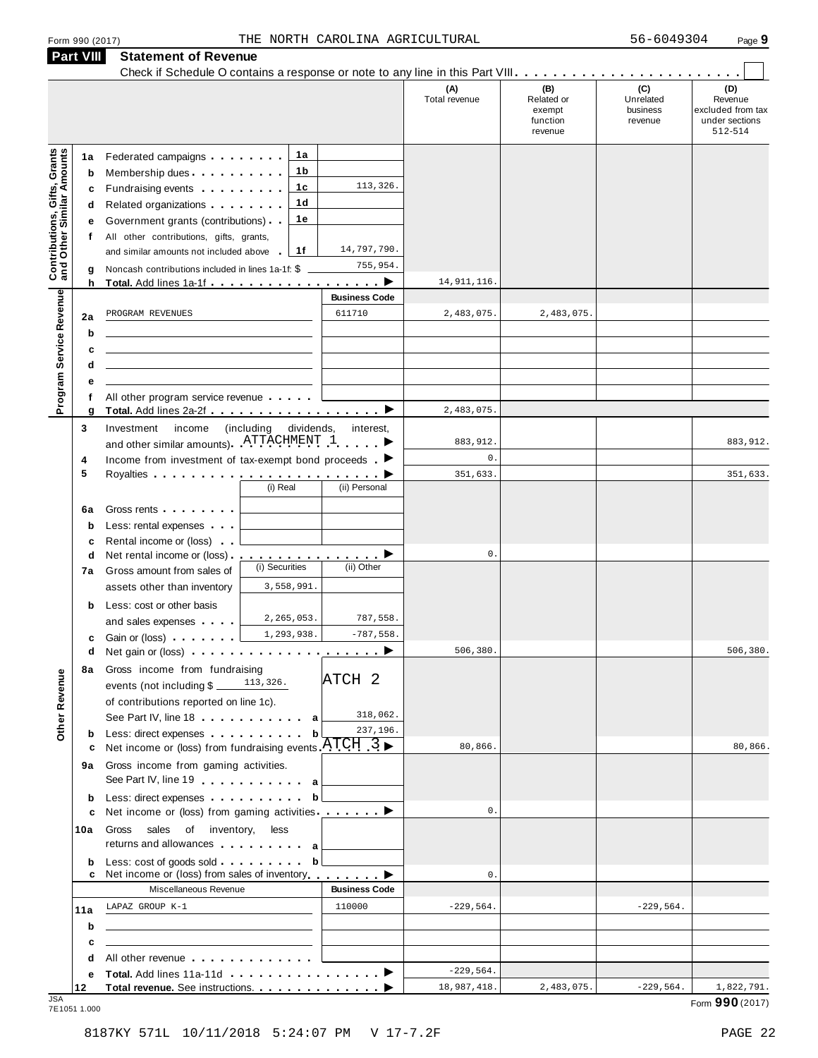Form 990 (2017) THE NORTH CAROLINA AGRICULTURAL 56-6049304 Page **9**

## Part VIII Statement of Revenue

Check if Schedule O contains a response or note to any line in this Part VIII . . . . . . . . . . . . . . . . . . . . . . . . ☐

| | | | | (A) Total revenue | (B) Related or exempt function revenue | (C) Unrelated business revenue | (D) Revenue excluded from tax under sections 512-514 |
|---|---|---|---|---|---|---|---|
| **Contributions, Gifts, Grants and Other Similar Amounts** | 1a Federated campaigns | 1a | | | | | |
| | b Membership dues | 1b | | | | | |
| | c Fundraising events | 1c | 113,326. | | | | |
| | d Related organizations | 1d | | | | | |
| | e Government grants (contributions) | 1e | | | | | |
| | f All other contributions, gifts, grants, and similar amounts not included above | 1f | 14,797,790. | | | | |
| | g Noncash contributions included in lines 1a-1f: $ | | 755,954. | | | | |
| | h **Total.** Add lines 1a-1f ▶ | | | 14,911,116. | | | |
| **Program Service Revenue** | | | **Business Code** | | | | |
| | 2a PROGRAM REVENUES | | 611710 | 2,483,075. | 2,483,075. | | |
| | b | | | | | | |
| | c | | | | | | |
| | d | | | | | | |
| | e | | | | | | |
| | f All other program service revenue | | | | | | |
| | g **Total.** Add lines 2a-2f ▶ | | | 2,483,075. | | | |
| **Other Revenue** | 3 Investment income (including dividends, interest, and other similar amounts) ATTACHMENT 1 ▶ | | | 883,912. | | | 883,912. |
| | 4 Income from investment of tax-exempt bond proceeds ▶ | | | 0. | | | |
| | 5 Royalties ▶ | | | 351,633. | | | 351,633. |
| | | (i) Real | (ii) Personal | | | | |
| | 6a Gross rents | | | | | | |
| | b Less: rental expenses | | | | | | |
| | c Rental income or (loss) | | | | | | |
| | d Net rental income or (loss) ▶ | | | 0. | | | |
| | | (i) Securities | (ii) Other | | | | |
| | 7a Gross amount from sales of assets other than inventory | 3,558,991. | | | | | |
| | b Less: cost or other basis and sales expenses | 2,265,053. | 787,558. | | | | |
| | c Gain or (loss) | 1,293,938. | -787,558. | | | | |
| | d Net gain or (loss) ▶ | | | 506,380. | | | 506,380. |
| | 8a Gross income from fundraising events (not including $ 113,326. of contributions reported on line 1c). See Part IV, line 18 ATCH 2 | a | 318,062. | | | | |
| | b Less: direct expenses | b | 237,196. | | | | |
| | c Net income or (loss) from fundraising events ATCH 3 ▶ | | | 80,866. | | | 80,866. |
| | 9a Gross income from gaming activities. See Part IV, line 19 | a | | | | | |
| | b Less: direct expenses | b | | | | | |
| | c Net income or (loss) from gaming activities ▶ | | | 0. | | | |
| | 10a Gross sales of inventory, less returns and allowances | a | | | | | |
| | b Less: cost of goods sold | b | | | | | |
| | c Net income or (loss) from sales of inventory ▶ | | | 0. | | | |
| | Miscellaneous Revenue | | **Business Code** | | | | |
| | 11a LAPAZ GROUP K-1 | | 110000 | -229,564. | | -229,564. | |
| | b | | | | | | |
| | c | | | | | | |
| | d All other revenue | | | | | | |
| | e **Total.** Add lines 11a-11d ▶ | | | -229,564. | | | |
| | 12 **Total revenue.** See instructions. ▶ | | | 18,987,418. | 2,483,075. | -229,564. | 1,822,791. |

JSA 7E1051 1.000

Form **990** (2017)

8187KY 571L 10/11/2018 5:24:07 PM V 17-7.2F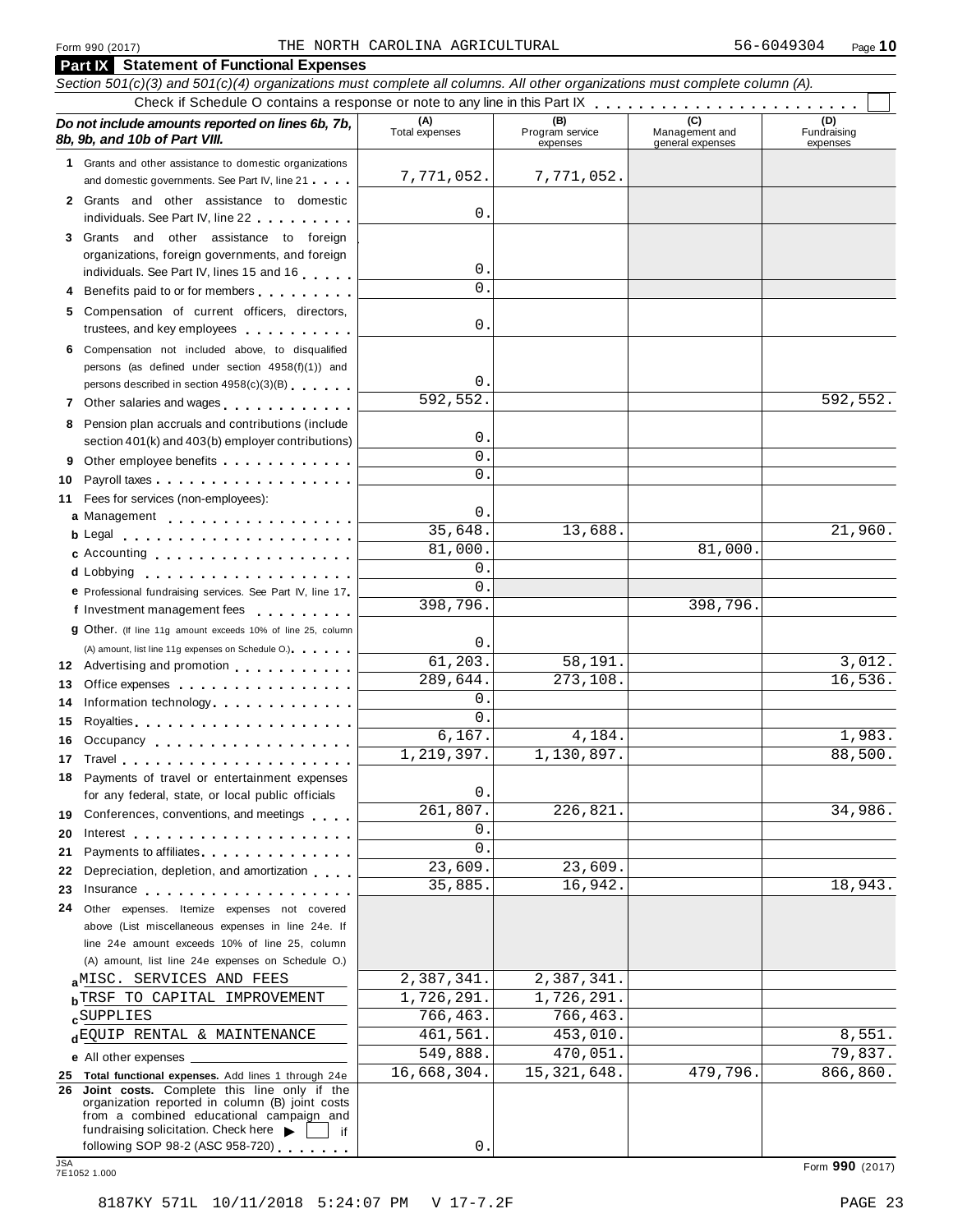Form 990 (2017) THE NORTH CAROLINA AGRICULTURAL 56-6049304 Page **10**

## Part IX Statement of Functional Expenses

*Section 501(c)(3) and 501(c)(4) organizations must complete all columns. All other organizations must complete column (A).*

Check if Schedule O contains a response or note to any line in this Part IX . . . . . . . . . . . . . . . . . . . . . . . . ☐

| *Do not include amounts reported on lines 6b, 7b, 8b, 9b, and 10b of Part VIII.* | (A) Total expenses | (B) Program service expenses | (C) Management and general expenses | (D) Fundraising expenses |
|---|---|---|---|---|
| **1** Grants and other assistance to domestic organizations and domestic governments. See Part IV, line 21 | 7,771,052. | 7,771,052. | | |
| **2** Grants and other assistance to domestic individuals. See Part IV, line 22 | 0. | | | |
| **3** Grants and other assistance to foreign organizations, foreign governments, and foreign individuals. See Part IV, lines 15 and 16 | 0. | | | |
| **4** Benefits paid to or for members | 0. | | | |
| **5** Compensation of current officers, directors, trustees, and key employees | 0. | | | |
| **6** Compensation not included above, to disqualified persons (as defined under section 4958(f)(1)) and persons described in section 4958(c)(3)(B) | 0. | | | |
| **7** Other salaries and wages | 592,552. | | | 592,552. |
| **8** Pension plan accruals and contributions (include section 401(k) and 403(b) employer contributions) | 0. | | | |
| **9** Other employee benefits | 0. | | | |
| **10** Payroll taxes | 0. | | | |
| **11** Fees for services (non-employees): | | | | |
| **a** Management | 0. | | | |
| **b** Legal | 35,648. | 13,688. | | 21,960. |
| **c** Accounting | 81,000. | | 81,000. | |
| **d** Lobbying | 0. | | | |
| **e** Professional fundraising services. See Part IV, line 17 | 0. | | | |
| **f** Investment management fees | 398,796. | | 398,796. | |
| **g** Other. (If line 11g amount exceeds 10% of line 25, column (A) amount, list line 11g expenses on Schedule O.) | 0. | | | |
| **12** Advertising and promotion | 61,203. | 58,191. | | 3,012. |
| **13** Office expenses | 289,644. | 273,108. | | 16,536. |
| **14** Information technology | 0. | | | |
| **15** Royalties | 0. | | | |
| **16** Occupancy | 6,167. | 4,184. | | 1,983. |
| **17** Travel | 1,219,397. | 1,130,897. | | 88,500. |
| **18** Payments of travel or entertainment expenses for any federal, state, or local public officials | 0. | | | |
| **19** Conferences, conventions, and meetings | 261,807. | 226,821. | | 34,986. |
| **20** Interest | 0. | | | |
| **21** Payments to affiliates | 0. | | | |
| **22** Depreciation, depletion, and amortization | 23,609. | 23,609. | | |
| **23** Insurance | 35,885. | 16,942. | | 18,943. |
| **24** Other expenses. Itemize expenses not covered above (List miscellaneous expenses in line 24e. If line 24e amount exceeds 10% of line 25, column (A) amount, list line 24e expenses on Schedule O.) | | | | |
| **a** MISC. SERVICES AND FEES | 2,387,341. | 2,387,341. | | |
| **b** TRSF TO CAPITAL IMPROVEMENT | 1,726,291. | 1,726,291. | | |
| **c** SUPPLIES | 766,463. | 766,463. | | |
| **d** EQUIP RENTAL & MAINTENANCE | 461,561. | 453,010. | | 8,551. |
| **e** All other expenses | 549,888. | 470,051. | | 79,837. |
| **25 Total functional expenses.** Add lines 1 through 24e | 16,668,304. | 15,321,648. | 479,796. | 866,860. |
| **26 Joint costs.** Complete this line only if the organization reported in column (B) joint costs from a combined educational campaign and fundraising solicitation. Check here ▶ ☐ if following SOP 98-2 (ASC 958-720) | 0. | | | |

JSA 7E1052 1.000

Form **990** (2017)

8187KY 571L 10/11/2018 5:24:07 PM V 17-7.2F PAGE 23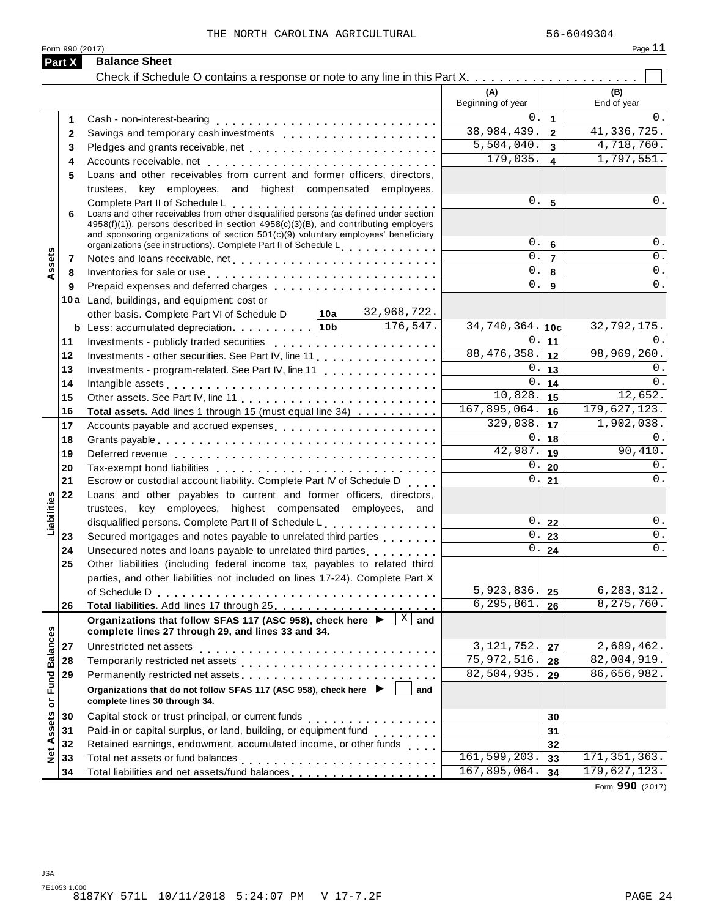THE NORTH CAROLINA AGRICULTURAL 56-6049304

Form 990 (2017)

## Part X Balance Sheet

Check if Schedule O contains a response or note to any line in this Part X . . . . . . . . . . . . . . . . . . . . ☐

| | | | | (A) Beginning of year | | (B) End of year |
|---|---|---|---|---|---|---|
| Assets | 1 | Cash - non-interest-bearing | | 0. | 1 | 0. |
| | 2 | Savings and temporary cash investments | | 38,984,439. | 2 | 41,336,725. |
| | 3 | Pledges and grants receivable, net | | 5,504,040. | 3 | 4,718,760. |
| | 4 | Accounts receivable, net | | 179,035. | 4 | 1,797,551. |
| | 5 | Loans and other receivables from current and former officers, directors, trustees, key employees, and highest compensated employees. Complete Part II of Schedule L | | 0. | 5 | 0. |
| | 6 | Loans and other receivables from other disqualified persons (as defined under section 4958(f)(1)), persons described in section 4958(c)(3)(B), and contributing employers and sponsoring organizations of section 501(c)(9) voluntary employees' beneficiary organizations (see instructions). Complete Part II of Schedule L | | 0. | 6 | 0. |
| | 7 | Notes and loans receivable, net | | 0. | 7 | 0. |
| | 8 | Inventories for sale or use | | 0. | 8 | 0. |
| | 9 | Prepaid expenses and deferred charges | | 0. | 9 | 0. |
| | 10a | Land, buildings, and equipment: cost or other basis. Complete Part VI of Schedule D | 10a 32,968,722. | | | |
| | b | Less: accumulated depreciation | 10b 176,547. | 34,740,364. | 10c | 32,792,175. |
| | 11 | Investments - publicly traded securities | | 0. | 11 | 0. |
| | 12 | Investments - other securities. See Part IV, line 11 | | 88,476,358. | 12 | 98,969,260. |
| | 13 | Investments - program-related. See Part IV, line 11 | | 0. | 13 | 0. |
| | 14 | Intangible assets | | 0. | 14 | 0. |
| | 15 | Other assets. See Part IV, line 11 | | 10,828. | 15 | 12,652. |
| | 16 | **Total assets.** Add lines 1 through 15 (must equal line 34) | | 167,895,064. | 16 | 179,627,123. |
| Liabilities | 17 | Accounts payable and accrued expenses | | 329,038. | 17 | 1,902,038. |
| | 18 | Grants payable | | 0. | 18 | 0. |
| | 19 | Deferred revenue | | 42,987. | 19 | 90,410. |
| | 20 | Tax-exempt bond liabilities | | 0. | 20 | 0. |
| | 21 | Escrow or custodial account liability. Complete Part IV of Schedule D | | 0. | 21 | 0. |
| | 22 | Loans and other payables to current and former officers, directors, trustees, key employees, highest compensated employees, and disqualified persons. Complete Part II of Schedule L | | 0. | 22 | 0. |
| | 23 | Secured mortgages and notes payable to unrelated third parties | | 0. | 23 | 0. |
| | 24 | Unsecured notes and loans payable to unrelated third parties | | 0. | 24 | 0. |
| | 25 | Other liabilities (including federal income tax, payables to related third parties, and other liabilities not included on lines 17-24). Complete Part X of Schedule D | | 5,923,836. | 25 | 6,283,312. |
| | 26 | **Total liabilities.** Add lines 17 through 25 | | 6,295,861. | 26 | 8,275,760. |
| Net Assets or Fund Balances | | **Organizations that follow SFAS 117 (ASC 958), check here ▶ [X] and complete lines 27 through 29, and lines 33 and 34.** | | | | |
| | 27 | Unrestricted net assets | | 3,121,752. | 27 | 2,689,462. |
| | 28 | Temporarily restricted net assets | | 75,972,516. | 28 | 82,004,919. |
| | 29 | Permanently restricted net assets | | 82,504,935. | 29 | 86,656,982. |
| | | **Organizations that do not follow SFAS 117 (ASC 958), check here ▶ [ ] and complete lines 30 through 34.** | | | | |
| | 30 | Capital stock or trust principal, or current funds | | | 30 | |
| | 31 | Paid-in or capital surplus, or land, building, or equipment fund | | | 31 | |
| | 32 | Retained earnings, endowment, accumulated income, or other funds | | | 32 | |
| | 33 | Total net assets or fund balances | | 161,599,203. | 33 | 171,351,363. |
| | 34 | Total liabilities and net assets/fund balances | | 167,895,064. | 34 | 179,627,123. |

Form **990** (2017)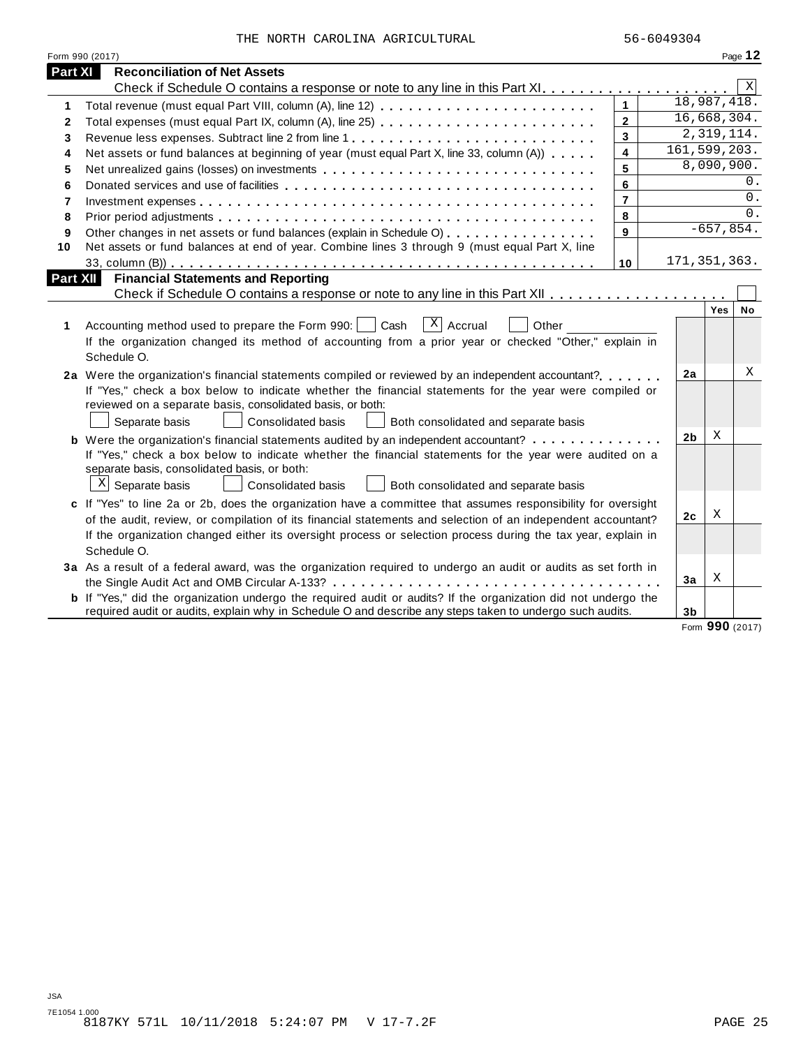THE NORTH CAROLINA AGRICULTURAL 56-6049304

Form 990 (2017)

## Part XI Reconciliation of Net Assets

Check if Schedule O contains a response or note to any line in this Part XI . . . . . . . . . . . . . . . . . . . . [X]

| | | | |
|---|---|---|---|
| 1 | Total revenue (must equal Part VIII, column (A), line 12) | 1 | 18,987,418. |
| 2 | Total expenses (must equal Part IX, column (A), line 25) | 2 | 16,668,304. |
| 3 | Revenue less expenses. Subtract line 2 from line 1 | 3 | 2,319,114. |
| 4 | Net assets or fund balances at beginning of year (must equal Part X, line 33, column (A)) | 4 | 161,599,203. |
| 5 | Net unrealized gains (losses) on investments | 5 | 8,090,900. |
| 6 | Donated services and use of facilities | 6 | 0. |
| 7 | Investment expenses | 7 | 0. |
| 8 | Prior period adjustments | 8 | 0. |
| 9 | Other changes in net assets or fund balances (explain in Schedule O) | 9 | -657,854. |
| 10 | Net assets or fund balances at end of year. Combine lines 3 through 9 (must equal Part X, line 33, column (B)) | 10 | 171,351,363. |

## Part XII Financial Statements and Reporting

Check if Schedule O contains a response or note to any line in this Part XII . . . . . . . . . . . . . . . . . . [ ]

| | | | Yes | No |
|---|---|---|---|---|
| 1 | Accounting method used to prepare the Form 990: [ ] Cash [X] Accrual [ ] Other ______<br>If the organization changed its method of accounting from a prior year or checked "Other," explain in Schedule O. | | | |
| 2a | Were the organization's financial statements compiled or reviewed by an independent accountant?<br>If "Yes," check a box below to indicate whether the financial statements for the year were compiled or reviewed on a separate basis, consolidated basis, or both:<br>[ ] Separate basis [ ] Consolidated basis [ ] Both consolidated and separate basis | 2a | | X |
| b | Were the organization's financial statements audited by an independent accountant?<br>If "Yes," check a box below to indicate whether the financial statements for the year were audited on a separate basis, consolidated basis, or both:<br>[X] Separate basis [ ] Consolidated basis [ ] Both consolidated and separate basis | 2b | X | |
| c | If "Yes" to line 2a or 2b, does the organization have a committee that assumes responsibility for oversight of the audit, review, or compilation of its financial statements and selection of an independent accountant?<br>If the organization changed either its oversight process or selection process during the tax year, explain in Schedule O. | 2c | X | |
| 3a | As a result of a federal award, was the organization required to undergo an audit or audits as set forth in the Single Audit Act and OMB Circular A-133? | 3a | X | |
| b | If "Yes," did the organization undergo the required audit or audits? If the organization did not undergo the required audit or audits, explain in Schedule O and describe any steps taken to undergo such audits. | 3b | | |

Form **990** (2017)

JSA
7E1054 1.000
8187KY 571L 10/11/2018 5:24:07 PM V 17-7.2F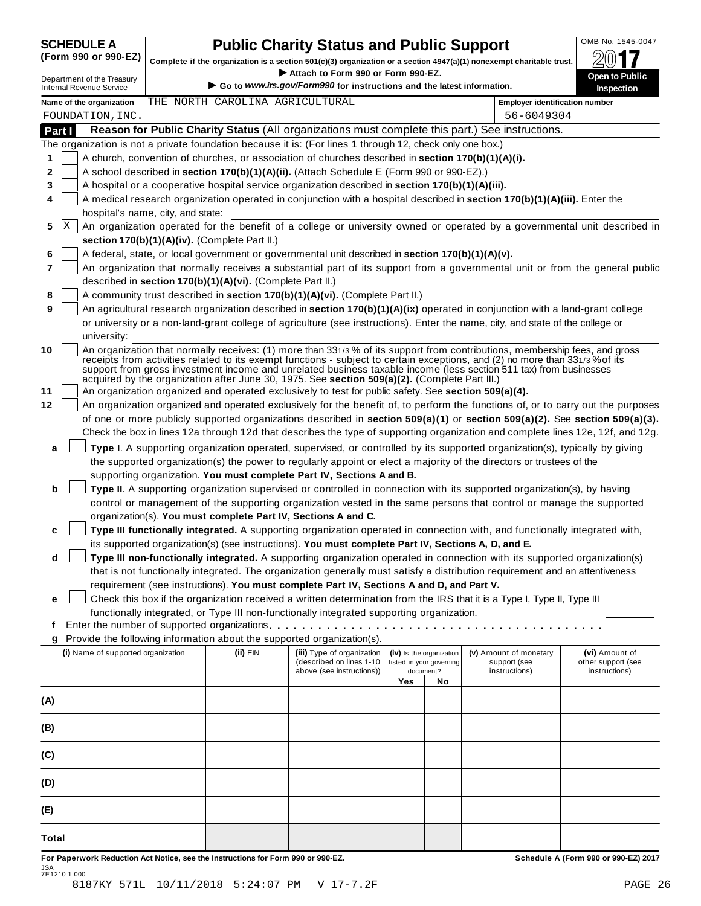# SCHEDULE A (Form 990 or 990-EZ)

# Public Charity Status and Public Support

**Complete if the organization is a section 501(c)(3) organization or a section 4947(a)(1) nonexempt charitable trust.**

▶ **Attach to Form 990 or Form 990-EZ.**

▶ **Go to *www.irs.gov/Form990* for instructions and the latest information.**

Department of the Treasury
Internal Revenue Service

OMB No. 1545-0047

2017

**Open to Public Inspection**

**Name of the organization** THE NORTH CAROLINA AGRICULTURAL FOUNDATION, INC.

**Employer identification number** 56-6049304

## Part I — Reason for Public Charity Status (All organizations must complete this part.) See instructions.

The organization is not a private foundation because it is: (For lines 1 through 12, check only one box.)

1. [ ] A church, convention of churches, or association of churches described in **section 170(b)(1)(A)(i).**
2. [ ] A school described in **section 170(b)(1)(A)(ii).** (Attach Schedule E (Form 990 or 990-EZ).)
3. [ ] A hospital or a cooperative hospital service organization described in **section 170(b)(1)(A)(iii).**
4. [ ] A medical research organization operated in conjunction with a hospital described in **section 170(b)(1)(A)(iii).** Enter the hospital's name, city, and state:
5. [X] An organization operated for the benefit of a college or university owned or operated by a governmental unit described in **section 170(b)(1)(A)(iv).** (Complete Part II.)
6. [ ] A federal, state, or local government or governmental unit described in **section 170(b)(1)(A)(v).**
7. [ ] An organization that normally receives a substantial part of its support from a governmental unit or from the general public described in **section 170(b)(1)(A)(vi).** (Complete Part II.)
8. [ ] A community trust described in **section 170(b)(1)(A)(vi).** (Complete Part II.)
9. [ ] An agricultural research organization described in **section 170(b)(1)(A)(ix)** operated in conjunction with a land-grant college or university or a non-land-grant college of agriculture (see instructions). Enter the name, city, and state of the college or university:
10. [ ] An organization that normally receives: (1) more than 33 1/3 % of its support from contributions, membership fees, and gross receipts from activities related to its exempt functions - subject to certain exceptions, and (2) no more than 33 1/3 % of its support from gross investment income and unrelated business taxable income (less section 511 tax) from businesses acquired by the organization after June 30, 1975. See **section 509(a)(2).** (Complete Part III.)
11. [ ] An organization organized and operated exclusively to test for public safety. See **section 509(a)(4).**
12. [ ] An organization organized and operated exclusively for the benefit of, to perform the functions of, or to carry out the purposes of one or more publicly supported organizations described in **section 509(a)(1)** or **section 509(a)(2).** See **section 509(a)(3).** Check the box in lines 12a through 12d that describes the type of supporting organization and complete lines 12e, 12f, and 12g.
   - **a** [ ] **Type I**. A supporting organization operated, supervised, or controlled by its supported organization(s), typically by giving the supported organization(s) the power to regularly appoint or elect a majority of the directors or trustees of the supporting organization. **You must complete Part IV, Sections A and B.**
   - **b** [ ] **Type II**. A supporting organization supervised or controlled in connection with its supported organization(s), by having control or management of the supporting organization vested in the same persons that control or manage the supported organization(s). **You must complete Part IV, Sections A and C.**
   - **c** [ ] **Type III functionally integrated.** A supporting organization operated in connection with, and functionally integrated with, its supported organization(s) (see instructions). **You must complete Part IV, Sections A, D, and E.**
   - **d** [ ] **Type III non-functionally integrated.** A supporting organization operated in connection with its supported organization(s) that is not functionally integrated. The organization generally must satisfy a distribution requirement and an attentiveness requirement (see instructions). **You must complete Part IV, Sections A and D, and Part V.**
   - **e** [ ] Check this box if the organization received a written determination from the IRS that it is a Type I, Type II, Type III functionally integrated, or Type III non-functionally integrated supporting organization.
   - **f** Enter the number of supported organizations . . . . . . . . . . . . . . . . . . . . . . . . . . . . . . . . . . . .
   - **g** Provide the following information about the supported organization(s).

| (i) Name of supported organization | (ii) EIN | (iii) Type of organization (described on lines 1-10 above (see instructions)) | (iv) Is the organization listed in your governing document? Yes | No | (v) Amount of monetary support (see instructions) | (vi) Amount of other support (see instructions) |
|---|---|---|---|---|---|---|
| (A) | | | | | | |
| (B) | | | | | | |
| (C) | | | | | | |
| (D) | | | | | | |
| (E) | | | | | | |
| Total | | | | | | |

**For Paperwork Reduction Act Notice, see the Instructions for Form 990 or 990-EZ.** **Schedule A (Form 990 or 990-EZ) 2017**

JSA
7E1210 1.000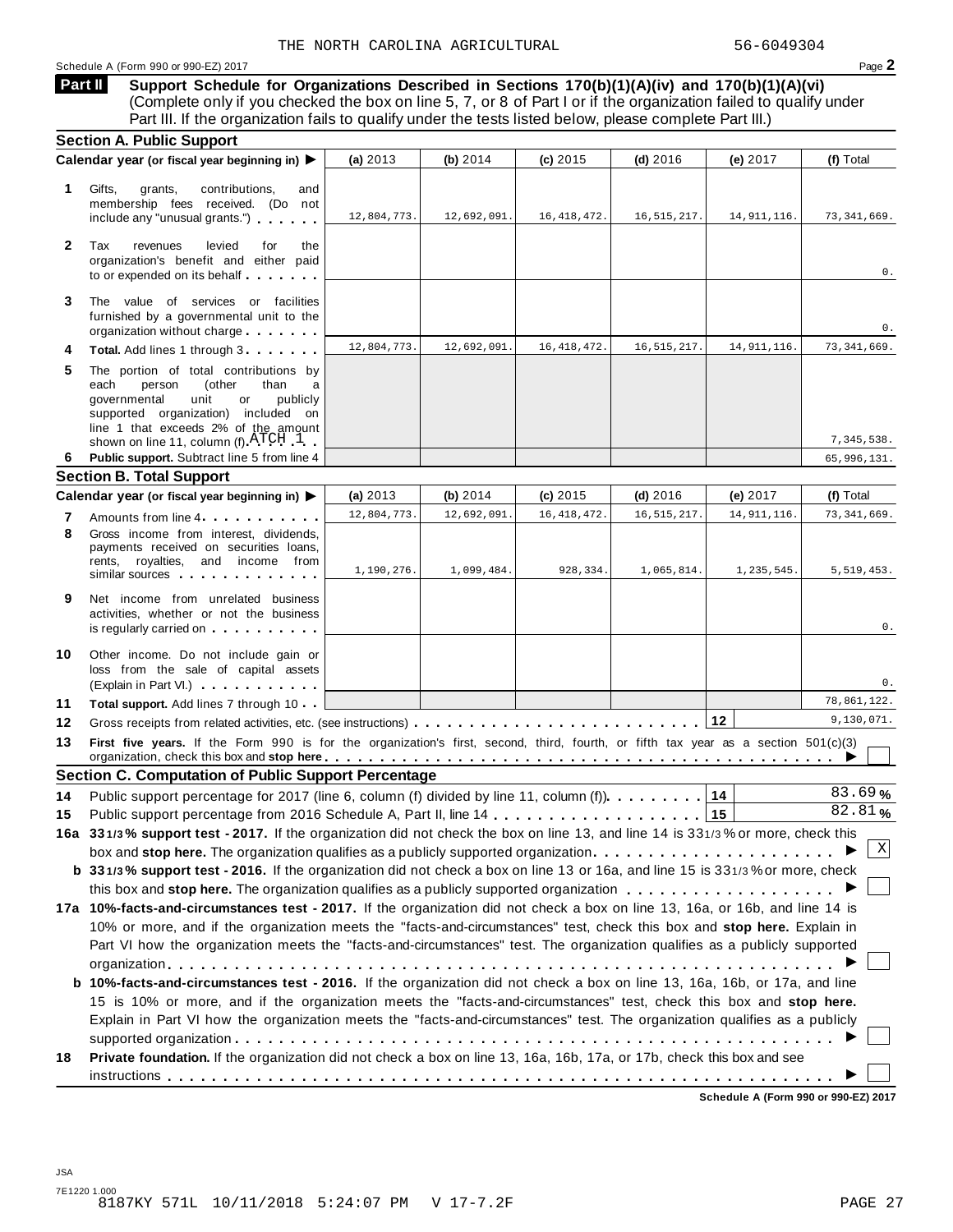THE NORTH CAROLINA AGRICULTURAL 56-6049304

Schedule A (Form 990 or 990-EZ) 2017

## Part II Support Schedule for Organizations Described in Sections 170(b)(1)(A)(iv) and 170(b)(1)(A)(vi)

(Complete only if you checked the box on line 5, 7, or 8 of Part I or if the organization failed to qualify under Part III. If the organization fails to qualify under the tests listed below, please complete Part III.)

### Section A. Public Support

| Calendar year (or fiscal year beginning in) ▶ | (a) 2013 | (b) 2014 | (c) 2015 | (d) 2016 | (e) 2017 | (f) Total |
|---|---|---|---|---|---|---|
| **1** Gifts, grants, contributions, and membership fees received. (Do not include any "unusual grants.") | 12,804,773. | 12,692,091. | 16,418,472. | 16,515,217. | 14,911,116. | 73,341,669. |
| **2** Tax revenues levied for the organization's benefit and either paid to or expended on its behalf | | | | | | 0. |
| **3** The value of services or facilities furnished by a governmental unit to the organization without charge | | | | | | 0. |
| **4** **Total.** Add lines 1 through 3 | 12,804,773. | 12,692,091. | 16,418,472. | 16,515,217. | 14,911,116. | 73,341,669. |
| **5** The portion of total contributions by each person (other than a governmental unit or publicly supported organization) included on line 1 that exceeds 2% of the amount shown on line 11, column (f) ATCH 1 | | | | | | 7,345,538. |
| **6** **Public support.** Subtract line 5 from line 4 | | | | | | 65,996,131. |

### Section B. Total Support

| Calendar year (or fiscal year beginning in) ▶ | (a) 2013 | (b) 2014 | (c) 2015 | (d) 2016 | (e) 2017 | (f) Total |
|---|---|---|---|---|---|---|
| **7** Amounts from line 4 | 12,804,773. | 12,692,091. | 16,418,472. | 16,515,217. | 14,911,116. | 73,341,669. |
| **8** Gross income from interest, dividends, payments received on securities loans, rents, royalties, and income from similar sources | 1,190,276. | 1,099,484. | 928,334. | 1,065,814. | 1,235,545. | 5,519,453. |
| **9** Net income from unrelated business activities, whether or not the business is regularly carried on | | | | | | 0. |
| **10** Other income. Do not include gain or loss from the sale of capital assets (Explain in Part VI.) | | | | | | 0. |
| **11** **Total support.** Add lines 7 through 10 | | | | | | 78,861,122. |

**12** Gross receipts from related activities, etc. (see instructions) **12** 9,130,071.

**13** **First five years.** If the Form 990 is for the organization's first, second, third, fourth, or fifth tax year as a section 501(c)(3) organization, check this box and **stop here** ▶ ☐

### Section C. Computation of Public Support Percentage

**14** Public support percentage for 2017 (line 6, column (f) divided by line 11, column (f)) **14** 83.69 %

**15** Public support percentage from 2016 Schedule A, Part II, line 14 **15** 82.81 %

**16a 33 1/3 % support test - 2017.** If the organization did not check the box on line 13, and line 14 is 33 1/3 % or more, check this box and **stop here.** The organization qualifies as a publicly supported organization ▶ ☒

**b 33 1/3 % support test - 2016.** If the organization did not check a box on line 13 or 16a, and line 15 is 33 1/3 % or more, check this box and **stop here.** The organization qualifies as a publicly supported organization ▶ ☐

**17a 10%-facts-and-circumstances test - 2017.** If the organization did not check a box on line 13, 16a, or 16b, and line 14 is 10% or more, and if the organization meets the "facts-and-circumstances" test, check this box and **stop here.** Explain in Part VI how the organization meets the "facts-and-circumstances" test. The organization qualifies as a publicly supported organization ▶ ☐

**b 10%-facts-and-circumstances test - 2016.** If the organization did not check a box on line 13, 16a, 16b, or 17a, and line 15 is 10% or more, and if the organization meets the "facts-and-circumstances" test, check this box and **stop here.** Explain in Part VI how the organization meets the "facts-and-circumstances" test. The organization qualifies as a publicly supported organization ▶ ☐

**18** **Private foundation.** If the organization did not check a box on line 13, 16a, 16b, 17a, or 17b, check this box and see instructions ▶ ☐

Schedule A (Form 990 or 990-EZ) 2017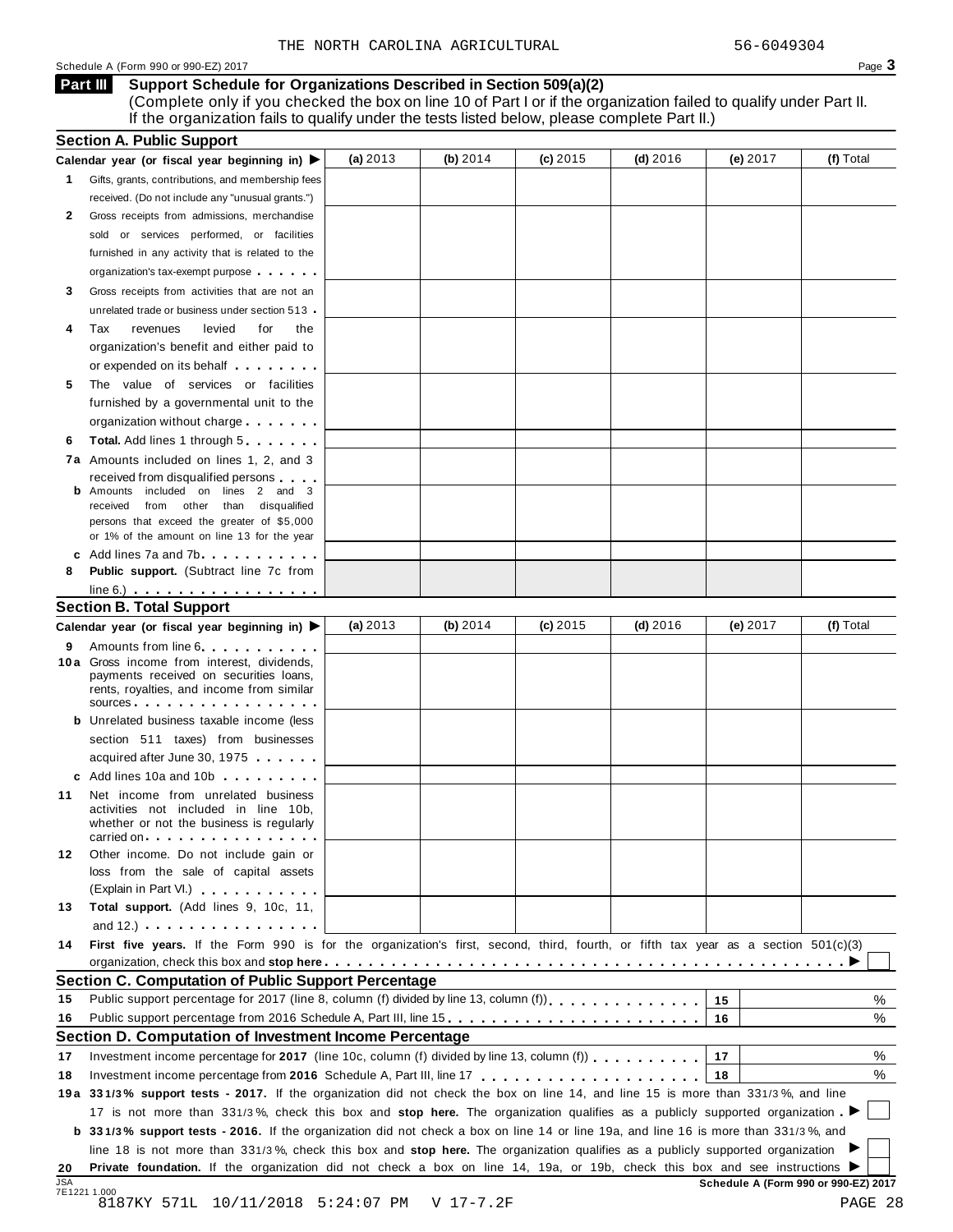THE NORTH CAROLINA AGRICULTURAL 56-6049304

Schedule A (Form 990 or 990-EZ) 2017

## Part III Support Schedule for Organizations Described in Section 509(a)(2)

(Complete only if you checked the box on line 10 of Part I or if the organization failed to qualify under Part II. If the organization fails to qualify under the tests listed below, please complete Part II.)

### Section A. Public Support

| Calendar year (or fiscal year beginning in) ▶ | (a) 2013 | (b) 2014 | (c) 2015 | (d) 2016 | (e) 2017 | (f) Total |
|---|---|---|---|---|---|---|
| **1** Gifts, grants, contributions, and membership fees received. (Do not include any "unusual grants.") | | | | | | |
| **2** Gross receipts from admissions, merchandise sold or services performed, or facilities furnished in any activity that is related to the organization's tax-exempt purpose | | | | | | |
| **3** Gross receipts from activities that are not an unrelated trade or business under section 513 | | | | | | |
| **4** Tax revenues levied for the organization's benefit and either paid to or expended on its behalf | | | | | | |
| **5** The value of services or facilities furnished by a governmental unit to the organization without charge | | | | | | |
| **6** **Total.** Add lines 1 through 5 | | | | | | |
| **7a** Amounts included on lines 1, 2, and 3 received from disqualified persons | | | | | | |
| **b** Amounts included on lines 2 and 3 received from other than disqualified persons that exceed the greater of $5,000 or 1% of the amount on line 13 for the year | | | | | | |
| **c** Add lines 7a and 7b | | | | | | |
| **8** **Public support.** (Subtract line 7c from line 6.) | | | | | | |

### Section B. Total Support

| Calendar year (or fiscal year beginning in) ▶ | (a) 2013 | (b) 2014 | (c) 2015 | (d) 2016 | (e) 2017 | (f) Total |
|---|---|---|---|---|---|---|
| **9** Amounts from line 6 | | | | | | |
| **10a** Gross income from interest, dividends, payments received on securities loans, rents, royalties, and income from similar sources | | | | | | |
| **b** Unrelated business taxable income (less section 511 taxes) from businesses acquired after June 30, 1975 | | | | | | |
| **c** Add lines 10a and 10b | | | | | | |
| **11** Net income from unrelated business activities not included in line 10b, whether or not the business is regularly carried on | | | | | | |
| **12** Other income. Do not include gain or loss from the sale of capital assets (Explain in Part VI.) | | | | | | |
| **13** **Total support.** (Add lines 9, 10c, 11, and 12.) | | | | | | |

**14** **First five years.** If the Form 990 is for the organization's first, second, third, fourth, or fifth tax year as a section 501(c)(3) organization, check this box and **stop here** ▶ ☐

### Section C. Computation of Public Support Percentage

| | | | |
|---|---|---|---|
| **15** | Public support percentage for 2017 (line 8, column (f) divided by line 13, column (f)) | 15 | % |
| **16** | Public support percentage from 2016 Schedule A, Part III, line 15 | 16 | % |

### Section D. Computation of Investment Income Percentage

| | | | |
|---|---|---|---|
| **17** | Investment income percentage for **2017** (line 10c, column (f) divided by line 13, column (f)) | 17 | % |
| **18** | Investment income percentage from **2016** Schedule A, Part III, line 17 | 18 | % |

**19a** **33 1/3% support tests - 2017.** If the organization did not check the box on line 14, and line 15 is more than 33 1/3%, and line 17 is not more than 33 1/3%, check this box and **stop here.** The organization qualifies as a publicly supported organization ▶ ☐

**b** **33 1/3% support tests - 2016.** If the organization did not check a box on line 14 or line 19a, and line 16 is more than 33 1/3%, and line 18 is not more than 33 1/3%, check this box and **stop here.** The organization qualifies as a publicly supported organization ▶ ☐

**20** **Private foundation.** If the organization did not check a box on line 14, 19a, or 19b, check this box and see instructions ▶ ☐

JSA 7E1221 1.000

Schedule A (Form 990 or 990-EZ) 2017

8187KY 571L 10/11/2018 5:24:07 PM V 17-7.2F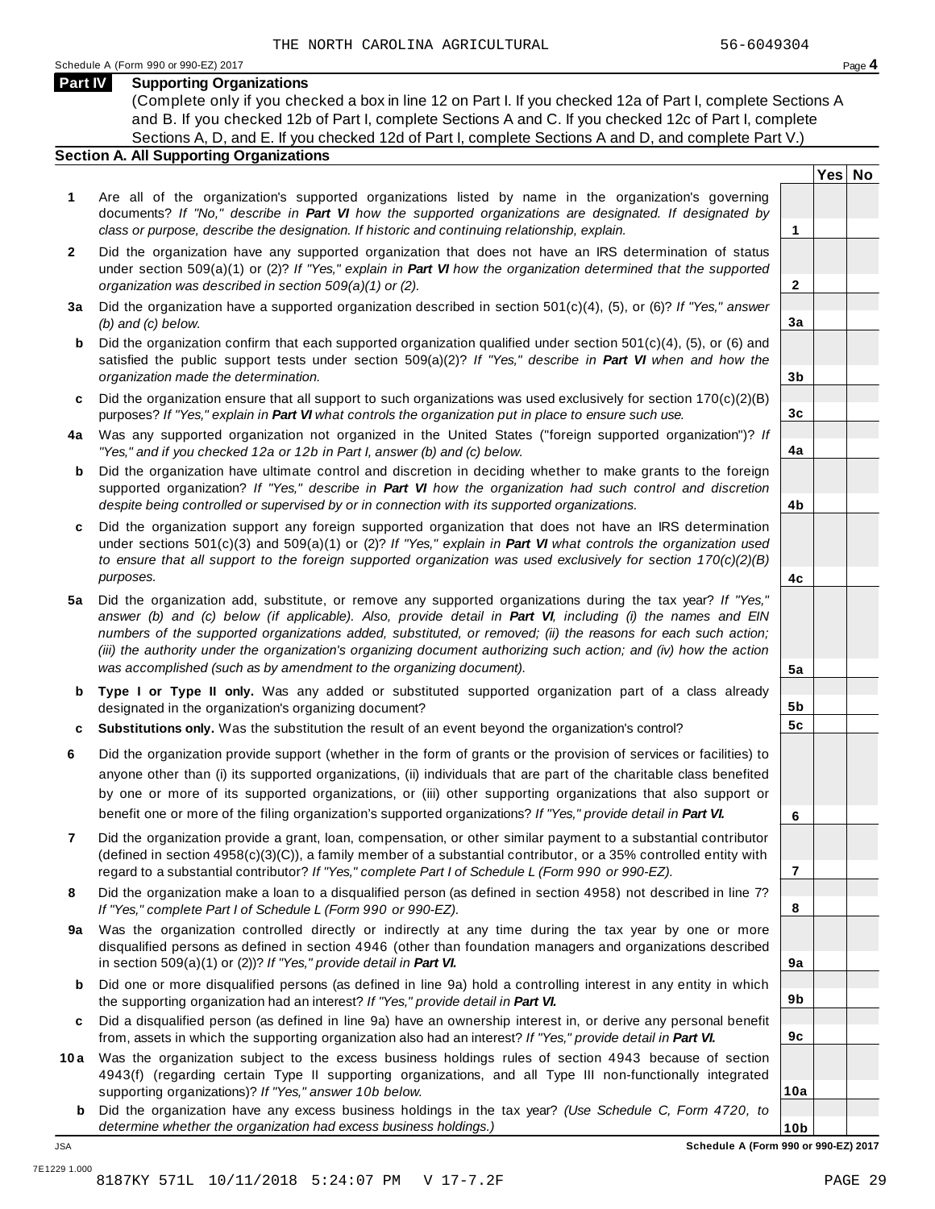THE NORTH CAROLINA AGRICULTURAL 56-6049304

Schedule A (Form 990 or 990-EZ) 2017

**Part IV Supporting Organizations**

(Complete only if you checked a box in line 12 on Part I. If you checked 12a of Part I, complete Sections A and B. If you checked 12b of Part I, complete Sections A and C. If you checked 12c of Part I, complete Sections A, D, and E. If you checked 12d of Part I, complete Sections A and D, and complete Part V.)

**Section A. All Supporting Organizations**

| | | | Yes | No |
|---|---|---|---|---|
| **1** | Are all of the organization's supported organizations listed by name in the organization's governing documents? *If "No," describe in **Part VI** how the supported organizations are designated. If designated by class or purpose, describe the designation. If historic and continuing relationship, explain.* | 1 | | |
| **2** | Did the organization have any supported organization that does not have an IRS determination of status under section 509(a)(1) or (2)? *If "Yes," explain in **Part VI** how the organization determined that the supported organization was described in section 509(a)(1) or (2).* | 2 | | |
| **3a** | Did the organization have a supported organization described in section 501(c)(4), (5), or (6)? *If "Yes," answer (b) and (c) below.* | 3a | | |
| **b** | Did the organization confirm that each supported organization qualified under section 501(c)(4), (5), or (6) and satisfied the public support tests under section 509(a)(2)? *If "Yes," describe in **Part VI** when and how the organization made the determination.* | 3b | | |
| **c** | Did the organization ensure that all support to such organizations was used exclusively for section 170(c)(2)(B) purposes? *If "Yes," explain in **Part VI** what controls the organization put in place to ensure such use.* | 3c | | |
| **4a** | Was any supported organization not organized in the United States ("foreign supported organization")? *If "Yes," and if you checked 12a or 12b in Part I, answer (b) and (c) below.* | 4a | | |
| **b** | Did the organization have ultimate control and discretion in deciding whether to make grants to the foreign supported organization? *If "Yes," describe in **Part VI** how the organization had such control and discretion despite being controlled or supervised by or in connection with its supported organizations.* | 4b | | |
| **c** | Did the organization support any foreign supported organization that does not have an IRS determination under sections 501(c)(3) and 509(a)(1) or (2)? *If "Yes," explain in **Part VI** what controls the organization used to ensure that all support to the foreign supported organization was used exclusively for section 170(c)(2)(B) purposes.* | 4c | | |
| **5a** | Did the organization add, substitute, or remove any supported organizations during the tax year? *If "Yes," answer (b) and (c) below (if applicable). Also, provide detail in **Part VI**, including (i) the names and EIN numbers of the supported organizations added, substituted, or removed; (ii) the reasons for each such action; (iii) the authority under the organization's organizing document authorizing such action; and (iv) how the action was accomplished (such as by amendment to the organizing document).* | 5a | | |
| **b** | **Type I or Type II only.** Was any added or substituted supported organization part of a class already designated in the organization's organizing document? | 5b | | |
| **c** | **Substitutions only.** Was the substitution the result of an event beyond the organization's control? | 5c | | |
| **6** | Did the organization provide support (whether in the form of grants or the provision of services or facilities) to anyone other than (i) its supported organizations, (ii) individuals that are part of the charitable class benefited by one or more of its supported organizations, or (iii) other supporting organizations that also support or benefit one or more of the filing organization's supported organizations? *If "Yes," provide detail in **Part VI.*** | 6 | | |
| **7** | Did the organization provide a grant, loan, compensation, or other similar payment to a substantial contributor (defined in section 4958(c)(3)(C)), a family member of a substantial contributor, or a 35% controlled entity with regard to a substantial contributor? *If "Yes," complete Part I of Schedule L (Form 990 or 990-EZ).* | 7 | | |
| **8** | Did the organization make a loan to a disqualified person (as defined in section 4958) not described in line 7? *If "Yes," complete Part I of Schedule L (Form 990 or 990-EZ).* | 8 | | |
| **9a** | Was the organization controlled directly or indirectly at any time during the tax year by one or more disqualified persons as defined in section 4946 (other than foundation managers and organizations described in section 509(a)(1) or (2))? *If "Yes," provide detail in **Part VI.*** | 9a | | |
| **b** | Did one or more disqualified persons (as defined in line 9a) hold a controlling interest in any entity in which the supporting organization had an interest? *If "Yes," provide detail in **Part VI.*** | 9b | | |
| **c** | Did a disqualified person (as defined in line 9a) have an ownership interest in, or derive any personal benefit from, assets in which the supporting organization also had an interest? *If "Yes," provide detail in **Part VI.*** | 9c | | |
| **10a** | Was the organization subject to the excess business holdings rules of section 4943 because of section 4943(f) (regarding certain Type II supporting organizations, and all Type III non-functionally integrated supporting organizations)? *If "Yes," answer 10b below.* | 10a | | |
| **b** | Did the organization have any excess business holdings in the tax year? *(Use Schedule C, Form 4720, to determine whether the organization had excess business holdings.)* | 10b | | |

JSA **Schedule A (Form 990 or 990-EZ) 2017**

7E1229 1.000

8187KY 571L 10/11/2018 5:24:07 PM V 17-7.2F PAGE 29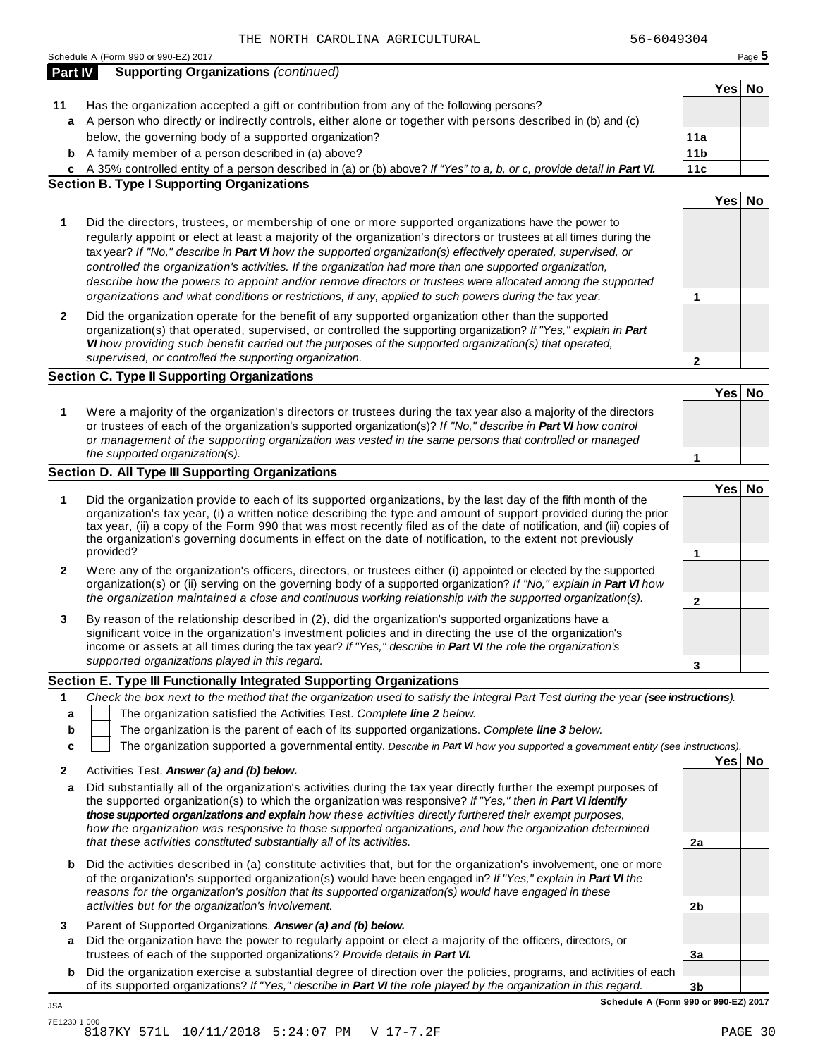THE NORTH CAROLINA AGRICULTURAL 56-6049304

Schedule A (Form 990 or 990-EZ) 2017

## Part IV Supporting Organizations *(continued)*

| | | | Yes | No |
|---|---|---|---|---|
| **11** | Has the organization accepted a gift or contribution from any of the following persons? | | | |
| **a** | A person who directly or indirectly controls, either alone or together with persons described in (b) and (c) below, the governing body of a supported organization? | **11a** | | |
| **b** | A family member of a person described in (a) above? | **11b** | | |
| **c** | A 35% controlled entity of a person described in (a) or (b) above? *If "Yes" to a, b, or c, provide detail in **Part VI.*** | **11c** | | |

### Section B. Type I Supporting Organizations

| | | | Yes | No |
|---|---|---|---|---|
| **1** | Did the directors, trustees, or membership of one or more supported organizations have the power to regularly appoint or elect at least a majority of the organization's directors or trustees at all times during the tax year? *If "No," describe in **Part VI** how the supported organization(s) effectively operated, supervised, or controlled the organization's activities. If the organization had more than one supported organization, describe how the powers to appoint and/or remove directors or trustees were allocated among the supported organizations and what conditions or restrictions, if any, applied to such powers during the tax year.* | **1** | | |
| **2** | Did the organization operate for the benefit of any supported organization other than the supported organization(s) that operated, supervised, or controlled the supporting organization? *If "Yes," explain in **Part VI** how providing such benefit carried out the purposes of the supported organization(s) that operated, supervised, or controlled the supporting organization.* | **2** | | |

### Section C. Type II Supporting Organizations

| | | | Yes | No |
|---|---|---|---|---|
| **1** | Were a majority of the organization's directors or trustees during the tax year also a majority of the directors or trustees of each of the organization's supported organization(s)? *If "No," describe in **Part VI** how control or management of the supporting organization was vested in the same persons that controlled or managed the supported organization(s).* | **1** | | |

### Section D. All Type III Supporting Organizations

| | | | Yes | No |
|---|---|---|---|---|
| **1** | Did the organization provide to each of its supported organizations, by the last day of the fifth month of the organization's tax year, (i) a written notice describing the type and amount of support provided during the prior tax year, (ii) a copy of the Form 990 that was most recently filed as of the date of notification, and (iii) copies of the organization's governing documents in effect on the date of notification, to the extent not previously provided? | **1** | | |
| **2** | Were any of the organization's officers, directors, or trustees either (i) appointed or elected by the supported organization(s) or (ii) serving on the governing body of a supported organization? *If "No," explain in **Part VI** how the organization maintained a close and continuous working relationship with the supported organization(s).* | **2** | | |
| **3** | By reason of the relationship described in (2), did the organization's supported organizations have a significant voice in the organization's investment policies and in directing the use of the organization's income or assets at all times during the tax year? *If "Yes," describe in **Part VI** the role the organization's supported organizations played in this regard.* | **3** | | |

### Section E. Type III Functionally Integrated Supporting Organizations

**1** *Check the box next to the method that the organization used to satisfy the Integral Part Test during the year (**see instructions**).*

- **a** ☐ The organization satisfied the Activities Test. *Complete **line 2** below.*
- **b** ☐ The organization is the parent of each of its supported organizations. *Complete **line 3** below.*
- **c** ☐ The organization supported a governmental entity. *Describe in **Part VI** how you supported a government entity (see instructions).*

| | | | Yes | No |
|---|---|---|---|---|
| **2** | Activities Test. ***Answer (a) and (b) below.*** | | | |
| **a** | Did substantially all of the organization's activities during the tax year directly further the exempt purposes of the supported organization(s) to which the organization was responsive? *If "Yes," then in **Part VI identify those supported organizations and explain** how these activities directly furthered their exempt purposes, how the organization was responsive to those supported organizations, and how the organization determined that these activities constituted substantially all of its activities.* | **2a** | | |
| **b** | Did the activities described in (a) constitute activities that, but for the organization's involvement, one or more of the organization's supported organization(s) would have been engaged in? *If "Yes," explain in **Part VI** the reasons for the organization's position that its supported organization(s) would have engaged in these activities but for the organization's involvement.* | **2b** | | |
| **3** | Parent of Supported Organizations. ***Answer (a) and (b) below.*** | | | |
| **a** | Did the organization have the power to regularly appoint or elect a majority of the officers, directors, or trustees of each of the supported organizations? *Provide details in **Part VI.*** | **3a** | | |
| **b** | Did the organization exercise a substantial degree of direction over the policies, programs, and activities of each of its supported organizations? *If "Yes," describe in **Part VI** the role played by the organization in this regard.* | **3b** | | |

**Schedule A (Form 990 or 990-EZ) 2017**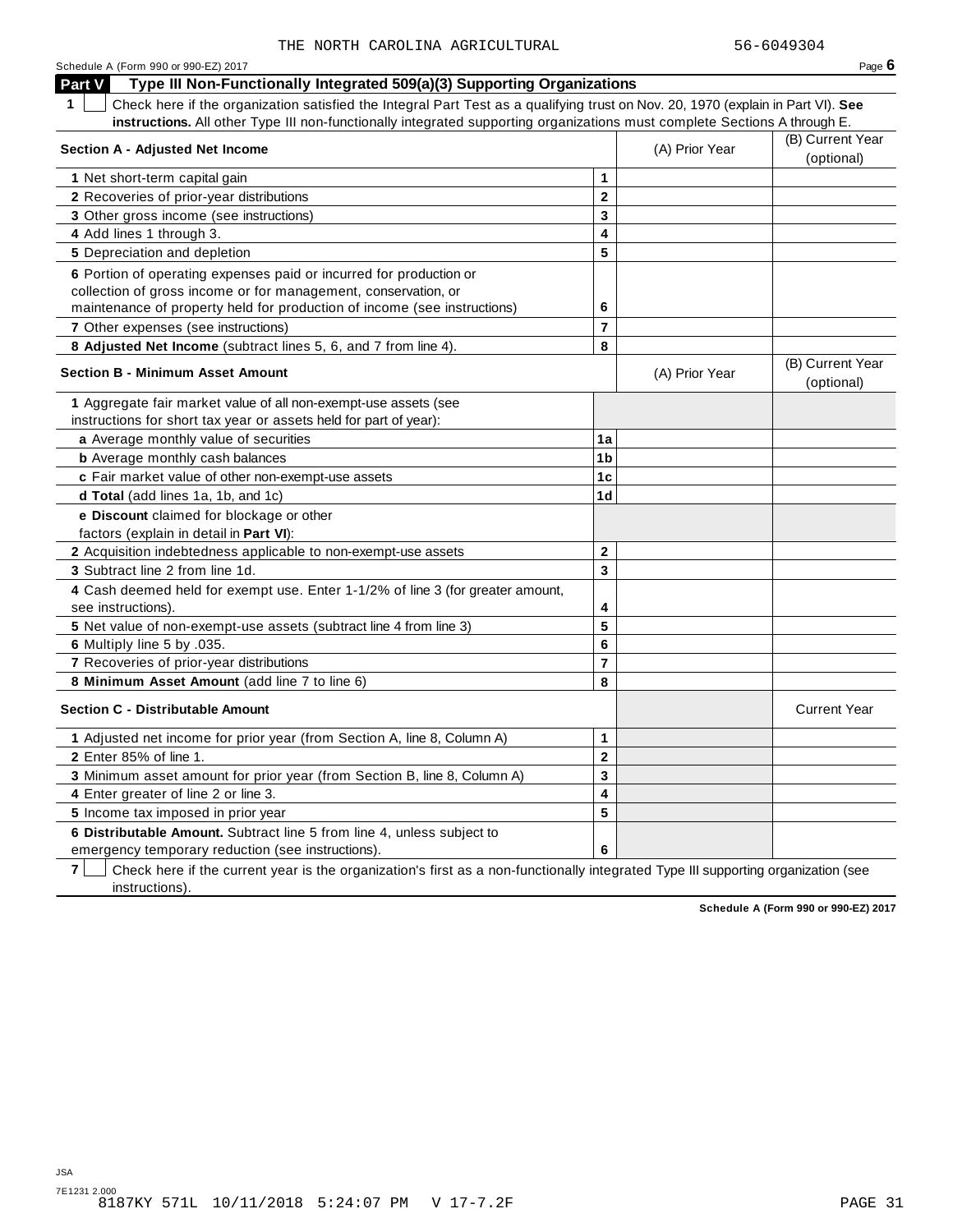THE NORTH CAROLINA AGRICULTURAL 56-6049304

Schedule A (Form 990 or 990-EZ) 2017 Page **6**

## Part V Type III Non-Functionally Integrated 509(a)(3) Supporting Organizations

**1** ☐ Check here if the organization satisfied the Integral Part Test as a qualifying trust on Nov. 20, 1970 (explain in Part VI). **See instructions.** All other Type III non-functionally integrated supporting organizations must complete Sections A through E.

| **Section A - Adjusted Net Income** | | (A) Prior Year | (B) Current Year (optional) |
|---|---|---|---|
| **1** Net short-term capital gain | **1** | | |
| **2** Recoveries of prior-year distributions | **2** | | |
| **3** Other gross income (see instructions) | **3** | | |
| **4** Add lines 1 through 3. | **4** | | |
| **5** Depreciation and depletion | **5** | | |
| **6** Portion of operating expenses paid or incurred for production or collection of gross income or for management, conservation, or maintenance of property held for production of income (see instructions) | **6** | | |
| **7** Other expenses (see instructions) | **7** | | |
| **8 Adjusted Net Income** (subtract lines 5, 6, and 7 from line 4). | **8** | | |

| **Section B - Minimum Asset Amount** | | (A) Prior Year | (B) Current Year (optional) |
|---|---|---|---|
| **1** Aggregate fair market value of all non-exempt-use assets (see instructions for short tax year or assets held for part of year): | | | |
| **a** Average monthly value of securities | **1a** | | |
| **b** Average monthly cash balances | **1b** | | |
| **c** Fair market value of other non-exempt-use assets | **1c** | | |
| **d Total** (add lines 1a, 1b, and 1c) | **1d** | | |
| **e Discount** claimed for blockage or other factors (explain in detail in **Part VI**): | | | |
| **2** Acquisition indebtedness applicable to non-exempt-use assets | **2** | | |
| **3** Subtract line 2 from line 1d. | **3** | | |
| **4** Cash deemed held for exempt use. Enter 1-1/2% of line 3 (for greater amount, see instructions). | **4** | | |
| **5** Net value of non-exempt-use assets (subtract line 4 from line 3) | **5** | | |
| **6** Multiply line 5 by .035. | **6** | | |
| **7** Recoveries of prior-year distributions | **7** | | |
| **8 Minimum Asset Amount** (add line 7 to line 6) | **8** | | |

| **Section C - Distributable Amount** | | | Current Year |
|---|---|---|---|
| **1** Adjusted net income for prior year (from Section A, line 8, Column A) | **1** | | |
| **2** Enter 85% of line 1. | **2** | | |
| **3** Minimum asset amount for prior year (from Section B, line 8, Column A) | **3** | | |
| **4** Enter greater of line 2 or line 3. | **4** | | |
| **5** Income tax imposed in prior year | **5** | | |
| **6 Distributable Amount.** Subtract line 5 from line 4, unless subject to emergency temporary reduction (see instructions). | **6** | | |

**7** ☐ Check here if the current year is the organization's first as a non-functionally integrated Type III supporting organization (see instructions).

**Schedule A (Form 990 or 990-EZ) 2017**

JSA
7E1231 2.000
8187KY 571L 10/11/2018 5:24:07 PM V 17-7.2F PAGE 31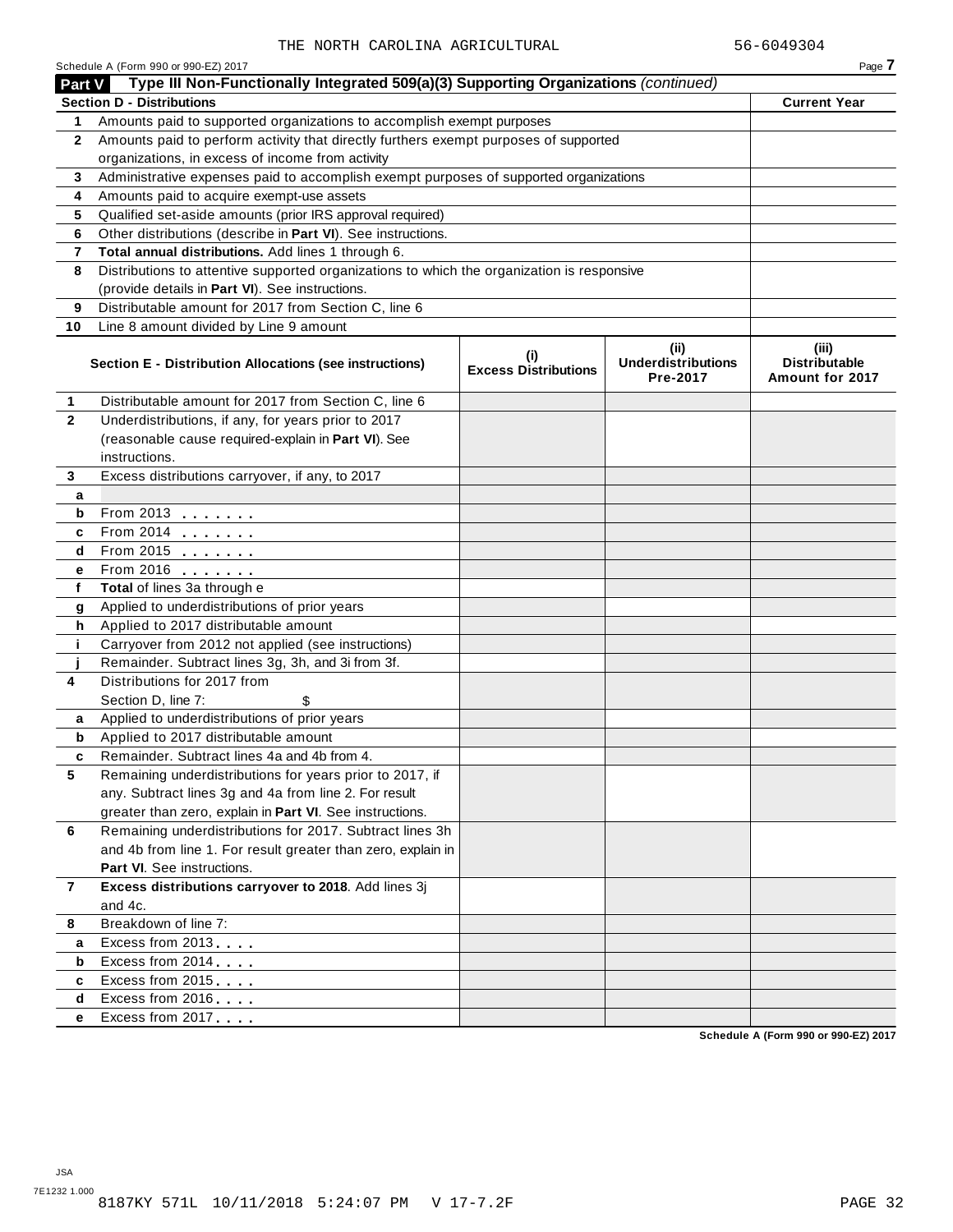THE NORTH CAROLINA AGRICULTURAL 56-6049304

Schedule A (Form 990 or 990-EZ) 2017 Page **7**

## Part V Type III Non-Functionally Integrated 509(a)(3) Supporting Organizations *(continued)*

| **Section D - Distributions** | | **Current Year** |
|---|---|---|
| **1** | Amounts paid to supported organizations to accomplish exempt purposes | |
| **2** | Amounts paid to perform activity that directly furthers exempt purposes of supported organizations, in excess of income from activity | |
| **3** | Administrative expenses paid to accomplish exempt purposes of supported organizations | |
| **4** | Amounts paid to acquire exempt-use assets | |
| **5** | Qualified set-aside amounts (prior IRS approval required) | |
| **6** | Other distributions (describe in **Part VI**). See instructions. | |
| **7** | **Total annual distributions.** Add lines 1 through 6. | |
| **8** | Distributions to attentive supported organizations to which the organization is responsive (provide details in **Part VI**). See instructions. | |
| **9** | Distributable amount for 2017 from Section C, line 6 | |
| **10** | Line 8 amount divided by Line 9 amount | |

| | **Section E - Distribution Allocations (see instructions)** | **(i) Excess Distributions** | **(ii) Underdistributions Pre-2017** | **(iii) Distributable Amount for 2017** |
|---|---|---|---|---|
| **1** | Distributable amount for 2017 from Section C, line 6 | | | |
| **2** | Underdistributions, if any, for years prior to 2017 (reasonable cause required-explain in **Part VI**). See instructions. | | | |
| **3** | Excess distributions carryover, if any, to 2017 | | | |
| **a** | | | | |
| **b** | From 2013 . . . . . . . | | | |
| **c** | From 2014 . . . . . . . | | | |
| **d** | From 2015 . . . . . . . | | | |
| **e** | From 2016 . . . . . . . | | | |
| **f** | **Total** of lines 3a through e | | | |
| **g** | Applied to underdistributions of prior years | | | |
| **h** | Applied to 2017 distributable amount | | | |
| **i** | Carryover from 2012 not applied (see instructions) | | | |
| **j** | Remainder. Subtract lines 3g, 3h, and 3i from 3f. | | | |
| **4** | Distributions for 2017 from Section D, line 7: $ | | | |
| **a** | Applied to underdistributions of prior years | | | |
| **b** | Applied to 2017 distributable amount | | | |
| **c** | Remainder. Subtract lines 4a and 4b from 4. | | | |
| **5** | Remaining underdistributions for years prior to 2017, if any. Subtract lines 3g and 4a from line 2. For result greater than zero, explain in **Part VI**. See instructions. | | | |
| **6** | Remaining underdistributions for 2017. Subtract lines 3h and 4b from line 1. For result greater than zero, explain in **Part VI**. See instructions. | | | |
| **7** | **Excess distributions carryover to 2018**. Add lines 3j and 4c. | | | |
| **8** | Breakdown of line 7: | | | |
| **a** | Excess from 2013 . . . . | | | |
| **b** | Excess from 2014 . . . . | | | |
| **c** | Excess from 2015 . . . . | | | |
| **d** | Excess from 2016 . . . . | | | |
| **e** | Excess from 2017 . . . . | | | |

**Schedule A (Form 990 or 990-EZ) 2017**

JSA
7E1232 1.000
8187KY 571L 10/11/2018 5:24:07 PM V 17-7.2F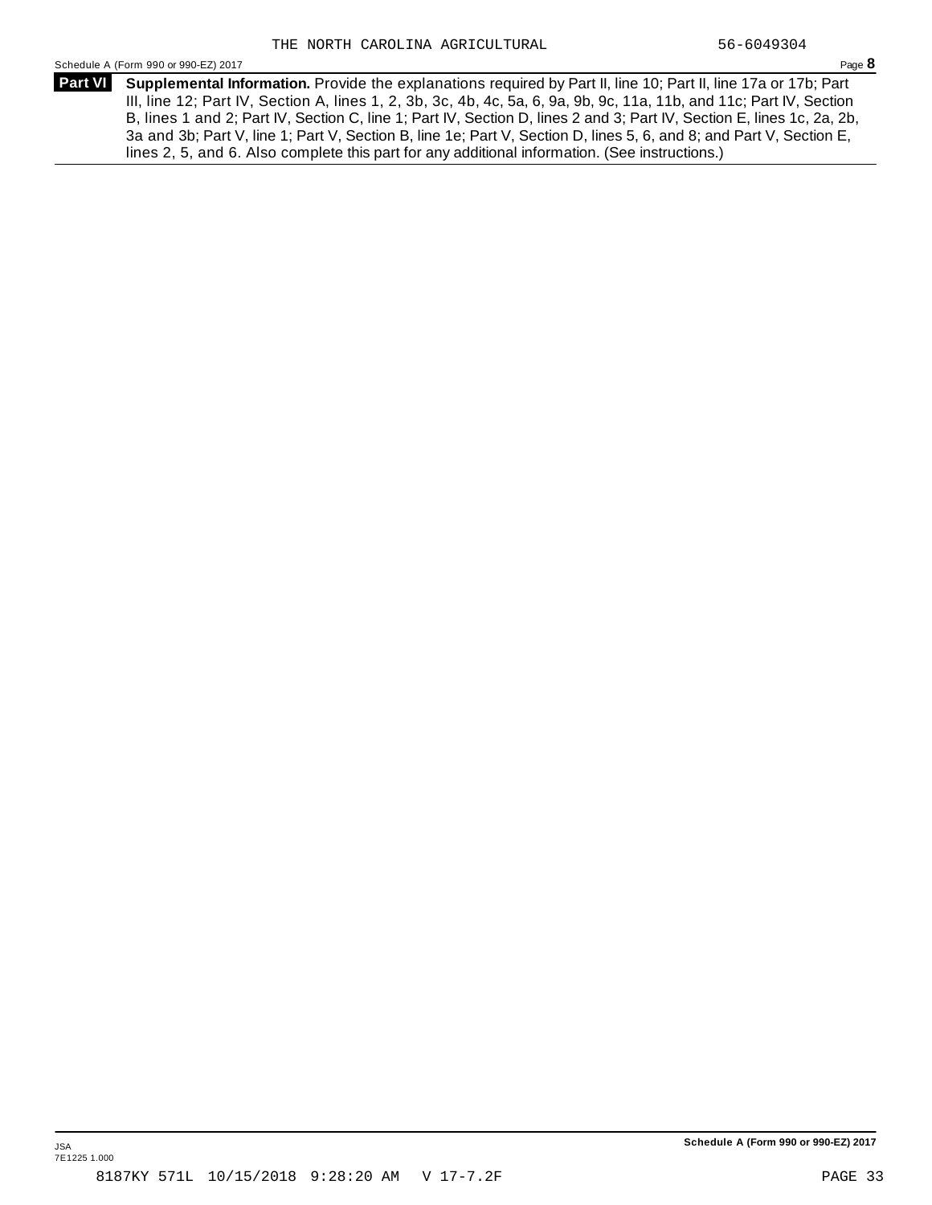THE NORTH CAROLINA AGRICULTURAL 56-6049304

Schedule A (Form 990 or 990-EZ) 2017

## Part VI Supplemental Information.

Provide the explanations required by Part II, line 10; Part II, line 17a or 17b; Part III, line 12; Part IV, Section A, lines 1, 2, 3b, 3c, 4b, 4c, 5a, 6, 9a, 9b, 9c, 11a, 11b, and 11c; Part IV, Section B, lines 1 and 2; Part IV, Section C, line 1; Part IV, Section D, lines 2 and 3; Part IV, Section E, lines 1c, 2a, 2b, 3a and 3b; Part V, line 1; Part V, Section B, line 1e; Part V, Section D, lines 5, 6, and 8; and Part V, Section E, lines 2, 5, and 6. Also complete this part for any additional information. (See instructions.)

JSA
7E1225 1.000

**Schedule A (Form 990 or 990-EZ) 2017**

8187KY 571L 10/15/2018 9:28:20 AM V 17-7.2F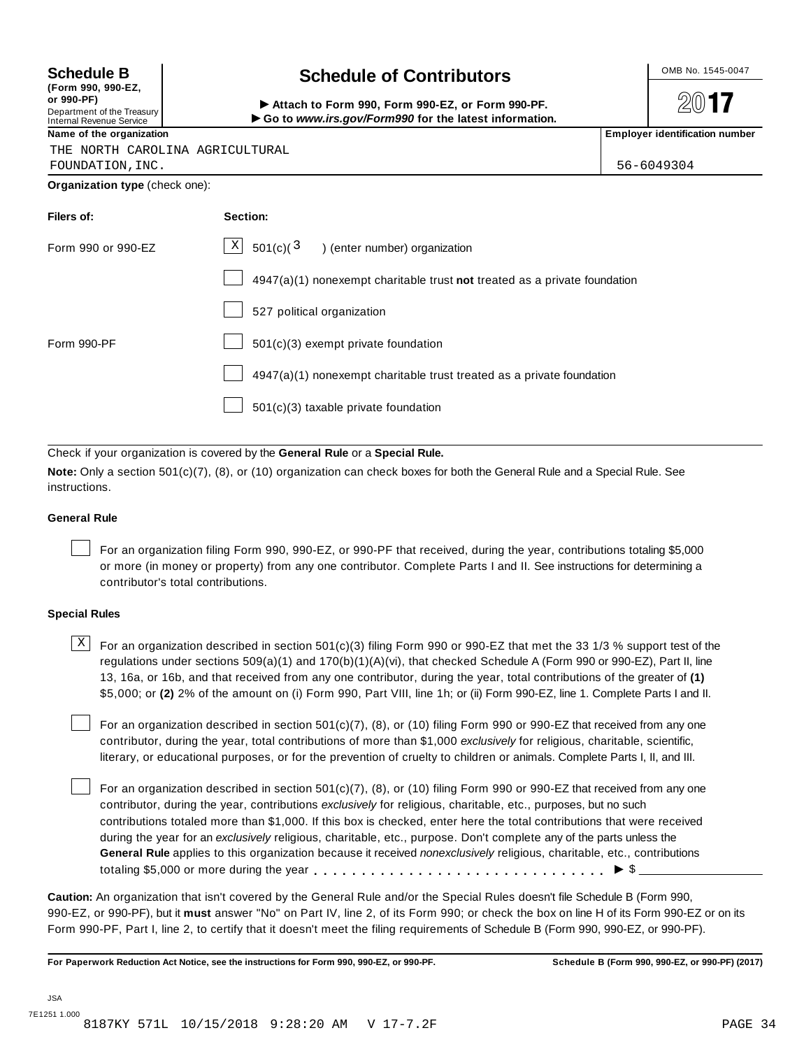**Schedule B**
**(Form 990, 990-EZ, or 990-PF)**
Department of the Treasury
Internal Revenue Service

# Schedule of Contributors

► **Attach to Form 990, Form 990-EZ, or Form 990-PF.**
► **Go to *www.irs.gov/Form990* for the latest information.**

OMB No. 1545-0047

**2017**

**Name of the organization**
THE NORTH CAROLINA AGRICULTURAL FOUNDATION,INC.

**Employer identification number**
56-6049304

**Organization type** (check one):

| **Filers of:** | **Section:** |
|---|---|
| Form 990 or 990-EZ | [X] 501(c)( 3 ) (enter number) organization |
| | [ ] 4947(a)(1) nonexempt charitable trust **not** treated as a private foundation |
| | [ ] 527 political organization |
| Form 990-PF | [ ] 501(c)(3) exempt private foundation |
| | [ ] 4947(a)(1) nonexempt charitable trust treated as a private foundation |
| | [ ] 501(c)(3) taxable private foundation |

Check if your organization is covered by the **General Rule** or a **Special Rule.**

**Note:** Only a section 501(c)(7), (8), or (10) organization can check boxes for both the General Rule and a Special Rule. See instructions.

### General Rule

[ ] For an organization filing Form 990, 990-EZ, or 990-PF that received, during the year, contributions totaling $5,000 or more (in money or property) from any one contributor. Complete Parts I and II. See instructions for determining a contributor's total contributions.

### Special Rules

[X] For an organization described in section 501(c)(3) filing Form 990 or 990-EZ that met the 33 1/3 % support test of the regulations under sections 509(a)(1) and 170(b)(1)(A)(vi), that checked Schedule A (Form 990 or 990-EZ), Part II, line 13, 16a, or 16b, and that received from any one contributor, during the year, total contributions of the greater of **(1)** $5,000; or **(2)** 2% of the amount on (i) Form 990, Part VIII, line 1h; or (ii) Form 990-EZ, line 1. Complete Parts I and II.

[ ] For an organization described in section 501(c)(7), (8), or (10) filing Form 990 or 990-EZ that received from any one contributor, during the year, total contributions of more than $1,000 *exclusively* for religious, charitable, scientific, literary, or educational purposes, or for the prevention of cruelty to children or animals. Complete Parts I, II, and III.

[ ] For an organization described in section 501(c)(7), (8), or (10) filing Form 990 or 990-EZ that received from any one contributor, during the year, contributions *exclusively* for religious, charitable, etc., purposes, but no such contributions totaled more than $1,000. If this box is checked, enter here the total contributions that were received during the year for an *exclusively* religious, charitable, etc., purpose. Don't complete any of the parts unless the **General Rule** applies to this organization because it received *nonexclusively* religious, charitable, etc., contributions totaling $5,000 or more during the year . . . . . . . . . . . . . . . . . . . . . . . . . . . . . ► $ ____________

**Caution:** An organization that isn't covered by the General Rule and/or the Special Rules doesn't file Schedule B (Form 990, 990-EZ, or 990-PF), but it **must** answer "No" on Part IV, line 2, of its Form 990; or check the box on line H of its Form 990-EZ or on its Form 990-PF, Part I, line 2, to certify that it doesn't meet the filing requirements of Schedule B (Form 990, 990-EZ, or 990-PF).

**For Paperwork Reduction Act Notice, see the instructions for Form 990, 990-EZ, or 990-PF.** **Schedule B (Form 990, 990-EZ, or 990-PF) (2017)**

JSA
7E1251 1.000
8187KY 571L 10/15/2018 9:28:20 AM V 17-7.2F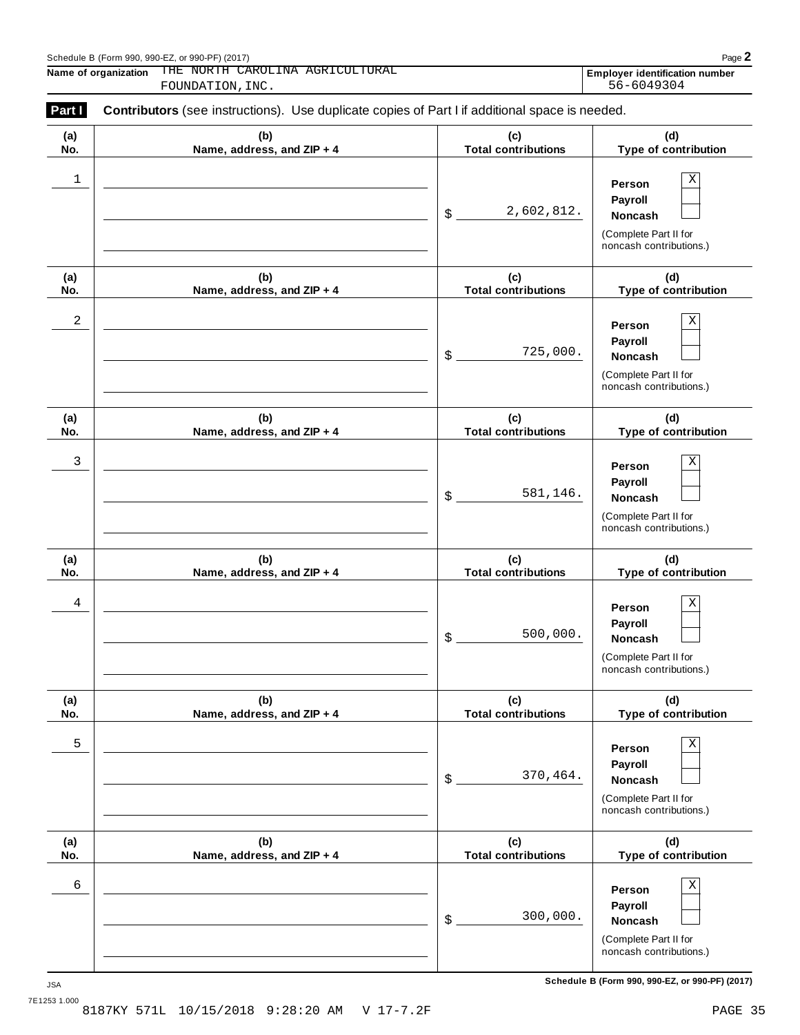Schedule B (Form 990, 990-EZ, or 990-PF) (2017)

**Name of organization** THE NORTH CAROLINA AGRICULTURAL FOUNDATION, INC.

**Employer identification number** 56-6049304

**Part I** **Contributors** (see instructions). Use duplicate copies of Part I if additional space is needed.

| (a) No. | (b) Name, address, and ZIP + 4 | (c) Total contributions | (d) Type of contribution |
|---|---|---|---|
| 1 | | $ 2,602,812. | Person [X] Payroll [ ] Noncash [ ] (Complete Part II for noncash contributions.) |
| 2 | | $ 725,000. | Person [X] Payroll [ ] Noncash [ ] (Complete Part II for noncash contributions.) |
| 3 | | $ 581,146. | Person [X] Payroll [ ] Noncash [ ] (Complete Part II for noncash contributions.) |
| 4 | | $ 500,000. | Person [X] Payroll [ ] Noncash [ ] (Complete Part II for noncash contributions.) |
| 5 | | $ 370,464. | Person [X] Payroll [ ] Noncash [ ] (Complete Part II for noncash contributions.) |
| 6 | | $ 300,000. | Person [X] Payroll [ ] Noncash [ ] (Complete Part II for noncash contributions.) |

JSA 7E1253 1.000

8187KY 571L 10/15/2018 9:28:20 AM V 17-7.2F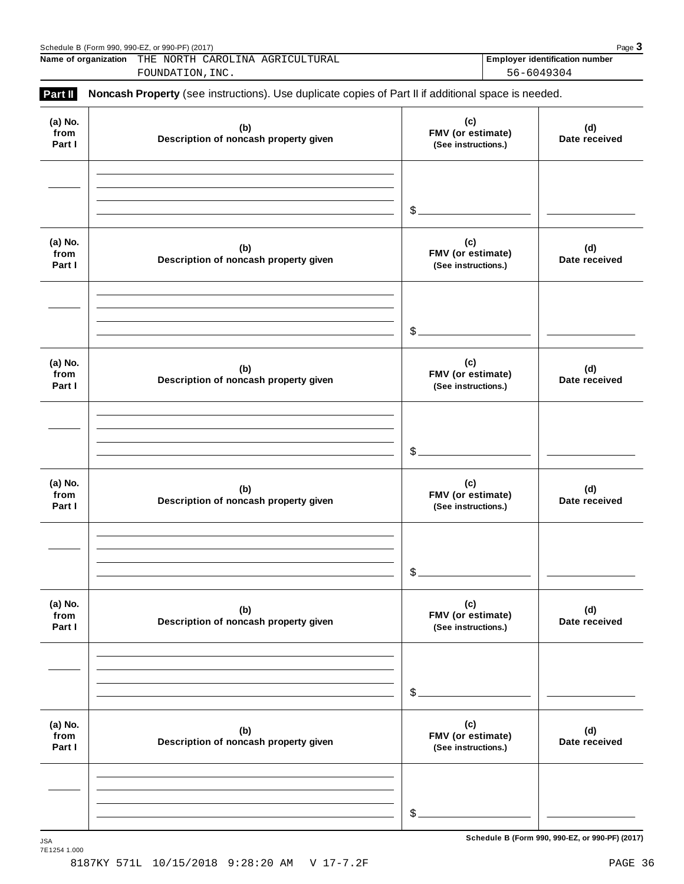Name of organization THE NORTH CAROLINA AGRICULTURAL FOUNDATION,INC.

Employer identification number 56-6049304

**Part II** **Noncash Property** (see instructions). Use duplicate copies of Part II if additional space is needed.

| (a) No. from Part I | (b) Description of noncash property given | (c) FMV (or estimate) (See instructions.) | (d) Date received |
|---|---|---|---|
| | | $ | |

| (a) No. from Part I | (b) Description of noncash property given | (c) FMV (or estimate) (See instructions.) | (d) Date received |
|---|---|---|---|
| | | $ | |

| (a) No. from Part I | (b) Description of noncash property given | (c) FMV (or estimate) (See instructions.) | (d) Date received |
|---|---|---|---|
| | | $ | |

| (a) No. from Part I | (b) Description of noncash property given | (c) FMV (or estimate) (See instructions.) | (d) Date received |
|---|---|---|---|
| | | $ | |

| (a) No. from Part I | (b) Description of noncash property given | (c) FMV (or estimate) (See instructions.) | (d) Date received |
|---|---|---|---|
| | | $ | |

| (a) No. from Part I | (b) Description of noncash property given | (c) FMV (or estimate) (See instructions.) | (d) Date received |
|---|---|---|---|
| | | $ | |

Schedule B (Form 990, 990-EZ, or 990-PF) (2017)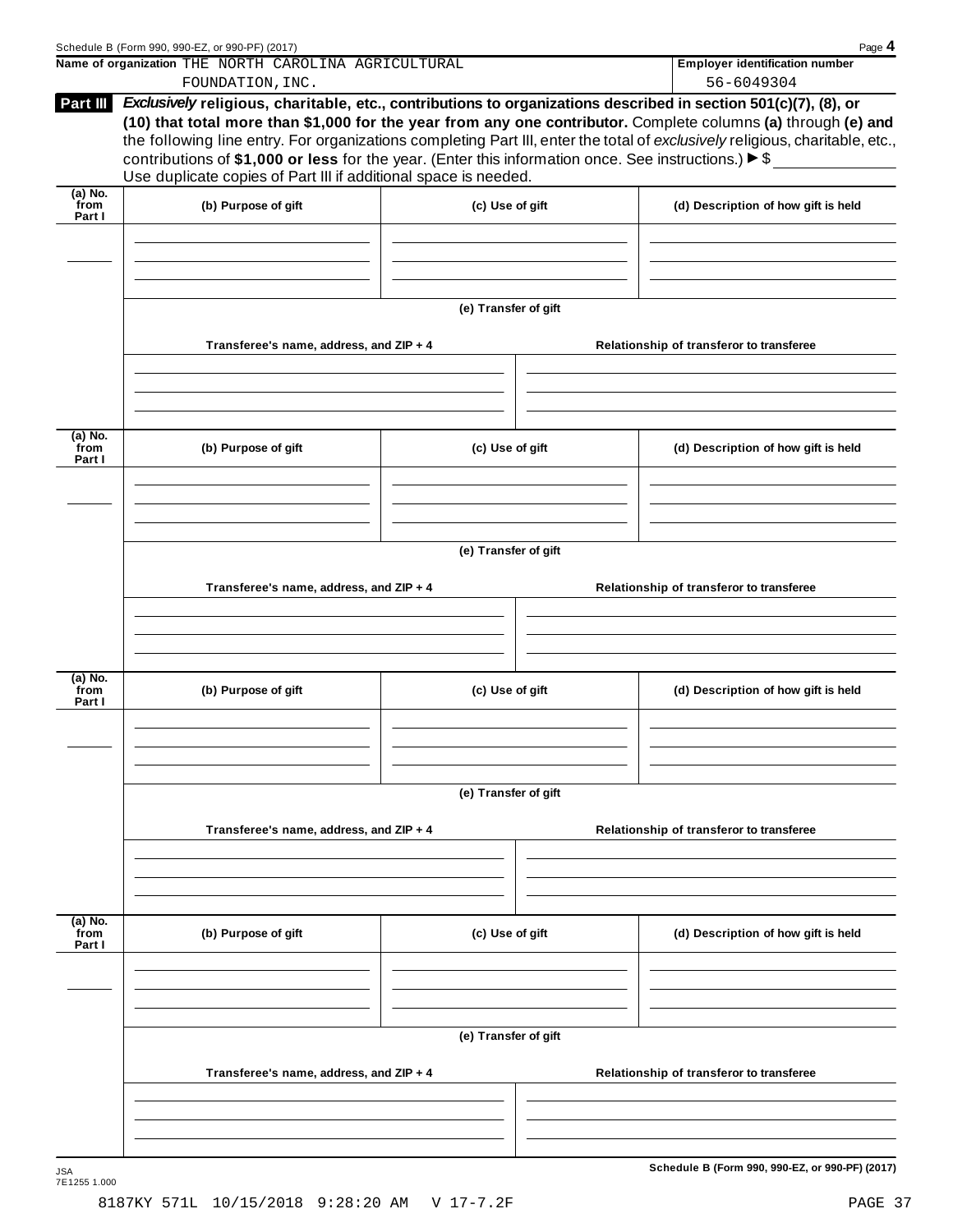**Name of organization** THE NORTH CAROLINA AGRICULTURAL FOUNDATION, INC.

**Employer identification number** 56-6049304

**Part III** ***Exclusively*** **religious, charitable, etc., contributions to organizations described in section 501(c)(7), (8), or (10) that total more than $1,000 for the year from any one contributor.** Complete columns **(a)** through **(e)** and the following line entry. For organizations completing Part III, enter the total of *exclusively* religious, charitable, etc., contributions of **$1,000 or less** for the year. (Enter this information once. See instructions.) ▶ $ ____________
Use duplicate copies of Part III if additional space is needed.

| (a) No. from Part I | (b) Purpose of gift | (c) Use of gift | (d) Description of how gift is held |
|---|---|---|---|
| | | | |

**(e) Transfer of gift**

| Transferee's name, address, and ZIP + 4 | Relationship of transferor to transferee |
|---|---|
| | |

| (a) No. from Part I | (b) Purpose of gift | (c) Use of gift | (d) Description of how gift is held |
|---|---|---|---|
| | | | |

**(e) Transfer of gift**

| Transferee's name, address, and ZIP + 4 | Relationship of transferor to transferee |
|---|---|
| | |

| (a) No. from Part I | (b) Purpose of gift | (c) Use of gift | (d) Description of how gift is held |
|---|---|---|---|
| | | | |

**(e) Transfer of gift**

| Transferee's name, address, and ZIP + 4 | Relationship of transferor to transferee |
|---|---|
| | |

| (a) No. from Part I | (b) Purpose of gift | (c) Use of gift | (d) Description of how gift is held |
|---|---|---|---|
| | | | |

**(e) Transfer of gift**

| Transferee's name, address, and ZIP + 4 | Relationship of transferor to transferee |
|---|---|
| | |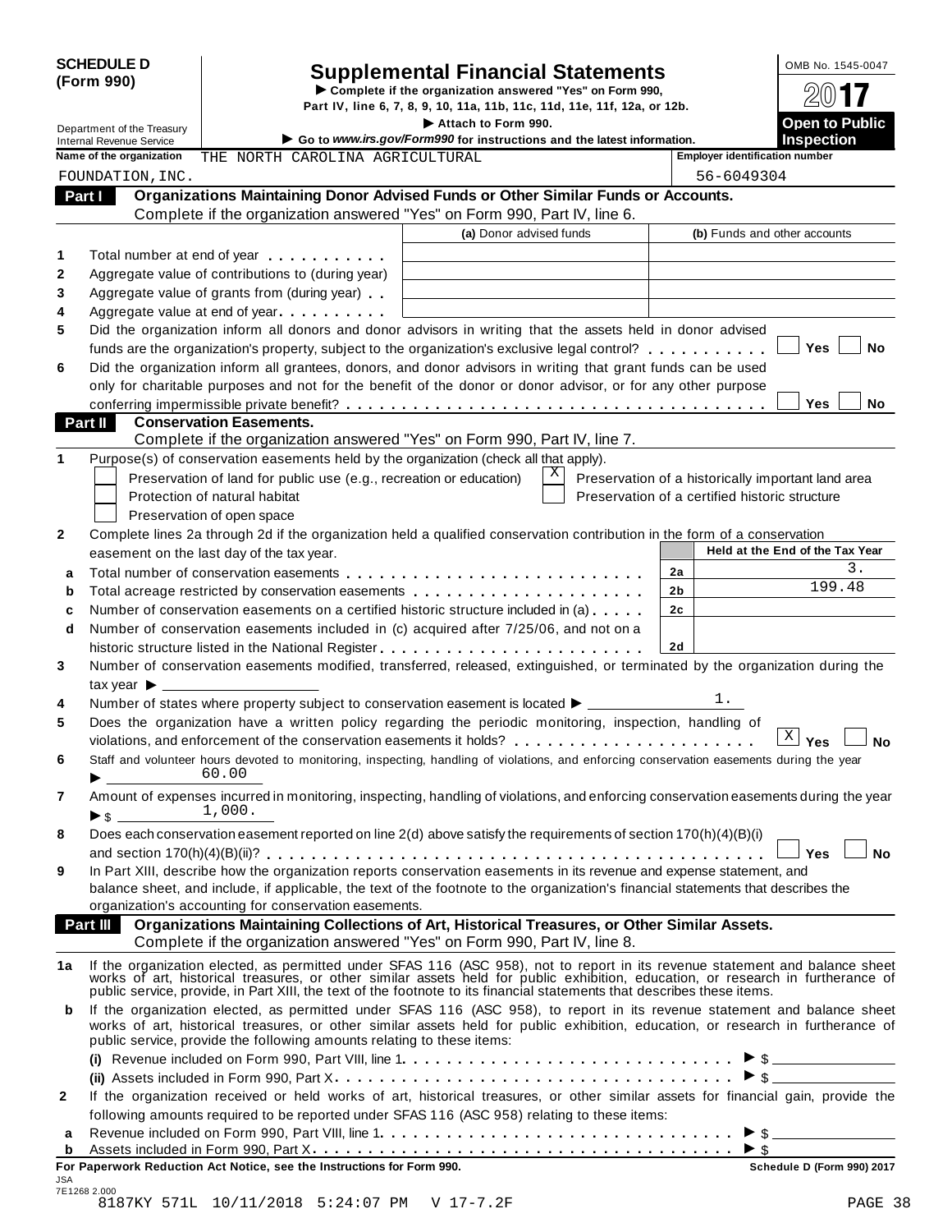**SCHEDULE D (Form 990)**

Department of the Treasury
Internal Revenue Service

# Supplemental Financial Statements

▶ Complete if the organization answered "Yes" on Form 990, Part IV, line 6, 7, 8, 9, 10, 11a, 11b, 11c, 11d, 11e, 11f, 12a, or 12b.

▶ Attach to Form 990.

▶ Go to *www.irs.gov/Form990* for instructions and the latest information.

OMB No. 1545-0047

**2017**

**Open to Public Inspection**

**Name of the organization** THE NORTH CAROLINA AGRICULTURAL FOUNDATION,INC.

**Employer identification number** 56-6049304

## Part I Organizations Maintaining Donor Advised Funds or Other Similar Funds or Accounts.

Complete if the organization answered "Yes" on Form 990, Part IV, line 6.

| | | (a) Donor advised funds | (b) Funds and other accounts |
|---|---|---|---|
| 1 | Total number at end of year | | |
| 2 | Aggregate value of contributions to (during year) | | |
| 3 | Aggregate value of grants from (during year) | | |
| 4 | Aggregate value at end of year | | |

5 Did the organization inform all donors and donor advisors in writing that the assets held in donor advised funds are the organization's property, subject to the organization's exclusive legal control? ☐ Yes ☐ No

6 Did the organization inform all grantees, donors, and donor advisors in writing that grant funds can be used only for charitable purposes and not for the benefit of the donor or donor advisor, or for any other purpose conferring impermissible private benefit? ☐ Yes ☐ No

## Part II Conservation Easements.

Complete if the organization answered "Yes" on Form 990, Part IV, line 7.

1 Purpose(s) of conservation easements held by the organization (check all that apply).

- ☐ Preservation of land for public use (e.g., recreation or education)
- ☐ Protection of natural habitat
- ☐ Preservation of open space
- ☒ Preservation of a historically important land area
- ☐ Preservation of a certified historic structure

2 Complete lines 2a through 2d if the organization held a qualified conservation contribution in the form of a conservation easement on the last day of the tax year.

| | | | Held at the End of the Tax Year |
|---|---|---|---|
| a | Total number of conservation easements | 2a | 3. |
| b | Total acreage restricted by conservation easements | 2b | 199.48 |
| c | Number of conservation easements on a certified historic structure included in (a) | 2c | |
| d | Number of conservation easements included in (c) acquired after 7/25/06, and not on a historic structure listed in the National Register | 2d | |

3 Number of conservation easements modified, transferred, released, extinguished, or terminated by the organization during the tax year ▶

4 Number of states where property subject to conservation easement is located ▶ 1.

5 Does the organization have a written policy regarding the periodic monitoring, inspection, handling of violations, and enforcement of the conservation easements it holds? ☒ Yes ☐ No

6 Staff and volunteer hours devoted to monitoring, inspecting, handling of violations, and enforcing conservation easements during the year ▶ 60.00

7 Amount of expenses incurred in monitoring, inspecting, handling of violations, and enforcing conservation easements during the year ▶ $ 1,000.

8 Does each conservation easement reported on line 2(d) above satisfy the requirements of section 170(h)(4)(B)(i) and section 170(h)(4)(B)(ii)? ☐ Yes ☐ No

9 In Part XIII, describe how the organization reports conservation easements in its revenue and expense statement, and balance sheet, and include, if applicable, the text of the footnote to the organization's financial statements that describes the organization's accounting for conservation easements.

## Part III Organizations Maintaining Collections of Art, Historical Treasures, or Other Similar Assets.

Complete if the organization answered "Yes" on Form 990, Part IV, line 8.

1a If the organization elected, as permitted under SFAS 116 (ASC 958), not to report in its revenue statement and balance sheet works of art, historical treasures, or other similar assets held for public exhibition, education, or research in furtherance of public service, provide, in Part XIII, the text of the footnote to its financial statements that describes these items.

b If the organization elected, as permitted under SFAS 116 (ASC 958), to report in its revenue statement and balance sheet works of art, historical treasures, or other similar assets held for public exhibition, education, or research in furtherance of public service, provide the following amounts relating to these items:

(i) Revenue included on Form 990, Part VIII, line 1 ▶ $

(ii) Assets included in Form 990, Part X ▶ $

2 If the organization received or held works of art, historical treasures, or other similar assets for financial gain, provide the following amounts required to be reported under SFAS 116 (ASC 958) relating to these items:

a Revenue included on Form 990, Part VIII, line 1 ▶ $

b Assets included in Form 990, Part X ▶ $

**For Paperwork Reduction Act Notice, see the Instructions for Form 990.** **Schedule D (Form 990) 2017**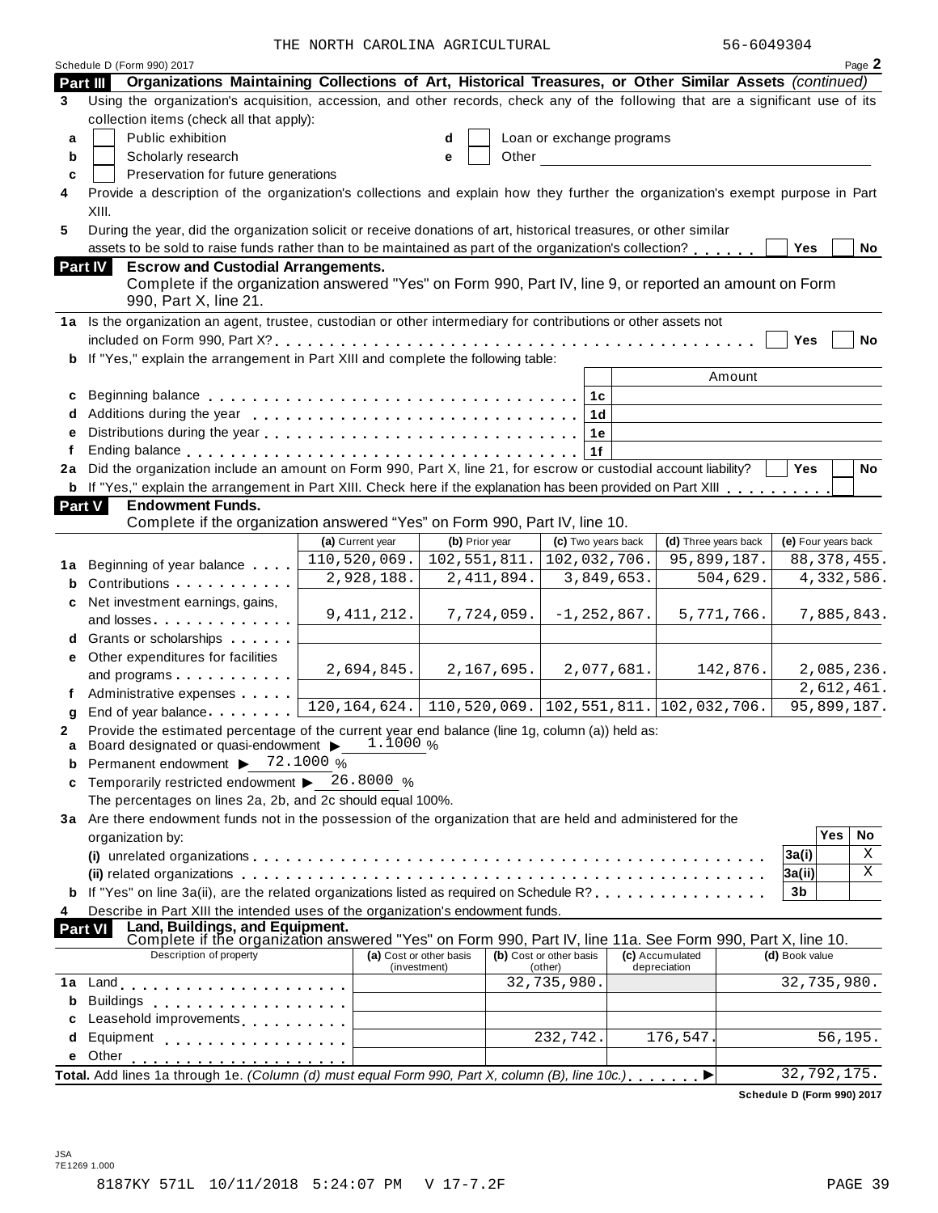THE NORTH CAROLINA AGRICULTURAL 56-6049304

Schedule D (Form 990) 2017 Page **2**

**Part III Organizations Maintaining Collections of Art, Historical Treasures, or Other Similar Assets** *(continued)*

**3** Using the organization's acquisition, accession, and other records, check any of the following that are a significant use of its collection items (check all that apply):

**a** ☐ Public exhibition  **d** ☐ Loan or exchange programs

**b** ☐ Scholarly research  **e** ☐ Other

**c** ☐ Preservation for future generations

**4** Provide a description of the organization's collections and explain how they further the organization's exempt purpose in Part XIII.

**5** During the year, did the organization solicit or receive donations of art, historical treasures, or other similar assets to be sold to raise funds rather than to be maintained as part of the organization's collection? ☐ Yes ☐ No

**Part IV Escrow and Custodial Arrangements.**
Complete if the organization answered "Yes" on Form 990, Part IV, line 9, or reported an amount on Form 990, Part X, line 21.

**1a** Is the organization an agent, trustee, custodian or other intermediary for contributions or other assets not included on Form 990, Part X? ☐ Yes ☐ No

**b** If "Yes," explain the arrangement in Part XIII and complete the following table:

| | | Amount |
|---|---|---|
| **c** Beginning balance | 1c | |
| **d** Additions during the year | 1d | |
| **e** Distributions during the year | 1e | |
| **f** Ending balance | 1f | |

**2a** Did the organization include an amount on Form 990, Part X, line 21, for escrow or custodial account liability? ☐ Yes ☐ No

**b** If "Yes," explain the arrangement in Part XIII. Check here if the explanation has been provided on Part XIII ☐

**Part V Endowment Funds.**
Complete if the organization answered "Yes" on Form 990, Part IV, line 10.

| | (a) Current year | (b) Prior year | (c) Two years back | (d) Three years back | (e) Four years back |
|---|---|---|---|---|---|
| **1a** Beginning of year balance | 110,520,069. | 102,551,811. | 102,032,706. | 95,899,187. | 88,378,455. |
| **b** Contributions | 2,928,188. | 2,411,894. | 3,849,653. | 504,629. | 4,332,586. |
| **c** Net investment earnings, gains, and losses | 9,411,212. | 7,724,059. | -1,252,867. | 5,771,766. | 7,885,843. |
| **d** Grants or scholarships | | | | | |
| **e** Other expenditures for facilities and programs | 2,694,845. | 2,167,695. | 2,077,681. | 142,876. | 2,085,236. |
| **f** Administrative expenses | | | | | 2,612,461. |
| **g** End of year balance | 120,164,624. | 110,520,069. | 102,551,811. | 102,032,706. | 95,899,187. |

**2** Provide the estimated percentage of the current year end balance (line 1g, column (a)) held as:

**a** Board designated or quasi-endowment ▶ 1.1000 %

**b** Permanent endowment ▶ 72.1000 %

**c** Temporarily restricted endowment ▶ 26.8000 %

The percentages on lines 2a, 2b, and 2c should equal 100%.

**3a** Are there endowment funds not in the possession of the organization that are held and administered for the organization by:

| | | Yes | No |
|---|---|---|---|
| **(i)** unrelated organizations | 3a(i) | | X |
| **(ii)** related organizations | 3a(ii) | | X |
| **b** If "Yes" on line 3a(ii), are the related organizations listed as required on Schedule R? | 3b | | |

**4** Describe in Part XIII the intended uses of the organization's endowment funds.

**Part VI Land, Buildings, and Equipment.**
Complete if the organization answered "Yes" on Form 990, Part IV, line 11a. See Form 990, Part X, line 10.

| Description of property | (a) Cost or other basis (investment) | (b) Cost or other basis (other) | (c) Accumulated depreciation | (d) Book value |
|---|---|---|---|---|
| **1a** Land | | 32,735,980. | | 32,735,980. |
| **b** Buildings | | | | |
| **c** Leasehold improvements | | | | |
| **d** Equipment | | 232,742. | 176,547. | 56,195. |
| **e** Other | | | | |

**Total.** Add lines 1a through 1e. *(Column (d) must equal Form 990, Part X, column (B), line 10c.)* ▶ 32,792,175.

**Schedule D (Form 990) 2017**

JSA
7E1269 1.000

8187KY 571L 10/11/2018 5:24:07 PM V 17-7.2F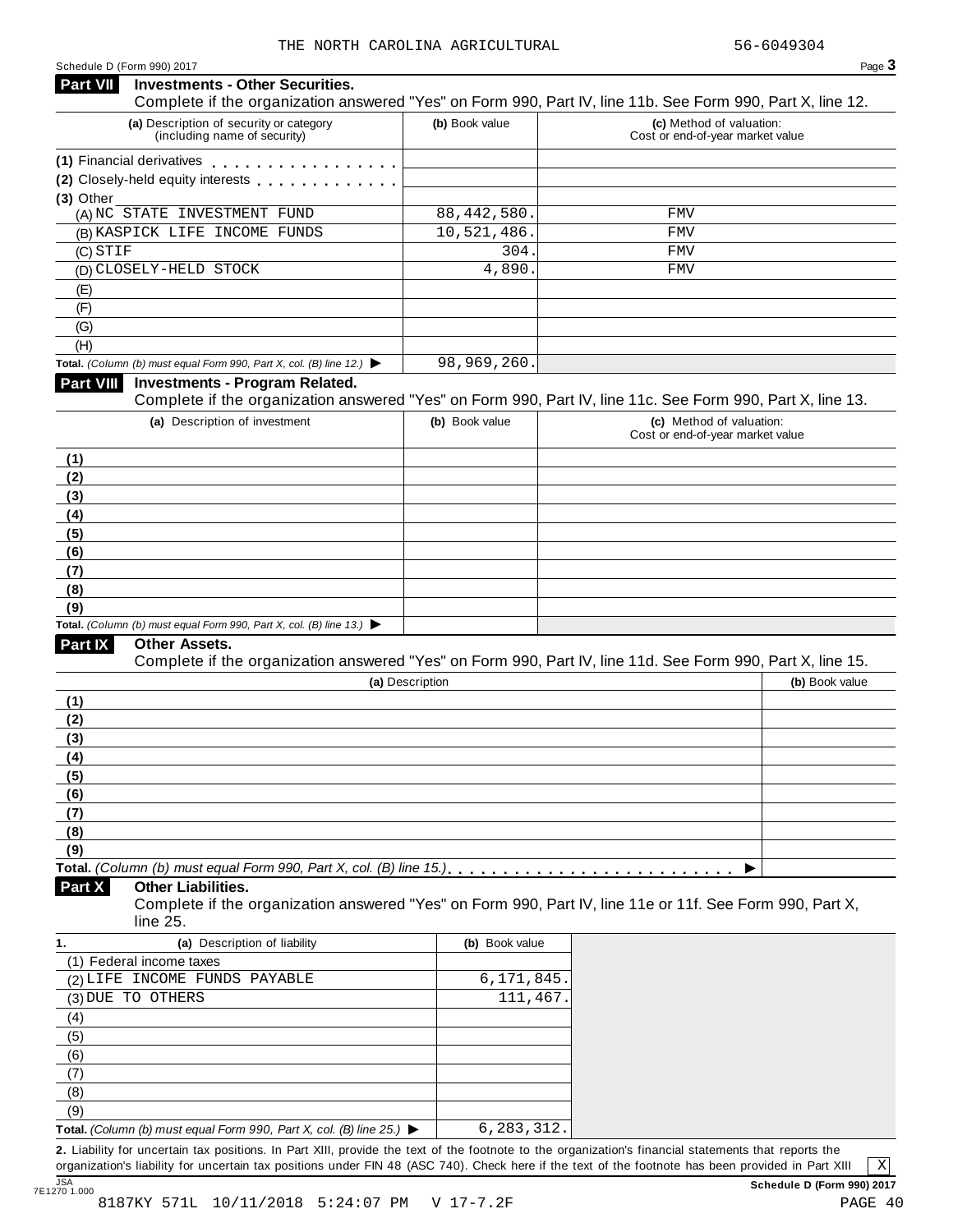THE NORTH CAROLINA AGRICULTURAL 56-6049304

Schedule D (Form 990) 2017

## Part VII Investments - Other Securities.

Complete if the organization answered "Yes" on Form 990, Part IV, line 11b. See Form 990, Part X, line 12.

| (a) Description of security or category (including name of security) | (b) Book value | (c) Method of valuation: Cost or end-of-year market value |
|---|---|---|
| (1) Financial derivatives | | |
| (2) Closely-held equity interests | | |
| (3) Other | | |
| (A) NC STATE INVESTMENT FUND | 88,442,580. | FMV |
| (B) KASPICK LIFE INCOME FUNDS | 10,521,486. | FMV |
| (C) STIF | 304. | FMV |
| (D) CLOSELY-HELD STOCK | 4,890. | FMV |
| (E) | | |
| (F) | | |
| (G) | | |
| (H) | | |
| **Total.** *(Column (b) must equal Form 990, Part X, col. (B) line 12.)* ▶ | 98,969,260. | |

## Part VIII Investments - Program Related.

Complete if the organization answered "Yes" on Form 990, Part IV, line 11c. See Form 990, Part X, line 13.

| (a) Description of investment | (b) Book value | (c) Method of valuation: Cost or end-of-year market value |
|---|---|---|
| (1) | | |
| (2) | | |
| (3) | | |
| (4) | | |
| (5) | | |
| (6) | | |
| (7) | | |
| (8) | | |
| (9) | | |
| **Total.** *(Column (b) must equal Form 990, Part X, col. (B) line 13.)* ▶ | | |

## Part IX Other Assets.

Complete if the organization answered "Yes" on Form 990, Part IV, line 11d. See Form 990, Part X, line 15.

| (a) Description | (b) Book value |
|---|---|
| (1) | |
| (2) | |
| (3) | |
| (4) | |
| (5) | |
| (6) | |
| (7) | |
| (8) | |
| (9) | |
| **Total.** *(Column (b) must equal Form 990, Part X, col. (B) line 15.)* ▶ | |

## Part X Other Liabilities.

Complete if the organization answered "Yes" on Form 990, Part IV, line 11e or 11f. See Form 990, Part X, line 25.

| 1. (a) Description of liability | (b) Book value |
|---|---|
| (1) Federal income taxes | |
| (2) LIFE INCOME FUNDS PAYABLE | 6,171,845. |
| (3) DUE TO OTHERS | 111,467. |
| (4) | |
| (5) | |
| (6) | |
| (7) | |
| (8) | |
| (9) | |
| **Total.** *(Column (b) must equal Form 990, Part X, col. (B) line 25.)* ▶ | 6,283,312. |

**2.** Liability for uncertain tax positions. In Part XIII, provide the text of the footnote to the organization's financial statements that reports the organization's liability for uncertain tax positions under FIN 48 (ASC 740). Check here if the text of the footnote has been provided in Part XIII [X]

**Schedule D (Form 990) 2017**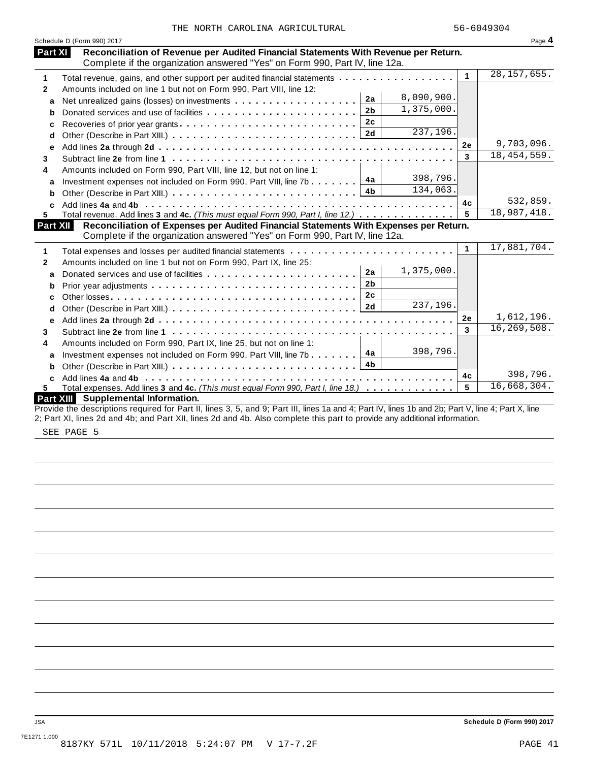THE NORTH CAROLINA AGRICULTURAL 56-6049304

Schedule D (Form 990) 2017

## Part XI Reconciliation of Revenue per Audited Financial Statements With Revenue per Return.

Complete if the organization answered "Yes" on Form 990, Part IV, line 12a.

| | | | | | |
|---|---|---|---|---|---|
| 1 | Total revenue, gains, and other support per audited financial statements | | | 1 | 28,157,655. |
| 2 | Amounts included on line 1 but not on Form 990, Part VIII, line 12: | | | | |
| a | Net unrealized gains (losses) on investments | 2a | 8,090,900. | | |
| b | Donated services and use of facilities | 2b | 1,375,000. | | |
| c | Recoveries of prior year grants | 2c | | | |
| d | Other (Describe in Part XIII.) | 2d | 237,196. | | |
| e | Add lines **2a** through **2d** | | | 2e | 9,703,096. |
| 3 | Subtract line **2e** from line **1** | | | 3 | 18,454,559. |
| 4 | Amounts included on Form 990, Part VIII, line 12, but not on line 1: | | | | |
| a | Investment expenses not included on Form 990, Part VIII, line 7b | 4a | 398,796. | | |
| b | Other (Describe in Part XIII.) | 4b | 134,063. | | |
| c | Add lines **4a** and **4b** | | | 4c | 532,859. |
| 5 | Total revenue. Add lines **3** and **4c.** *(This must equal Form 990, Part I, line 12.)* | | | 5 | 18,987,418. |

## Part XII Reconciliation of Expenses per Audited Financial Statements With Expenses per Return.

Complete if the organization answered "Yes" on Form 990, Part IV, line 12a.

| | | | | | |
|---|---|---|---|---|---|
| 1 | Total expenses and losses per audited financial statements | | | 1 | 17,881,704. |
| 2 | Amounts included on line 1 but not on Form 990, Part IX, line 25: | | | | |
| a | Donated services and use of facilities | 2a | 1,375,000. | | |
| b | Prior year adjustments | 2b | | | |
| c | Other losses | 2c | | | |
| d | Other (Describe in Part XIII.) | 2d | 237,196. | | |
| e | Add lines **2a** through **2d** | | | 2e | 1,612,196. |
| 3 | Subtract line **2e** from line **1** | | | 3 | 16,269,508. |
| 4 | Amounts included on Form 990, Part IX, line 25, but not on line 1: | | | | |
| a | Investment expenses not included on Form 990, Part VIII, line 7b | 4a | 398,796. | | |
| b | Other (Describe in Part XIII.) | 4b | | | |
| c | Add lines **4a** and **4b** | | | 4c | 398,796. |
| 5 | Total expenses. Add lines **3** and **4c.** *(This must equal Form 990, Part I, line 18.)* | | | 5 | 16,668,304. |

## Part XIII Supplemental Information.

Provide the descriptions required for Part II, lines 3, 5, and 9; Part III, lines 1a and 4; Part IV, lines 1b and 2b; Part V, line 4; Part X, line 2; Part XI, lines 2d and 4b; and Part XII, lines 2d and 4b. Also complete this part to provide any additional information.

SEE PAGE 5

Schedule D (Form 990) 2017

JSA
7E1271 1.000
8187KY 571L 10/11/2018 5:24:07 PM V 17-7.2F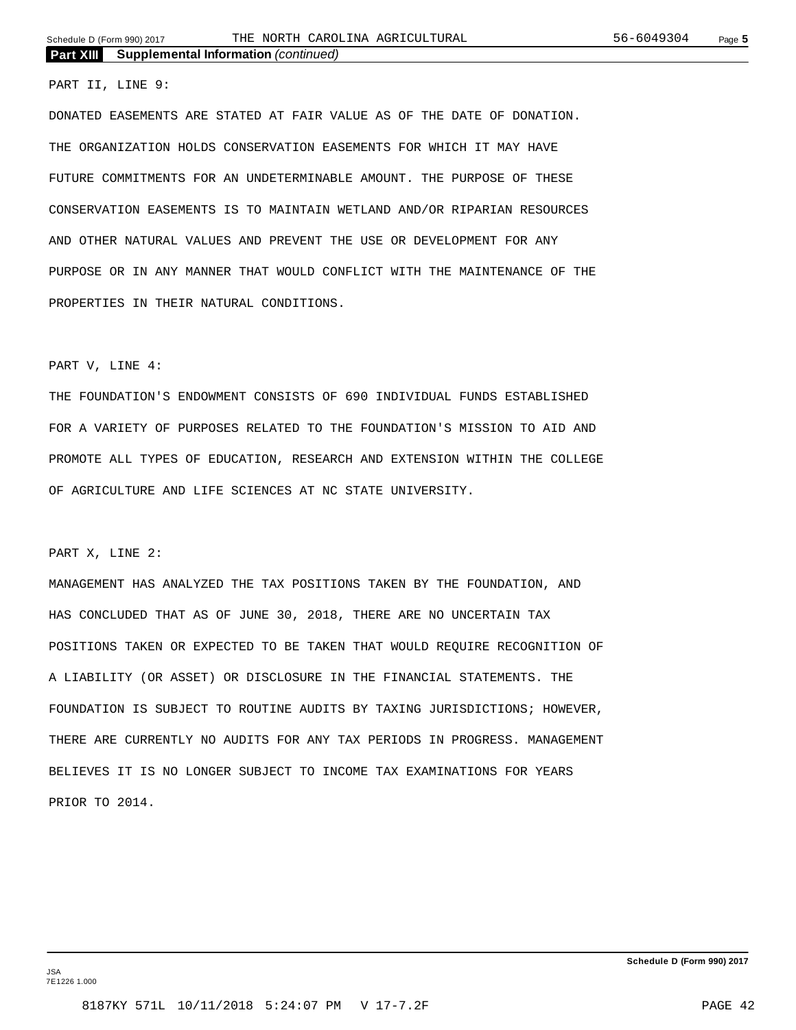## Part XIII Supplemental Information *(continued)*

PART II, LINE 9:

DONATED EASEMENTS ARE STATED AT FAIR VALUE AS OF THE DATE OF DONATION. THE ORGANIZATION HOLDS CONSERVATION EASEMENTS FOR WHICH IT MAY HAVE FUTURE COMMITMENTS FOR AN UNDETERMINABLE AMOUNT. THE PURPOSE OF THESE CONSERVATION EASEMENTS IS TO MAINTAIN WETLAND AND/OR RIPARIAN RESOURCES AND OTHER NATURAL VALUES AND PREVENT THE USE OR DEVELOPMENT FOR ANY PURPOSE OR IN ANY MANNER THAT WOULD CONFLICT WITH THE MAINTENANCE OF THE PROPERTIES IN THEIR NATURAL CONDITIONS.

PART V, LINE 4:

THE FOUNDATION'S ENDOWMENT CONSISTS OF 690 INDIVIDUAL FUNDS ESTABLISHED FOR A VARIETY OF PURPOSES RELATED TO THE FOUNDATION'S MISSION TO AID AND PROMOTE ALL TYPES OF EDUCATION, RESEARCH AND EXTENSION WITHIN THE COLLEGE OF AGRICULTURE AND LIFE SCIENCES AT NC STATE UNIVERSITY.

PART X, LINE 2:

MANAGEMENT HAS ANALYZED THE TAX POSITIONS TAKEN BY THE FOUNDATION, AND HAS CONCLUDED THAT AS OF JUNE 30, 2018, THERE ARE NO UNCERTAIN TAX POSITIONS TAKEN OR EXPECTED TO BE TAKEN THAT WOULD REQUIRE RECOGNITION OF A LIABILITY (OR ASSET) OR DISCLOSURE IN THE FINANCIAL STATEMENTS. THE FOUNDATION IS SUBJECT TO ROUTINE AUDITS BY TAXING JURISDICTIONS; HOWEVER, THERE ARE CURRENTLY NO AUDITS FOR ANY TAX PERIODS IN PROGRESS. MANAGEMENT BELIEVES IT IS NO LONGER SUBJECT TO INCOME TAX EXAMINATIONS FOR YEARS PRIOR TO 2014.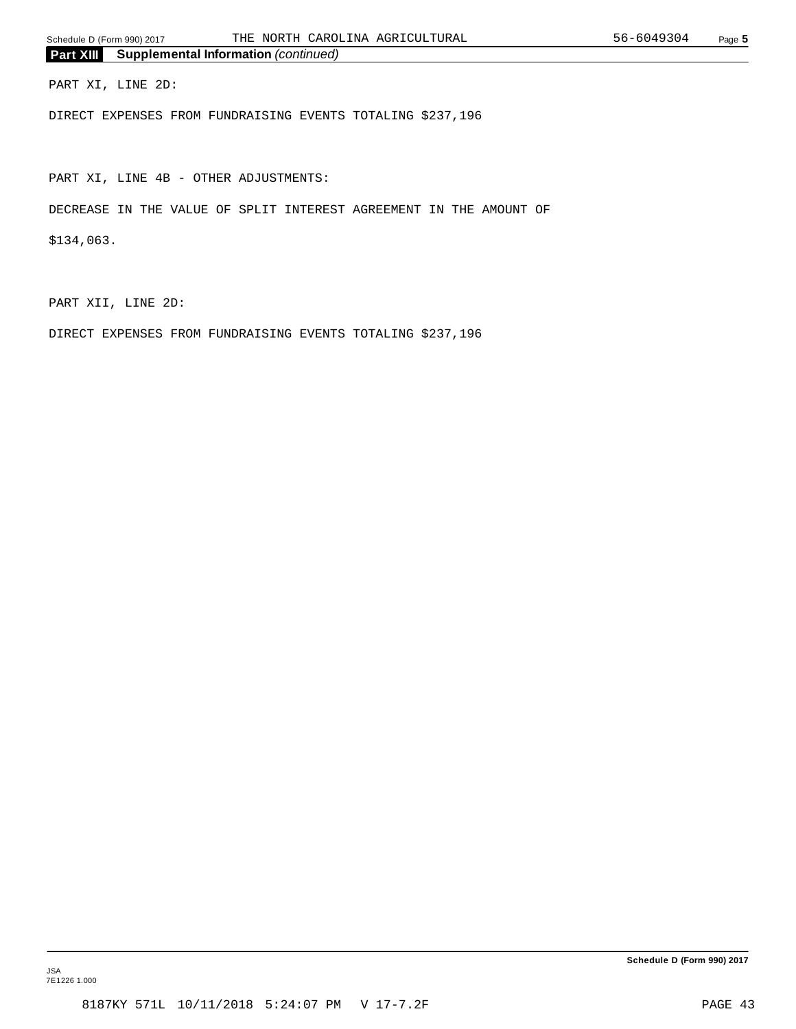## Part XIII Supplemental Information *(continued)*

PART XI, LINE 2D:

DIRECT EXPENSES FROM FUNDRAISING EVENTS TOTALING $237,196

PART XI, LINE 4B - OTHER ADJUSTMENTS:

DECREASE IN THE VALUE OF SPLIT INTEREST AGREEMENT IN THE AMOUNT OF $134,063.

PART XII, LINE 2D:

DIRECT EXPENSES FROM FUNDRAISING EVENTS TOTALING $237,196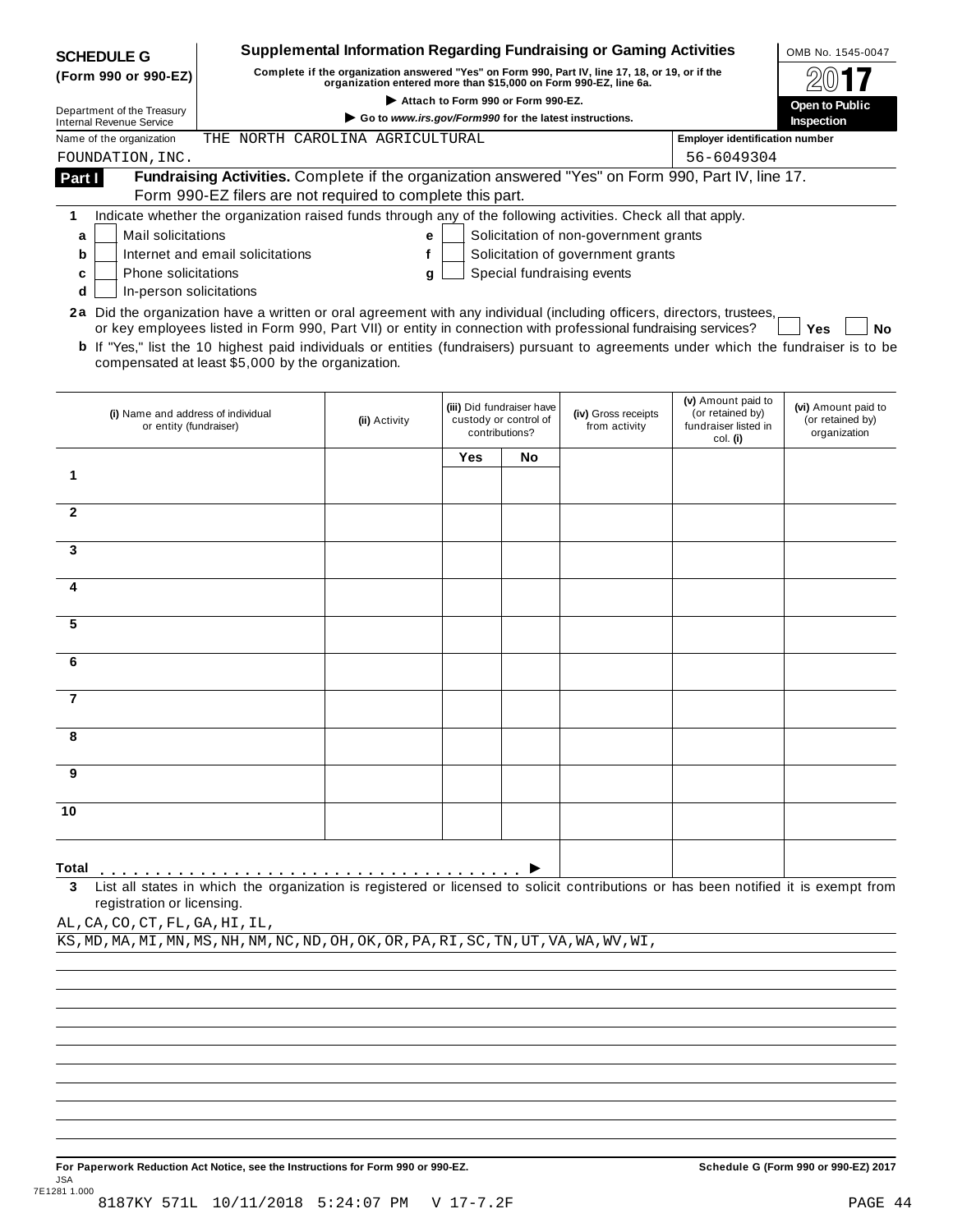**SCHEDULE G (Form 990 or 990-EZ)**

Department of the Treasury
Internal Revenue Service

# Supplemental Information Regarding Fundraising or Gaming Activities

**Complete if the organization answered "Yes" on Form 990, Part IV, line 17, 18, or 19, or if the organization entered more than $15,000 on Form 990-EZ, line 6a.**

▶ Attach to Form 990 or Form 990-EZ.

▶ Go to www.irs.gov/Form990 for the latest instructions.

OMB No. 1545-0047

2017

Open to Public Inspection

Name of the organization: THE NORTH CAROLINA AGRICULTURAL FOUNDATION, INC.

Employer identification number: 56-6049304

**Part I** **Fundraising Activities.** Complete if the organization answered "Yes" on Form 990, Part IV, line 17. Form 990-EZ filers are not required to complete this part.

1 Indicate whether the organization raised funds through any of the following activities. Check all that apply.

- a ☐ Mail solicitations
- b ☐ Internet and email solicitations
- c ☐ Phone solicitations
- d ☐ In-person solicitations
- e ☐ Solicitation of non-government grants
- f ☐ Solicitation of government grants
- g ☐ Special fundraising events

**2a** Did the organization have a written or oral agreement with any individual (including officers, directors, trustees, or key employees listed in Form 990, Part VII) or entity in connection with professional fundraising services? ☐ Yes ☐ No

**b** If "Yes," list the 10 highest paid individuals or entities (fundraisers) pursuant to agreements under which the fundraiser is to be compensated at least $5,000 by the organization.

| | (i) Name and address of individual or entity (fundraiser) | (ii) Activity | (iii) Did fundraiser have custody or control of contributions? | | (iv) Gross receipts from activity | (v) Amount paid to (or retained by) fundraiser listed in col. (i) | (vi) Amount paid to (or retained by) organization |
|---|---|---|---|---|---|---|---|
| | | | Yes | No | | | |
| 1 | | | | | | | |
| 2 | | | | | | | |
| 3 | | | | | | | |
| 4 | | | | | | | |
| 5 | | | | | | | |
| 6 | | | | | | | |
| 7 | | | | | | | |
| 8 | | | | | | | |
| 9 | | | | | | | |
| 10 | | | | | | | |
| **Total** ▶ | | | | | | | |

**3** List all states in which the organization is registered or licensed to solicit contributions or has been notified it is exempt from registration or licensing.

AL,CA,CO,CT,FL,GA,HI,IL,
KS,MD,MA,MI,MN,MS,NH,NM,NC,ND,OH,OK,OR,PA,RI,SC,TN,UT,VA,WA,WV,WI,

**For Paperwork Reduction Act Notice, see the Instructions for Form 990 or 990-EZ.** **Schedule G (Form 990 or 990-EZ) 2017**

JSA
7E1281 1.000
8187KY 571L 10/11/2018 5:24:07 PM V 17-7.2F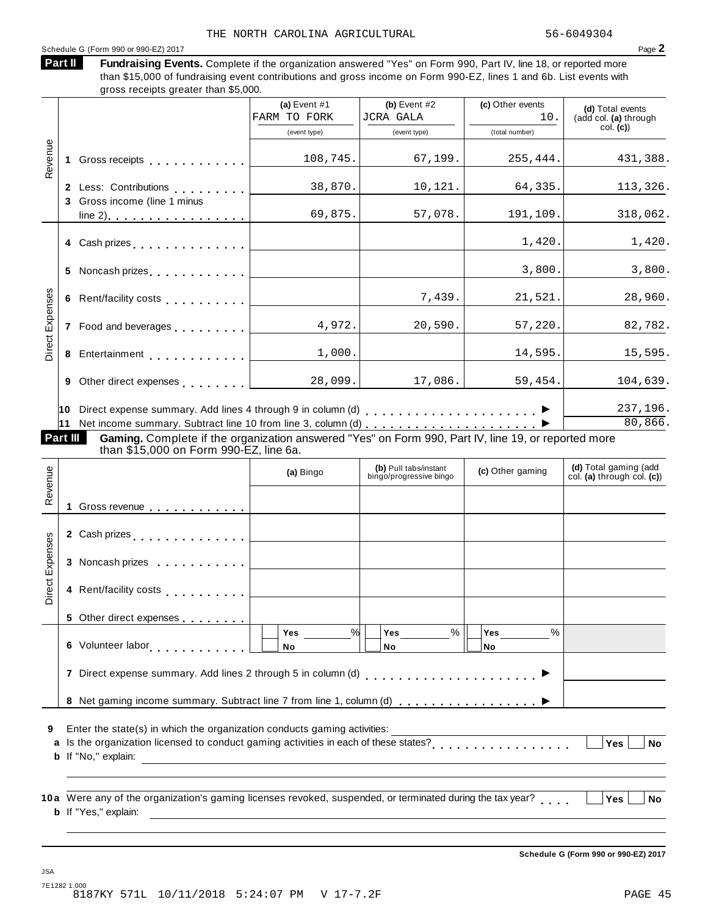THE NORTH CAROLINA AGRICULTURAL 56-6049304

Schedule G (Form 990 or 990-EZ) 2017

## Part II Fundraising Events.

Complete if the organization answered "Yes" on Form 990, Part IV, line 18, or reported more than $15,000 of fundraising event contributions and gross income on Form 990-EZ, lines 1 and 6b. List events with gross receipts greater than $5,000.

| | | (a) Event #1 FARM TO FORK (event type) | (b) Event #2 JCRA GALA (event type) | (c) Other events 10. (total number) | (d) Total events (add col. (a) through col. (c)) |
|---|---|---|---|---|---|
| Revenue | 1 Gross receipts | 108,745. | 67,199. | 255,444. | 431,388. |
| | 2 Less: Contributions | 38,870. | 10,121. | 64,335. | 113,326. |
| | 3 Gross income (line 1 minus line 2) | 69,875. | 57,078. | 191,109. | 318,062. |
| Direct Expenses | 4 Cash prizes | | | 1,420. | 1,420. |
| | 5 Noncash prizes | | | 3,800. | 3,800. |
| | 6 Rent/facility costs | | 7,439. | 21,521. | 28,960. |
| | 7 Food and beverages | 4,972. | 20,590. | 57,220. | 82,782. |
| | 8 Entertainment | 1,000. | | 14,595. | 15,595. |
| | 9 Other direct expenses | 28,099. | 17,086. | 59,454. | 104,639. |

10 Direct expense summary. Add lines 4 through 9 in column (d) ▶ 237,196.

11 Net income summary. Subtract line 10 from line 3, column (d) ▶ 80,866.

## Part III Gaming.

Complete if the organization answered "Yes" on Form 990, Part IV, line 19, or reported more than $15,000 on Form 990-EZ, line 6a.

| | | (a) Bingo | (b) Pull tabs/instant bingo/progressive bingo | (c) Other gaming | (d) Total gaming (add col. (a) through col. (c)) |
|---|---|---|---|---|---|
| Revenue | 1 Gross revenue | | | | |
| Direct Expenses | 2 Cash prizes | | | | |
| | 3 Noncash prizes | | | | |
| | 4 Rent/facility costs | | | | |
| | 5 Other direct expenses | | | | |
| | 6 Volunteer labor | Yes ___ % / No | Yes ___ % / No | Yes ___ % / No | |

7 Direct expense summary. Add lines 2 through 5 in column (d) ▶

8 Net gaming income summary. Subtract line 7 from line 1, column (d) ▶

9 Enter the state(s) in which the organization conducts gaming activities:

a Is the organization licensed to conduct gaming activities in each of these states? Yes No

b If "No," explain:

10a Were any of the organization's gaming licenses revoked, suspended, or terminated during the tax year? Yes No

b If "Yes," explain:

Schedule G (Form 990 or 990-EZ) 2017

JSA 7E1282 1.000
8187KY 571L 10/11/2018 5:24:07 PM V 17-7.2F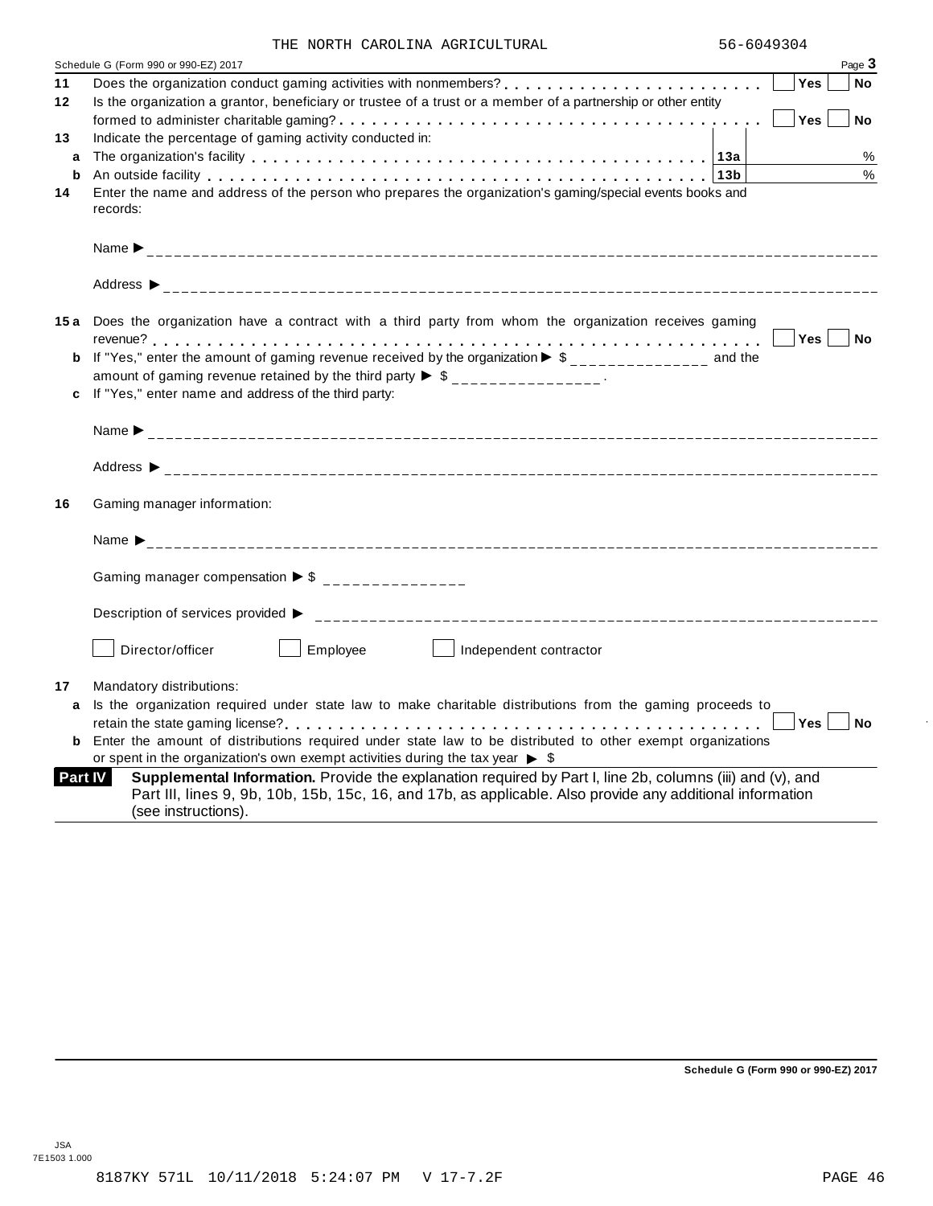THE NORTH CAROLINA AGRICULTURAL 56-6049304

Schedule G (Form 990 or 990-EZ) 2017 Page **3**

**11** Does the organization conduct gaming activities with nonmembers? . . . . . . . . . . . . . . . . . . . . . . . ☐ **Yes** ☐ **No**

**12** Is the organization a grantor, beneficiary or trustee of a trust or a member of a partnership or other entity formed to administer charitable gaming? . . . . . . . . . . . . . . . . . . . . . . . . . . . . . . . . . . . . ☐ **Yes** ☐ **No**

**13** Indicate the percentage of gaming activity conducted in:

- **a** The organization's facility . . . . . . . . . . . . . . . . . . . . . . . . . . . . . . . . . . . . **13a** ______ %
- **b** An outside facility . . . . . . . . . . . . . . . . . . . . . . . . . . . . . . . . . . . . . . . . . . **13b** ______ %

**14** Enter the name and address of the person who prepares the organization's gaming/special events books and records:

Name ▶ ______________________________

Address ▶ ______________________________

**15 a** Does the organization have a contract with a third party from whom the organization receives gaming revenue? . . . . . . . . . . . . . . . . . . . . . . . . . . . . . . . . . . . . . . . . . . . . . . . . . . . . . . . . . . . . . ☐ **Yes** ☐ **No**

**b** If "Yes," enter the amount of gaming revenue received by the organization ▶ $ ______________ and the amount of gaming revenue retained by the third party ▶ $ ______________ .

**c** If "Yes," enter name and address of the third party:

Name ▶ ______________________________

Address ▶ ______________________________

**16** Gaming manager information:

Name ▶ ______________________________

Gaming manager compensation ▶ $ ______________

Description of services provided ▶ ______________________________

☐ Director/officer ☐ Employee ☐ Independent contractor

**17** Mandatory distributions:

**a** Is the organization required under state law to make charitable distributions from the gaming proceeds to retain the state gaming license? . . . . . . . . . . . . . . . . . . . . . . . . . . . . . . . . . . . . . . . . . . . . . . ☐ **Yes** ☐ **No**

**b** Enter the amount of distributions required under state law to be distributed to other exempt organizations or spent in the organization's own exempt activities during the tax year ▶ $

**Part IV** **Supplemental Information.** Provide the explanation required by Part I, line 2b, columns (iii) and (v), and Part III, lines 9, 9b, 10b, 15b, 15c, 16, and 17b, as applicable. Also provide any additional information (see instructions).

**Schedule G (Form 990 or 990-EZ) 2017**

JSA
7E1503 1.000

8187KY 571L 10/11/2018 5:24:07 PM V 17-7.2F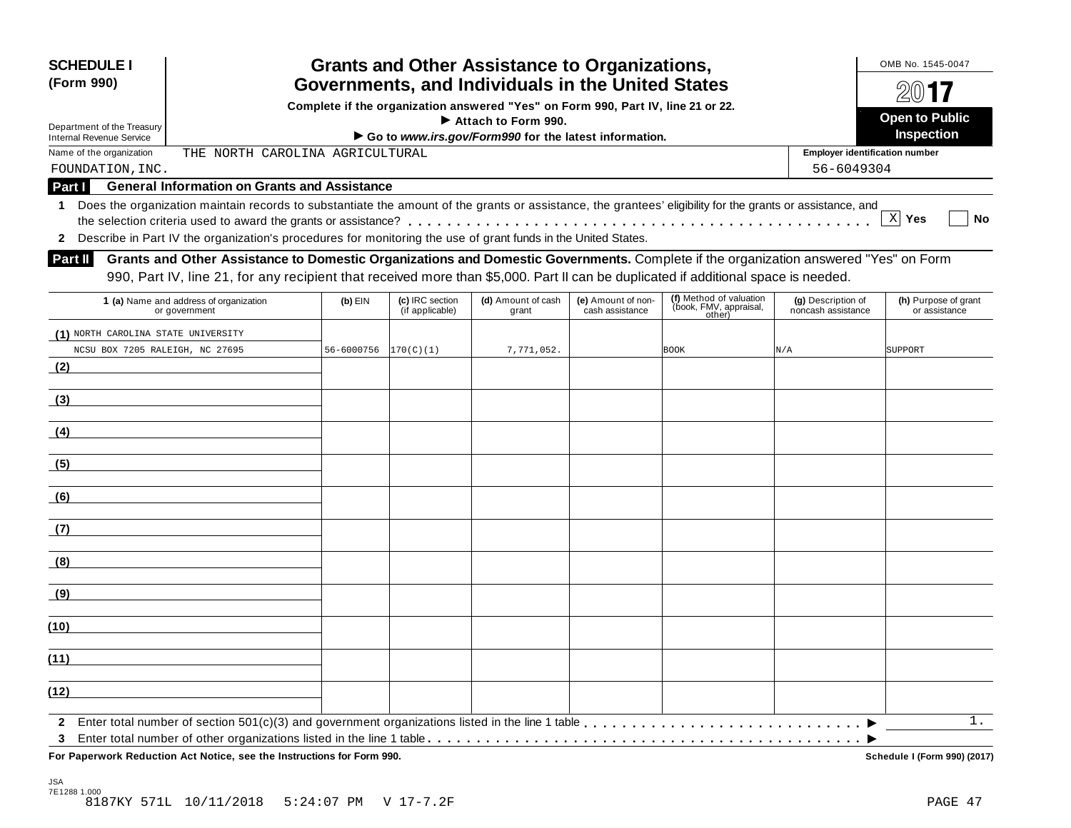**SCHEDULE I**
**(Form 990)**

Department of the Treasury
Internal Revenue Service

# Grants and Other Assistance to Organizations, Governments, and Individuals in the United States

**Complete if the organization answered "Yes" on Form 990, Part IV, line 21 or 22.**
**▶ Attach to Form 990.**
**▶ Go to *www.irs.gov/Form990* for the latest information.**

OMB No. 1545-0047

**2017**

**Open to Public Inspection**

Name of the organization: THE NORTH CAROLINA AGRICULTURAL FOUNDATION, INC.

Employer identification number: 56-6049304

## Part I General Information on Grants and Assistance

1 Does the organization maintain records to substantiate the amount of the grants or assistance, the grantees' eligibility for the grants or assistance, and the selection criteria used to award the grants or assistance? . . . . . . . . . . [X] Yes [ ] No

2 Describe in Part IV the organization's procedures for monitoring the use of grant funds in the United States.

## Part II Grants and Other Assistance to Domestic Organizations and Domestic Governments.

Complete if the organization answered "Yes" on Form 990, Part IV, line 21, for any recipient that received more than $5,000. Part II can be duplicated if additional space is needed.

| | 1 (a) Name and address of organization or government | (b) EIN | (c) IRC section (if applicable) | (d) Amount of cash grant | (e) Amount of non-cash assistance | (f) Method of valuation (book, FMV, appraisal, other) | (g) Description of noncash assistance | (h) Purpose of grant or assistance |
|---|---|---|---|---|---|---|---|---|
| (1) | NORTH CAROLINA STATE UNIVERSITY NCSU BOX 7205 RALEIGH, NC 27695 | 56-6000756 | 170(C)(1) | 7,771,052. | | BOOK | N/A | SUPPORT |
| (2) | | | | | | | | |
| (3) | | | | | | | | |
| (4) | | | | | | | | |
| (5) | | | | | | | | |
| (6) | | | | | | | | |
| (7) | | | | | | | | |
| (8) | | | | | | | | |
| (9) | | | | | | | | |
| (10) | | | | | | | | |
| (11) | | | | | | | | |
| (12) | | | | | | | | |

2 Enter total number of section 501(c)(3) and government organizations listed in the line 1 table . . . . . . . . . . ▶ 1.

3 Enter total number of other organizations listed in the line 1 table . . . . . . . . . . ▶

**For Paperwork Reduction Act Notice, see the Instructions for Form 990.** **Schedule I (Form 990) (2017)**

JSA
7E1288 1.000
8187KY 571L 10/11/2018 5:24:07 PM V 17-7.2F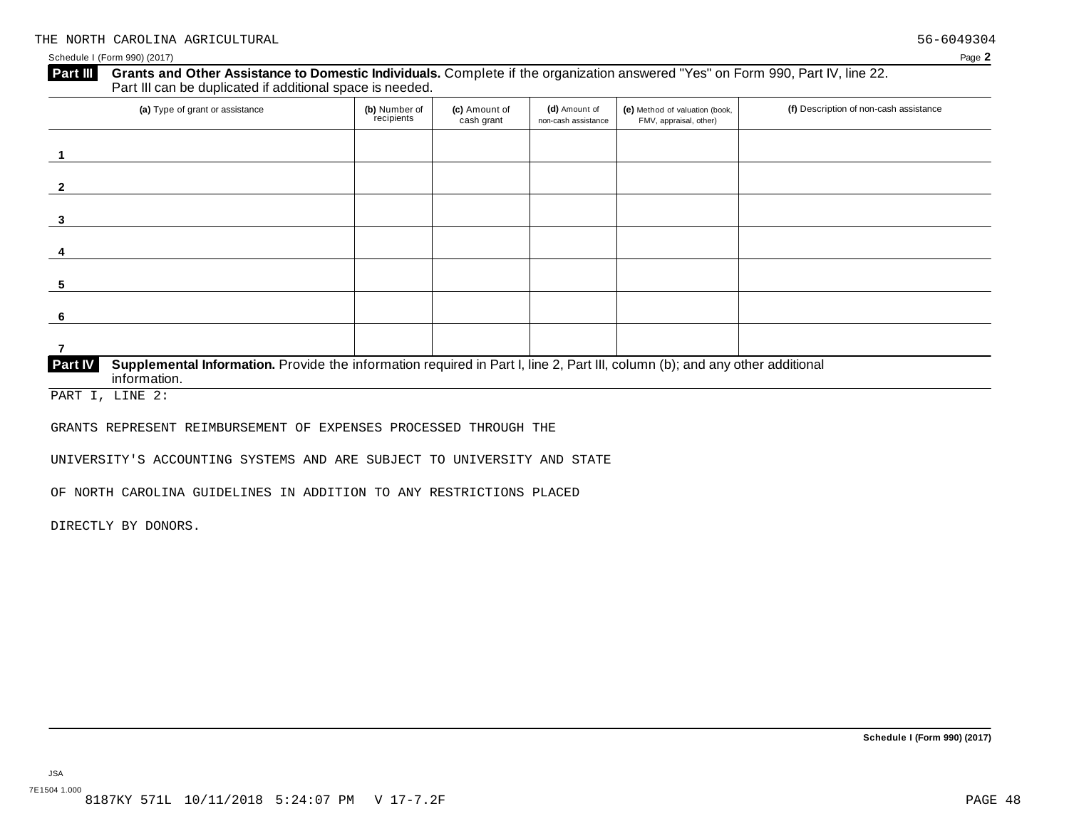THE NORTH CAROLINA AGRICULTURAL 56-6049304

Schedule I (Form 990) (2017) Page **2**

**Part III** **Grants and Other Assistance to Domestic Individuals.** Complete if the organization answered "Yes" on Form 990, Part IV, line 22. Part III can be duplicated if additional space is needed.

| (a) Type of grant or assistance | (b) Number of recipients | (c) Amount of cash grant | (d) Amount of non-cash assistance | (e) Method of valuation (book, FMV, appraisal, other) | (f) Description of non-cash assistance |
|---|---|---|---|---|---|
| 1 | | | | | |
| 2 | | | | | |
| 3 | | | | | |
| 4 | | | | | |
| 5 | | | | | |
| 6 | | | | | |
| 7 | | | | | |

**Part IV** **Supplemental Information.** Provide the information required in Part I, line 2, Part III, column (b); and any other additional information.

PART I, LINE 2:

GRANTS REPRESENT REIMBURSEMENT OF EXPENSES PROCESSED THROUGH THE

UNIVERSITY'S ACCOUNTING SYSTEMS AND ARE SUBJECT TO UNIVERSITY AND STATE

OF NORTH CAROLINA GUIDELINES IN ADDITION TO ANY RESTRICTIONS PLACED

DIRECTLY BY DONORS.

**Schedule I (Form 990) (2017)**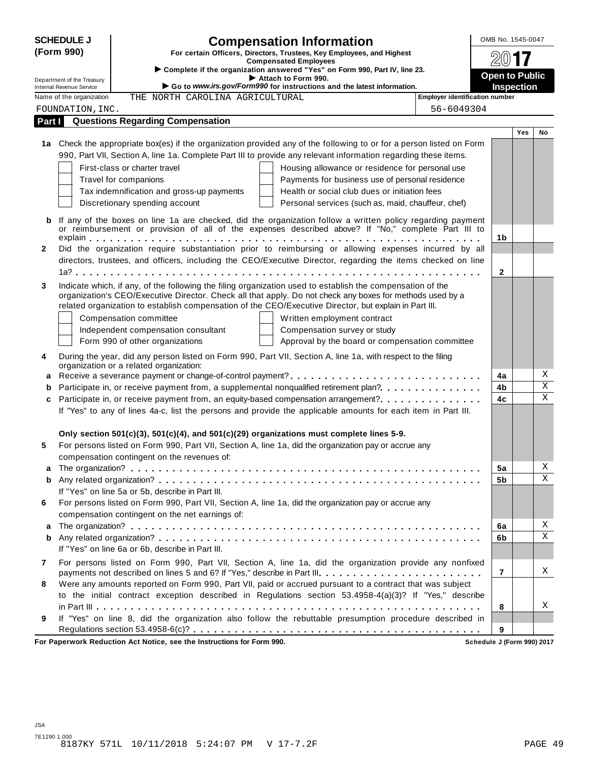**SCHEDULE J (Form 990)**

Department of the Treasury
Internal Revenue Service

# Compensation Information

**For certain Officers, Directors, Trustees, Key Employees, and Highest Compensated Employees**

▶ **Complete if the organization answered "Yes" on Form 990, Part IV, line 23.**
▶ **Attach to Form 990.**
▶ **Go to *www.irs.gov/Form990* for instructions and the latest information.**

OMB No. 1545-0047

**2017**

**Open to Public Inspection**

Name of the organization: THE NORTH CAROLINA AGRICULTURAL FOUNDATION, INC.

Employer identification number: 56-6049304

## Part I Questions Regarding Compensation

| | | | Yes | No |
|---|---|---|---|---|
| **1a** | Check the appropriate box(es) if the organization provided any of the following to or for a person listed on Form 990, Part VII, Section A, line 1a. Complete Part III to provide any relevant information regarding these items.<br>☐ First-class or charter travel ☐ Housing allowance or residence for personal use<br>☐ Travel for companions ☐ Payments for business use of personal residence<br>☐ Tax indemnification and gross-up payments ☐ Health or social club dues or initiation fees<br>☐ Discretionary spending account ☐ Personal services (such as, maid, chauffeur, chef) | | | |
| **b** | If any of the boxes on line 1a are checked, did the organization follow a written policy regarding payment or reimbursement or provision of all of the expenses described above? If "No," complete Part III to explain | 1b | | |
| **2** | Did the organization require substantiation prior to reimbursing or allowing expenses incurred by all directors, trustees, and officers, including the CEO/Executive Director, regarding the items checked on line 1a? | 2 | | |
| **3** | Indicate which, if any, of the following the filing organization used to establish the compensation of the organization's CEO/Executive Director. Check all that apply. Do not check any boxes for methods used by a related organization to establish compensation of the CEO/Executive Director, but explain in Part III.<br>☐ Compensation committee ☐ Written employment contract<br>☐ Independent compensation consultant ☐ Compensation survey or study<br>☐ Form 990 of other organizations ☐ Approval by the board or compensation committee | | | |
| **4** | During the year, did any person listed on Form 990, Part VII, Section A, line 1a, with respect to the filing organization or a related organization: | | | |
| **a** | Receive a severance payment or change-of-control payment? | 4a | | X |
| **b** | Participate in, or receive payment from, a supplemental nonqualified retirement plan? | 4b | | X |
| **c** | Participate in, or receive payment from, an equity-based compensation arrangement? | 4c | | X |
| | If "Yes" to any of lines 4a-c, list the persons and provide the applicable amounts for each item in Part III. | | | |
| | **Only section 501(c)(3), 501(c)(4), and 501(c)(29) organizations must complete lines 5-9.** | | | |
| **5** | For persons listed on Form 990, Part VII, Section A, line 1a, did the organization pay or accrue any compensation contingent on the revenues of: | | | |
| **a** | The organization? | 5a | | X |
| **b** | Any related organization? | 5b | | X |
| | If "Yes" on line 5a or 5b, describe in Part III. | | | |
| **6** | For persons listed on Form 990, Part VII, Section A, line 1a, did the organization pay or accrue any compensation contingent on the net earnings of: | | | |
| **a** | The organization? | 6a | | X |
| **b** | Any related organization? | 6b | | X |
| | If "Yes" on line 6a or 6b, describe in Part III. | | | |
| **7** | For persons listed on Form 990, Part VII, Section A, line 1a, did the organization provide any nonfixed payments not described on lines 5 and 6? If "Yes," describe in Part III | 7 | | X |
| **8** | Were any amounts reported on Form 990, Part VII, paid or accrued pursuant to a contract that was subject to the initial contract exception described in Regulations section 53.4958-4(a)(3)? If "Yes," describe in Part III | 8 | | X |
| **9** | If "Yes" on line 8, did the organization also follow the rebuttable presumption procedure described in Regulations section 53.4958-6(c)? | 9 | | |

**For Paperwork Reduction Act Notice, see the Instructions for Form 990.** **Schedule J (Form 990) 2017**

JSA
7E1290 1.000
8187KY 571L 10/11/2018 5:24:07 PM V 17-7.2F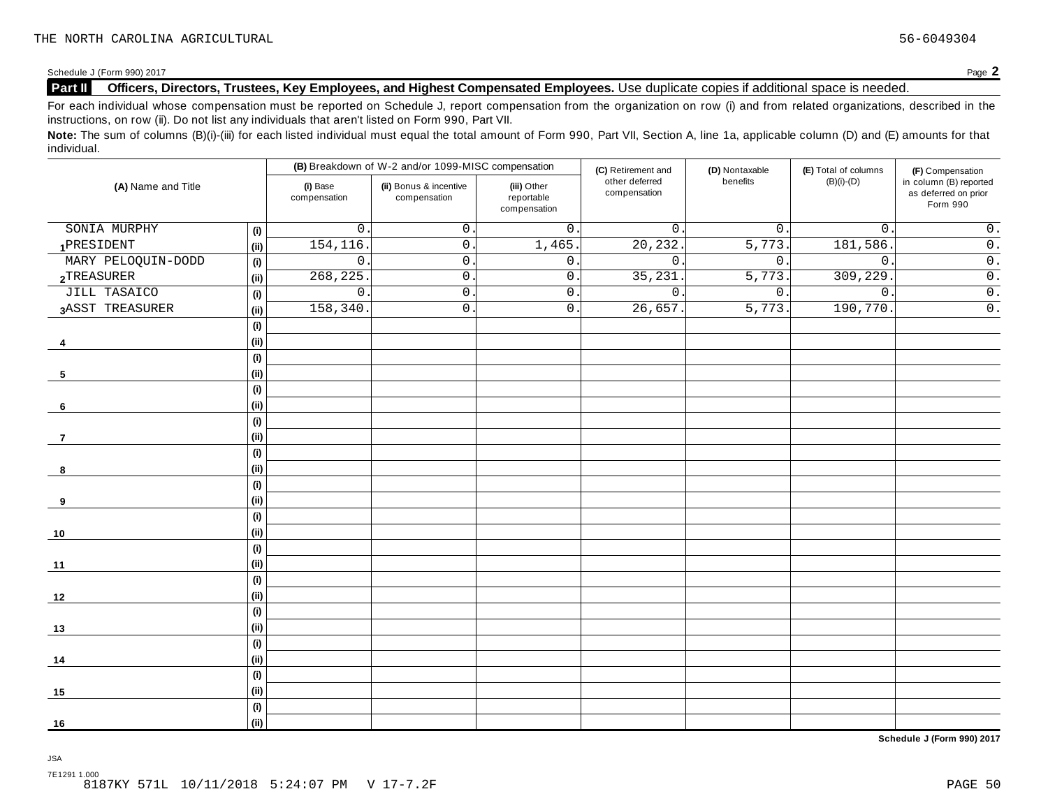THE NORTH CAROLINA AGRICULTURAL 56-6049304

Schedule J (Form 990) 2017 Page **2**

**Part II** **Officers, Directors, Trustees, Key Employees, and Highest Compensated Employees.** Use duplicate copies if additional space is needed.

For each individual whose compensation must be reported on Schedule J, report compensation from the organization on row (i) and from related organizations, described in the instructions, on row (ii). Do not list any individuals that aren't listed on Form 990, Part VII.

**Note:** The sum of columns (B)(i)-(iii) for each listed individual must equal the total amount of Form 990, Part VII, Section A, line 1a, applicable column (D) and (E) amounts for that individual.

| (A) Name and Title | | (B) Breakdown of W-2 and/or 1099-MISC compensation | | | (C) Retirement and other deferred compensation | (D) Nontaxable benefits | (E) Total of columns (B)(i)-(D) | (F) Compensation in column (B) reported as deferred on prior Form 990 |
|---|---|---|---|---|---|---|---|---|
| | | (i) Base compensation | (ii) Bonus & incentive compensation | (iii) Other reportable compensation | | | | |
| 1 SONIA MURPHY | (i) | 0. | 0. | 0. | 0. | 0. | 0. | 0. |
| PRESIDENT | (ii) | 154,116. | 0. | 1,465. | 20,232. | 5,773. | 181,586. | 0. |
| 2 MARY PELOQUIN-DODD | (i) | 0. | 0. | 0. | 0. | 0. | 0. | 0. |
| TREASURER | (ii) | 268,225. | 0. | 0. | 35,231. | 5,773. | 309,229. | 0. |
| 3 JILL TASAICO | (i) | 0. | 0. | 0. | 0. | 0. | 0. | 0. |
| ASST TREASURER | (ii) | 158,340. | 0. | 0. | 26,657. | 5,773. | 190,770. | 0. |
| 4 | (i) | | | | | | | |
| | (ii) | | | | | | | |
| 5 | (i) | | | | | | | |
| | (ii) | | | | | | | |
| 6 | (i) | | | | | | | |
| | (ii) | | | | | | | |
| 7 | (i) | | | | | | | |
| | (ii) | | | | | | | |
| 8 | (i) | | | | | | | |
| | (ii) | | | | | | | |
| 9 | (i) | | | | | | | |
| | (ii) | | | | | | | |
| 10 | (i) | | | | | | | |
| | (ii) | | | | | | | |
| 11 | (i) | | | | | | | |
| | (ii) | | | | | | | |
| 12 | (i) | | | | | | | |
| | (ii) | | | | | | | |
| 13 | (i) | | | | | | | |
| | (ii) | | | | | | | |
| 14 | (i) | | | | | | | |
| | (ii) | | | | | | | |
| 15 | (i) | | | | | | | |
| | (ii) | | | | | | | |
| 16 | (i) | | | | | | | |
| | (ii) | | | | | | | |

**Schedule J (Form 990) 2017**

JSA
7E1291 1.000
8187KY 571L 10/11/2018 5:24:07 PM V 17-7.2F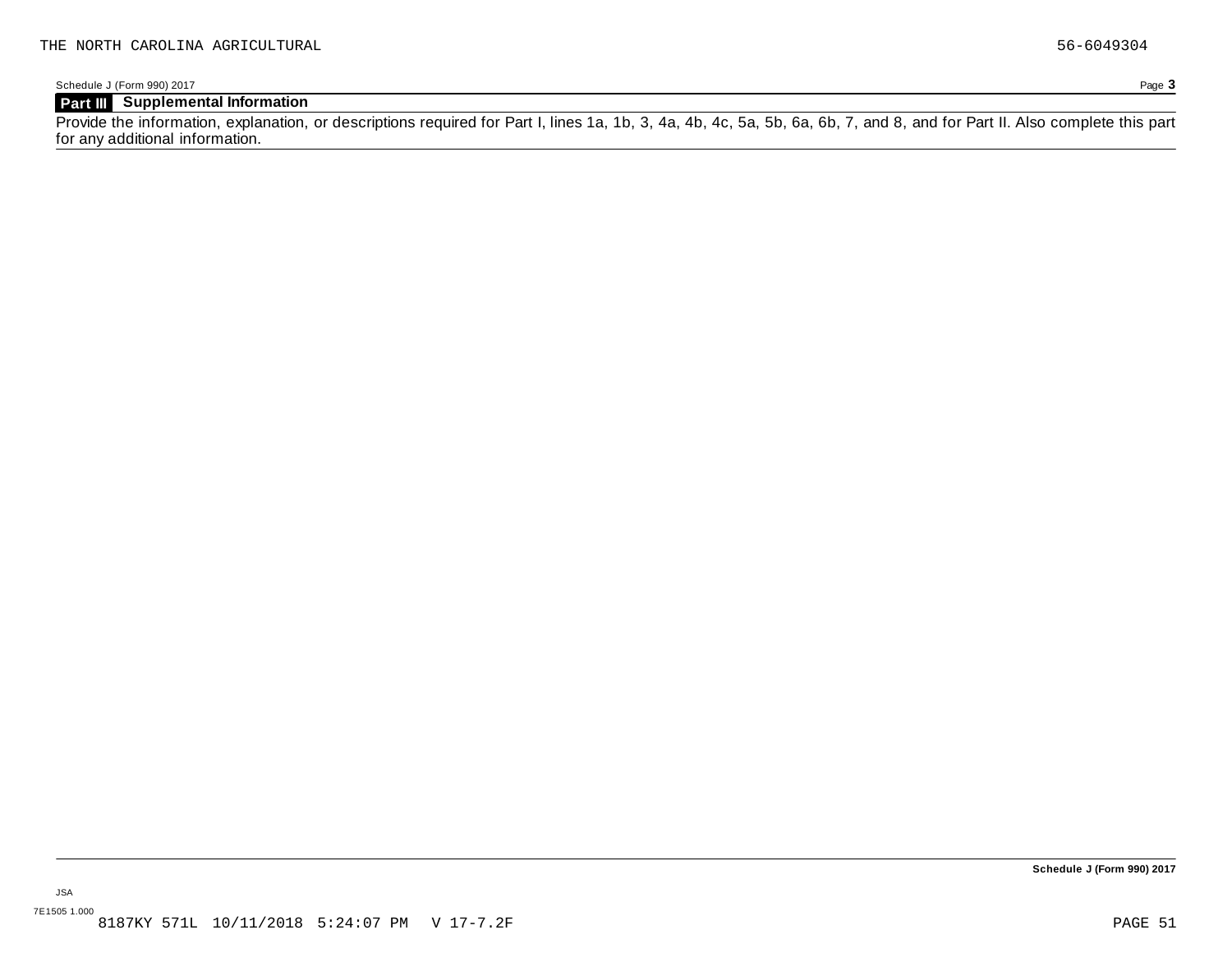## Part III Supplemental Information

Provide the information, explanation, or descriptions required for Part I, lines 1a, 1b, 3, 4a, 4b, 4c, 5a, 5b, 6a, 6b, 7, and 8, and for Part II. Also complete this part for any additional information.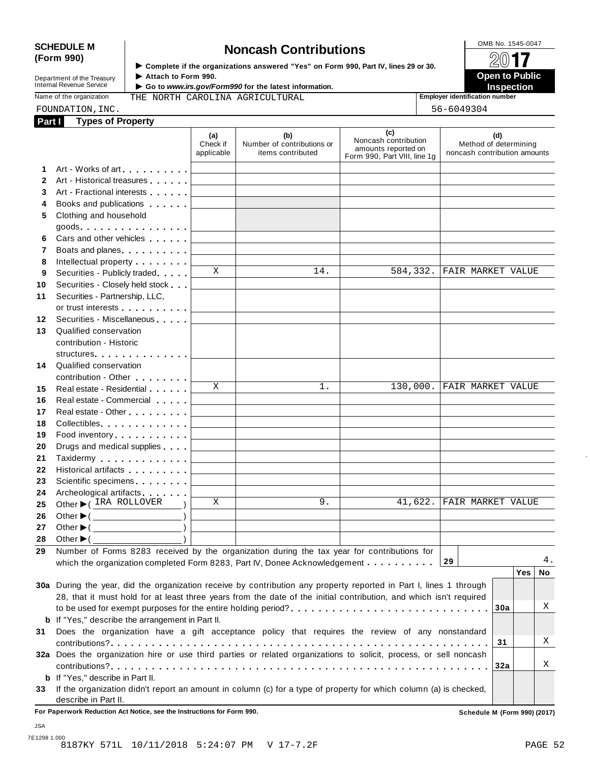**SCHEDULE M (Form 990)**

Department of the Treasury
Internal Revenue Service

# Noncash Contributions

▶ Complete if the organizations answered "Yes" on Form 990, Part IV, lines 29 or 30.
▶ Attach to Form 990.
▶ Go to *www.irs.gov/Form990* for the latest information.

OMB No. 1545-0047

**2017**

**Open to Public Inspection**

Name of the organization: THE NORTH CAROLINA AGRICULTURAL FOUNDATION,INC.

Employer identification number: 56-6049304

## Part I Types of Property

| | | (a) Check if applicable | (b) Number of contributions or items contributed | (c) Noncash contribution amounts reported on Form 990, Part VIII, line 1g | (d) Method of determining noncash contribution amounts |
|---|---|---|---|---|---|
| 1 | Art - Works of art | | | | |
| 2 | Art - Historical treasures | | | | |
| 3 | Art - Fractional interests | | | | |
| 4 | Books and publications | | | | |
| 5 | Clothing and household goods | | | | |
| 6 | Cars and other vehicles | | | | |
| 7 | Boats and planes | | | | |
| 8 | Intellectual property | | | | |
| 9 | Securities - Publicly traded | X | 14. | 584,332. | FAIR MARKET VALUE |
| 10 | Securities - Closely held stock | | | | |
| 11 | Securities - Partnership, LLC, or trust interests | | | | |
| 12 | Securities - Miscellaneous | | | | |
| 13 | Qualified conservation contribution - Historic structures | | | | |
| 14 | Qualified conservation contribution - Other | | | | |
| 15 | Real estate - Residential | X | 1. | 130,000. | FAIR MARKET VALUE |
| 16 | Real estate - Commercial | | | | |
| 17 | Real estate - Other | | | | |
| 18 | Collectibles | | | | |
| 19 | Food inventory | | | | |
| 20 | Drugs and medical supplies | | | | |
| 21 | Taxidermy | | | | |
| 22 | Historical artifacts | | | | |
| 23 | Scientific specimens | | | | |
| 24 | Archeological artifacts | | | | |
| 25 | Other ▶ ( IRA ROLLOVER ) | X | 9. | 41,622. | FAIR MARKET VALUE |
| 26 | Other ▶ ( ) | | | | |
| 27 | Other ▶ ( ) | | | | |
| 28 | Other ▶ ( ) | | | | |

**29** Number of Forms 8283 received by the organization during the tax year for contributions for which the organization completed Form 8283, Part IV, Donee Acknowledgement . . . . . **29** 4.

| | | | Yes | No |
|---|---|---|---|---|
| 30a | During the year, did the organization receive by contribution any property reported in Part I, lines 1 through 28, that it must hold for at least three years from the date of the initial contribution, and which isn't required to be used for exempt purposes for the entire holding period? | 30a | | X |
| b | If "Yes," describe the arrangement in Part II. | | | |
| 31 | Does the organization have a gift acceptance policy that requires the review of any nonstandard contributions? | 31 | | X |
| 32a | Does the organization hire or use third parties or related organizations to solicit, process, or sell noncash contributions? | 32a | | X |
| b | If "Yes," describe in Part II. | | | |
| 33 | If the organization didn't report an amount in column (c) for a type of property for which column (a) is checked, describe in Part II. | | | |

**For Paperwork Reduction Act Notice, see the Instructions for Form 990.** **Schedule M (Form 990) (2017)**

JSA
7E1298 1.000
8187KY 571L 10/11/2018 5:24:07 PM V 17-7.2F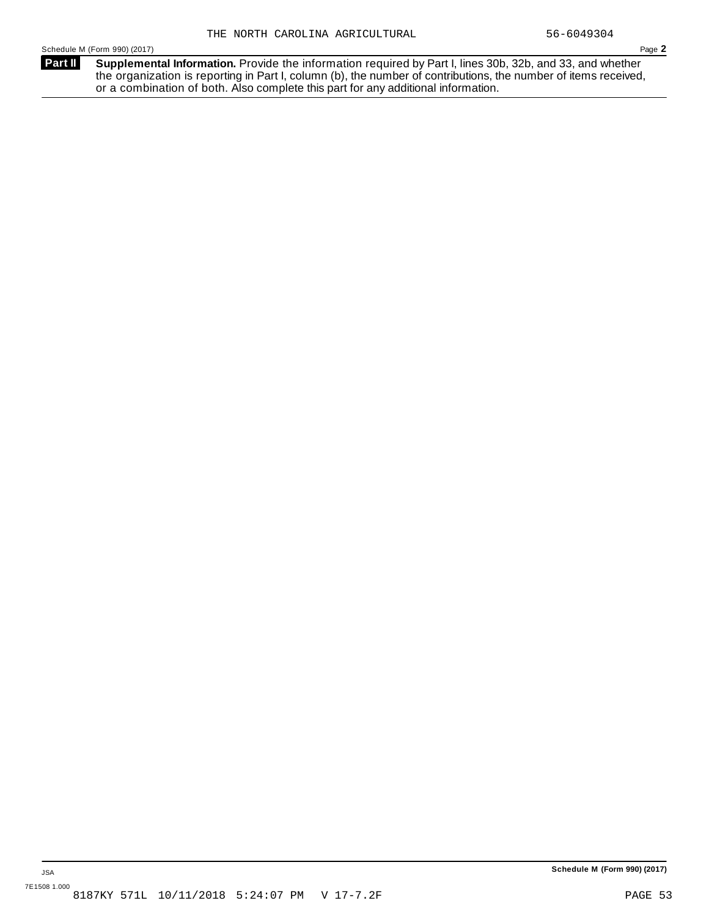THE NORTH CAROLINA AGRICULTURAL 56-6049304

Schedule M (Form 990) (2017) Page **2**

**Part II** **Supplemental Information.** Provide the information required by Part I, lines 30b, 32b, and 33, and whether the organization is reporting in Part I, column (b), the number of contributions, the number of items received, or a combination of both. Also complete this part for any additional information.

JSA **Schedule M (Form 990) (2017)**

7E1508 1.000

8187KY 571L 10/11/2018 5:24:07 PM V 17-7.2F PAGE 53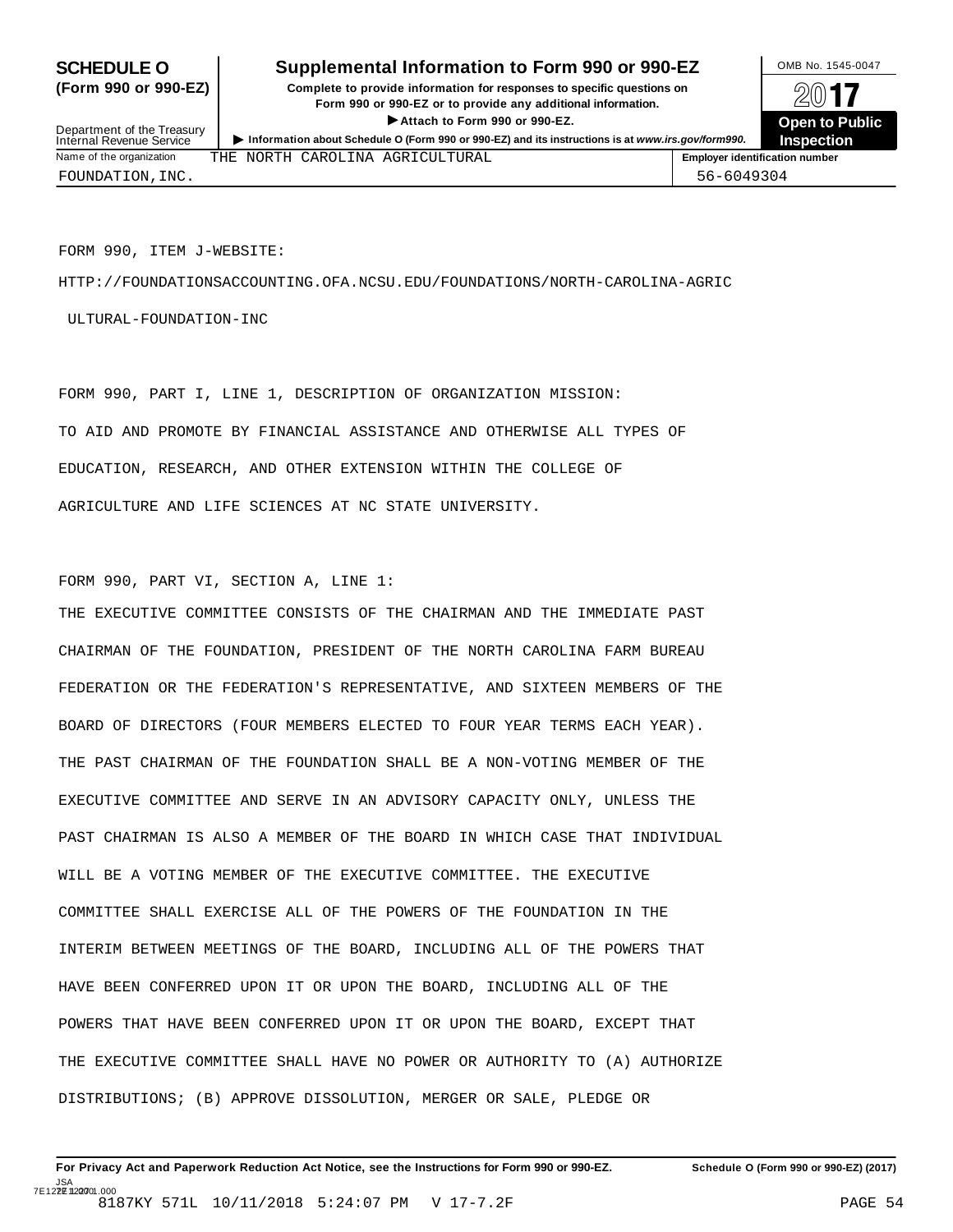**SCHEDULE O (Form 990 or 990-EZ)**

Department of the Treasury
Internal Revenue Service

# Supplemental Information to Form 990 or 990-EZ

**Complete to provide information for responses to specific questions on Form 990 or 990-EZ or to provide any additional information.**

▶ **Attach to Form 990 or 990-EZ.**

▶ **Information about Schedule O (Form 990 or 990-EZ) and its instructions is at *www.irs.gov/form990*.**

OMB No. 1545-0047

**2017**

**Open to Public Inspection**

| Name of the organization | Employer identification number |
|---|---|
| THE NORTH CAROLINA AGRICULTURAL FOUNDATION,INC. | 56-6049304 |

FORM 990, ITEM J-WEBSITE:

HTTP://FOUNDATIONSACCOUNTING.OFA.NCSU.EDU/FOUNDATIONS/NORTH-CAROLINA-AGRICULTURAL-FOUNDATION-INC

FORM 990, PART I, LINE 1, DESCRIPTION OF ORGANIZATION MISSION:

TO AID AND PROMOTE BY FINANCIAL ASSISTANCE AND OTHERWISE ALL TYPES OF EDUCATION, RESEARCH, AND OTHER EXTENSION WITHIN THE COLLEGE OF AGRICULTURE AND LIFE SCIENCES AT NC STATE UNIVERSITY.

FORM 990, PART VI, SECTION A, LINE 1:

THE EXECUTIVE COMMITTEE CONSISTS OF THE CHAIRMAN AND THE IMMEDIATE PAST CHAIRMAN OF THE FOUNDATION, PRESIDENT OF THE NORTH CAROLINA FARM BUREAU FEDERATION OR THE FEDERATION'S REPRESENTATIVE, AND SIXTEEN MEMBERS OF THE BOARD OF DIRECTORS (FOUR MEMBERS ELECTED TO FOUR YEAR TERMS EACH YEAR). THE PAST CHAIRMAN OF THE FOUNDATION SHALL BE A NON-VOTING MEMBER OF THE EXECUTIVE COMMITTEE AND SERVE IN AN ADVISORY CAPACITY ONLY, UNLESS THE PAST CHAIRMAN IS ALSO A MEMBER OF THE BOARD IN WHICH CASE THAT INDIVIDUAL WILL BE A VOTING MEMBER OF THE EXECUTIVE COMMITTEE. THE EXECUTIVE COMMITTEE SHALL EXERCISE ALL OF THE POWERS OF THE FOUNDATION IN THE INTERIM BETWEEN MEETINGS OF THE BOARD, INCLUDING ALL OF THE POWERS THAT HAVE BEEN CONFERRED UPON IT OR UPON THE BOARD, INCLUDING ALL OF THE POWERS THAT HAVE BEEN CONFERRED UPON IT OR UPON THE BOARD, EXCEPT THAT THE EXECUTIVE COMMITTEE SHALL HAVE NO POWER OR AUTHORITY TO (A) AUTHORIZE DISTRIBUTIONS; (B) APPROVE DISSOLUTION, MERGER OR SALE, PLEDGE OR

**For Privacy Act and Paperwork Reduction Act Notice, see the Instructions for Form 990 or 990-EZ.** **Schedule O (Form 990 or 990-EZ) (2017)**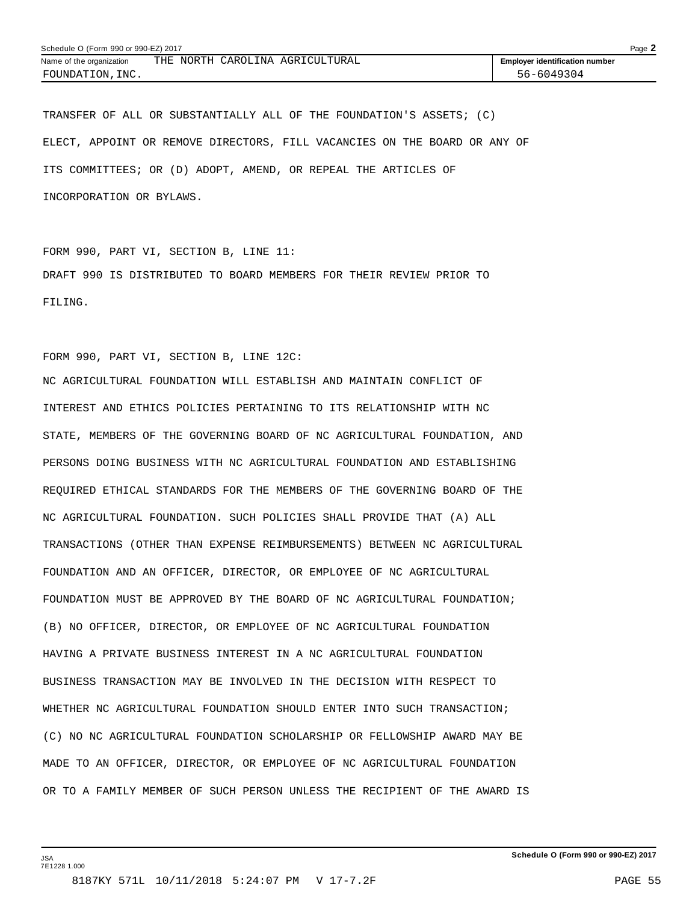TRANSFER OF ALL OR SUBSTANTIALLY ALL OF THE FOUNDATION'S ASSETS; (C) ELECT, APPOINT OR REMOVE DIRECTORS, FILL VACANCIES ON THE BOARD OR ANY OF ITS COMMITTEES; OR (D) ADOPT, AMEND, OR REPEAL THE ARTICLES OF INCORPORATION OR BYLAWS.

FORM 990, PART VI, SECTION B, LINE 11:
DRAFT 990 IS DISTRIBUTED TO BOARD MEMBERS FOR THEIR REVIEW PRIOR TO FILING.

FORM 990, PART VI, SECTION B, LINE 12C:
NC AGRICULTURAL FOUNDATION WILL ESTABLISH AND MAINTAIN CONFLICT OF INTEREST AND ETHICS POLICIES PERTAINING TO ITS RELATIONSHIP WITH NC STATE, MEMBERS OF THE GOVERNING BOARD OF NC AGRICULTURAL FOUNDATION, AND PERSONS DOING BUSINESS WITH NC AGRICULTURAL FOUNDATION AND ESTABLISHING REQUIRED ETHICAL STANDARDS FOR THE MEMBERS OF THE GOVERNING BOARD OF THE NC AGRICULTURAL FOUNDATION. SUCH POLICIES SHALL PROVIDE THAT (A) ALL TRANSACTIONS (OTHER THAN EXPENSE REIMBURSEMENTS) BETWEEN NC AGRICULTURAL FOUNDATION AND AN OFFICER, DIRECTOR, OR EMPLOYEE OF NC AGRICULTURAL FOUNDATION MUST BE APPROVED BY THE BOARD OF NC AGRICULTURAL FOUNDATION; (B) NO OFFICER, DIRECTOR, OR EMPLOYEE OF NC AGRICULTURAL FOUNDATION HAVING A PRIVATE BUSINESS INTEREST IN A NC AGRICULTURAL FOUNDATION BUSINESS TRANSACTION MAY BE INVOLVED IN THE DECISION WITH RESPECT TO WHETHER NC AGRICULTURAL FOUNDATION SHOULD ENTER INTO SUCH TRANSACTION; (C) NO NC AGRICULTURAL FOUNDATION SCHOLARSHIP OR FELLOWSHIP AWARD MAY BE MADE TO AN OFFICER, DIRECTOR, OR EMPLOYEE OF NC AGRICULTURAL FOUNDATION OR TO A FAMILY MEMBER OF SUCH PERSON UNLESS THE RECIPIENT OF THE AWARD IS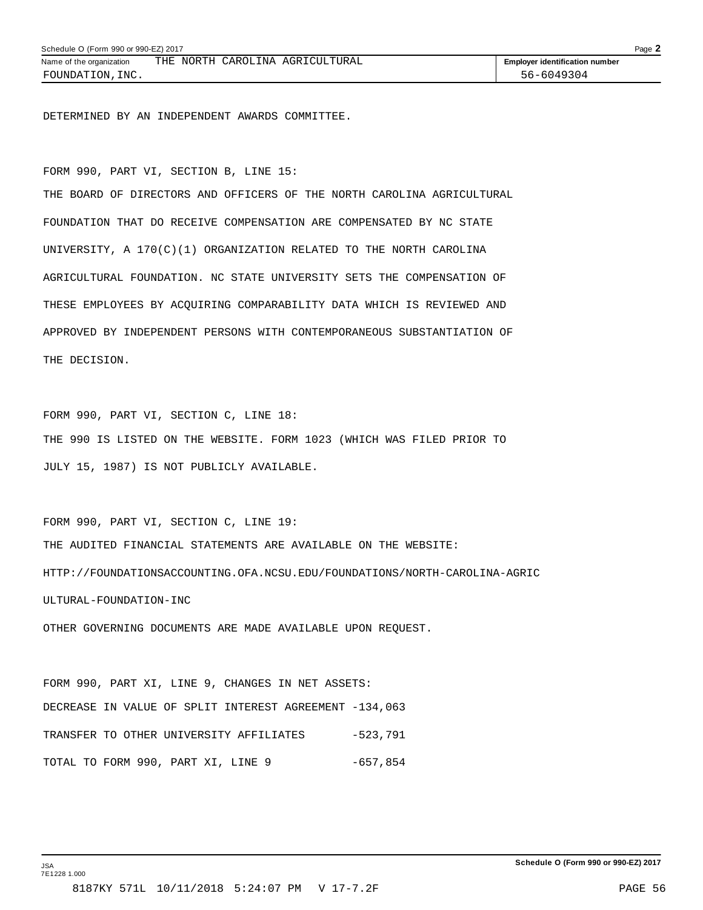Schedule O (Form 990 or 990-EZ) 2017

| Name of the organization | Employer identification number |
|---|---|
| THE NORTH CAROLINA AGRICULTURAL FOUNDATION,INC. | 56-6049304 |

DETERMINED BY AN INDEPENDENT AWARDS COMMITTEE.

FORM 990, PART VI, SECTION B, LINE 15:

THE BOARD OF DIRECTORS AND OFFICERS OF THE NORTH CAROLINA AGRICULTURAL FOUNDATION THAT DO RECEIVE COMPENSATION ARE COMPENSATED BY NC STATE UNIVERSITY, A 170(C)(1) ORGANIZATION RELATED TO THE NORTH CAROLINA AGRICULTURAL FOUNDATION. NC STATE UNIVERSITY SETS THE COMPENSATION OF THESE EMPLOYEES BY ACQUIRING COMPARABILITY DATA WHICH IS REVIEWED AND APPROVED BY INDEPENDENT PERSONS WITH CONTEMPORANEOUS SUBSTANTIATION OF THE DECISION.

FORM 990, PART VI, SECTION C, LINE 18:

THE 990 IS LISTED ON THE WEBSITE. FORM 1023 (WHICH WAS FILED PRIOR TO JULY 15, 1987) IS NOT PUBLICLY AVAILABLE.

FORM 990, PART VI, SECTION C, LINE 19:

THE AUDITED FINANCIAL STATEMENTS ARE AVAILABLE ON THE WEBSITE:

HTTP://FOUNDATIONSACCOUNTING.OFA.NCSU.EDU/FOUNDATIONS/NORTH-CAROLINA-AGRICULTURAL-FOUNDATION-INC

OTHER GOVERNING DOCUMENTS ARE MADE AVAILABLE UPON REQUEST.

FORM 990, PART XI, LINE 9, CHANGES IN NET ASSETS:

| | |
|---|---|
| DECREASE IN VALUE OF SPLIT INTEREST AGREEMENT | -134,063 |
| TRANSFER TO OTHER UNIVERSITY AFFILIATES | -523,791 |
| TOTAL TO FORM 990, PART XI, LINE 9 | -657,854 |

Schedule O (Form 990 or 990-EZ) 2017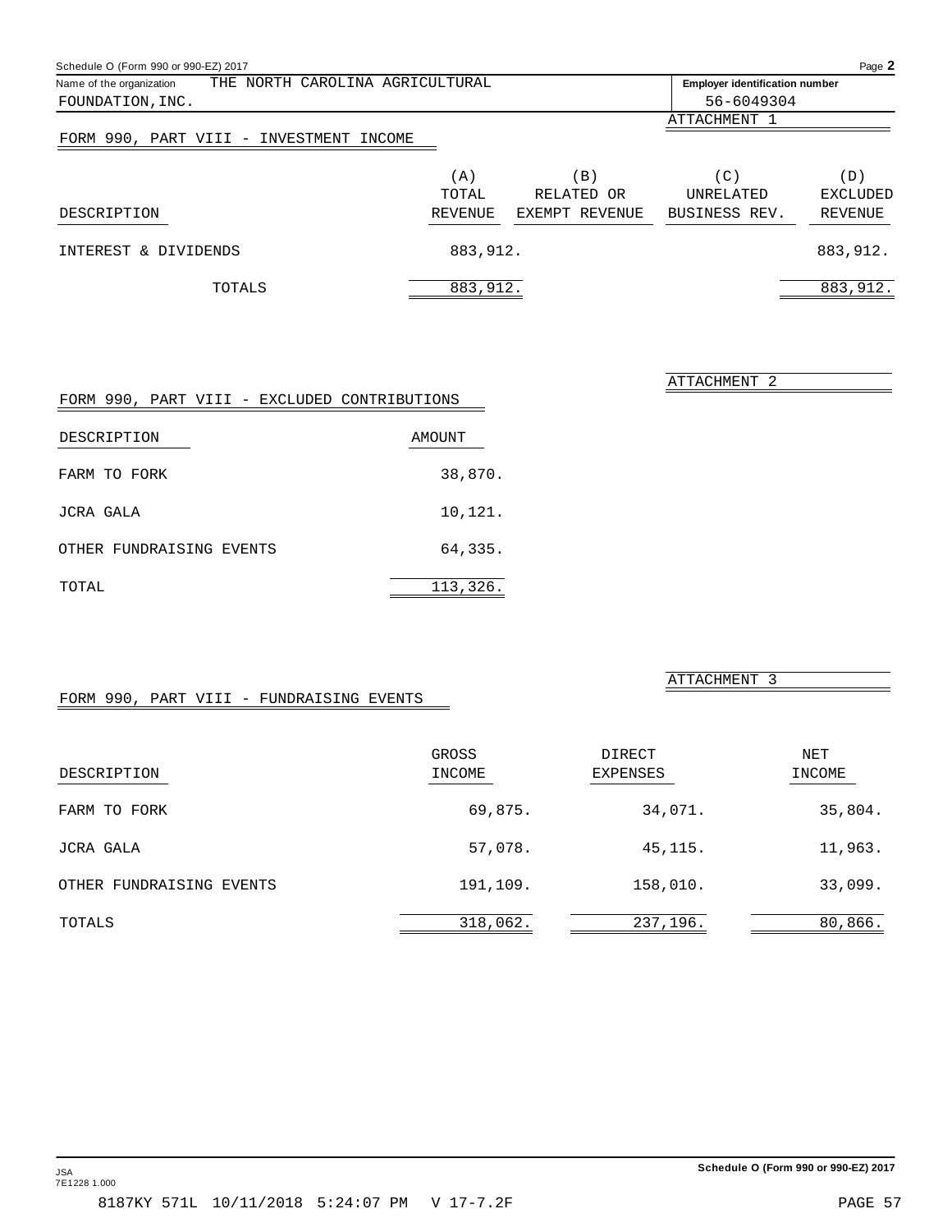Schedule O (Form 990 or 990-EZ) 2017

Name of the organization: THE NORTH CAROLINA AGRICULTURAL FOUNDATION, INC.

Employer identification number: 56-6049304

ATTACHMENT 1

## FORM 990, PART VIII - INVESTMENT INCOME

| DESCRIPTION | (A) TOTAL REVENUE | (B) RELATED OR EXEMPT REVENUE | (C) UNRELATED BUSINESS REV. | (D) EXCLUDED REVENUE |
|---|---|---|---|---|
| INTEREST & DIVIDENDS | 883,912. | | | 883,912. |
| TOTALS | 883,912. | | | 883,912. |

ATTACHMENT 2

## FORM 990, PART VIII - EXCLUDED CONTRIBUTIONS

| DESCRIPTION | AMOUNT |
|---|---|
| FARM TO FORK | 38,870. |
| JCRA GALA | 10,121. |
| OTHER FUNDRAISING EVENTS | 64,335. |
| TOTAL | 113,326. |

ATTACHMENT 3

## FORM 990, PART VIII - FUNDRAISING EVENTS

| DESCRIPTION | GROSS INCOME | DIRECT EXPENSES | NET INCOME |
|---|---|---|---|
| FARM TO FORK | 69,875. | 34,071. | 35,804. |
| JCRA GALA | 57,078. | 45,115. | 11,963. |
| OTHER FUNDRAISING EVENTS | 191,109. | 158,010. | 33,099. |
| TOTALS | 318,062. | 237,196. | 80,866. |

Schedule O (Form 990 or 990-EZ) 2017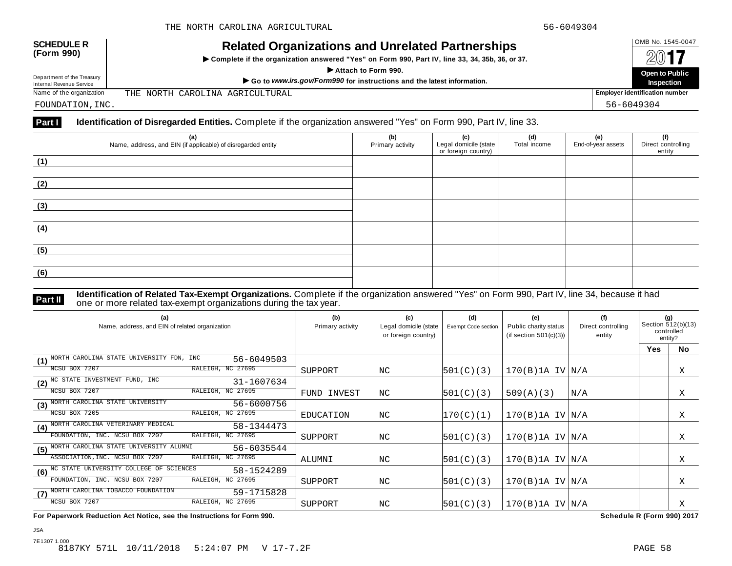THE NORTH CAROLINA AGRICULTURAL 56-6049304

**SCHEDULE R (Form 990)**

Department of the Treasury
Internal Revenue Service

# Related Organizations and Unrelated Partnerships

▶ Complete if the organization answered "Yes" on Form 990, Part IV, line 33, 34, 35b, 36, or 37.

▶ Attach to Form 990.

▶ Go to *www.irs.gov/Form990* for instructions and the latest information.

OMB No. 1545-0047

2017

**Open to Public Inspection**

Name of the organization: THE NORTH CAROLINA AGRICULTURAL FOUNDATION, INC.

Employer identification number: 56-6049304

## Part I Identification of Disregarded Entities. Complete if the organization answered "Yes" on Form 990, Part IV, line 33.

| (a) Name, address, and EIN (if applicable) of disregarded entity | (b) Primary activity | (c) Legal domicile (state or foreign country) | (d) Total income | (e) End-of-year assets | (f) Direct controlling entity |
|---|---|---|---|---|---|
| (1) | | | | | |
| (2) | | | | | |
| (3) | | | | | |
| (4) | | | | | |
| (5) | | | | | |
| (6) | | | | | |

## Part II Identification of Related Tax-Exempt Organizations. Complete if the organization answered "Yes" on Form 990, Part IV, line 34, because it had one or more related tax-exempt organizations during the tax year.

| (a) Name, address, and EIN of related organization | (b) Primary activity | (c) Legal domicile (state or foreign country) | (d) Exempt Code section | (e) Public charity status (if section 501(c)(3)) | (f) Direct controlling entity | (g) Section 512(b)(13) controlled entity? Yes | No |
|---|---|---|---|---|---|---|---|
| (1) NORTH CAROLINA STATE UNIVERSITY FDN, INC 56-6049503 NCSU BOX 7207 RALEIGH, NC 27695 | SUPPORT | NC | 501(C)(3) | 170(B)1A IV | N/A | | X |
| (2) NC STATE INVESTMENT FUND, INC 31-1607634 NCSU BOX 7207 RALEIGH, NC 27695 | FUND INVEST | NC | 501(C)(3) | 509(A)(3) | N/A | | X |
| (3) NORTH CAROLINA STATE UNIVERSITY 56-6000756 NCSU BOX 7205 RALEIGH, NC 27695 | EDUCATION | NC | 170(C)(1) | 170(B)1A IV | N/A | | X |
| (4) NORTH CAROLINA VETERINARY MEDICAL FOUNDATION, INC. NCSU BOX 7207 RALEIGH, NC 27695 58-1344473 | SUPPORT | NC | 501(C)(3) | 170(B)1A IV | N/A | | X |
| (5) NORTH CAROLINA STATE UNIVERSITY ALUMNI ASSOCIATION,INC. NCSU BOX 7207 RALEIGH, NC 27695 56-6035544 | ALUMNI | NC | 501(C)(3) | 170(B)1A IV | N/A | | X |
| (6) NC STATE UNIVERSITY COLLEGE OF SCIENCES FOUNDATION, INC. NCSU BOX 7207 RALEIGH, NC 27695 58-1524289 | SUPPORT | NC | 501(C)(3) | 170(B)1A IV | N/A | | X |
| (7) NORTH CAROLINA TOBACCO FOUNDATION 59-1715828 NCSU BOX 7207 RALEIGH, NC 27695 | SUPPORT | NC | 501(C)(3) | 170(B)1A IV | N/A | | X |

**For Paperwork Reduction Act Notice, see the Instructions for Form 990.** **Schedule R (Form 990) 2017**

JSA
7E1307 1.000
8187KY 571L 10/11/2018 5:24:07 PM V 17-7.2F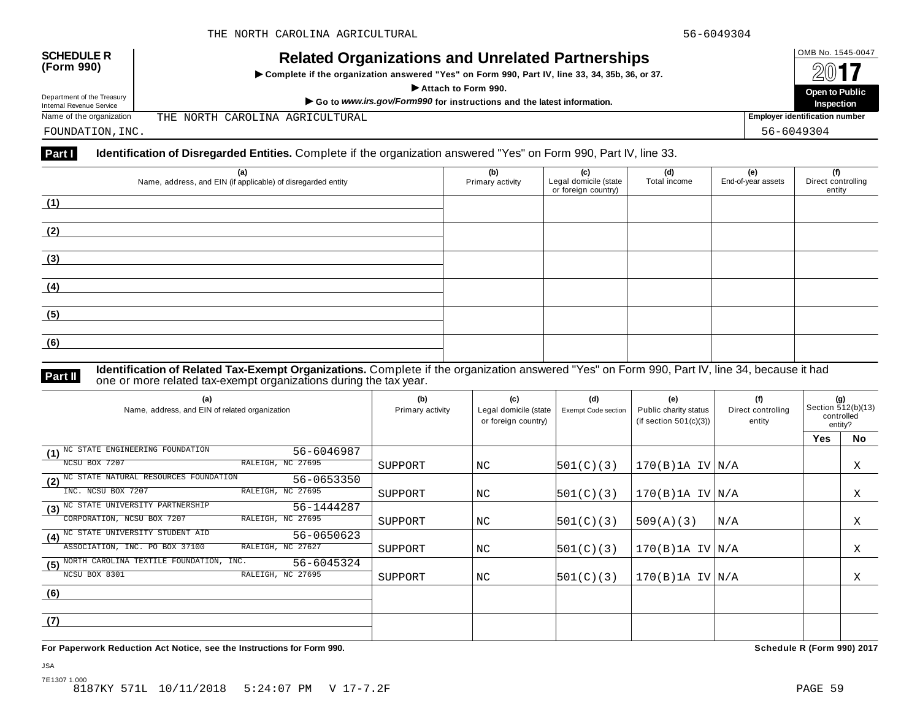**SCHEDULE R (Form 990)**

Department of the Treasury
Internal Revenue Service

# Related Organizations and Unrelated Partnerships

▶ Complete if the organization answered "Yes" on Form 990, Part IV, line 33, 34, 35b, 36, or 37.

▶ Attach to Form 990.

▶ Go to *www.irs.gov/Form990* for instructions and the latest information.

OMB No. 1545-0047

2017

Open to Public Inspection

Name of the organization: THE NORTH CAROLINA AGRICULTURAL FOUNDATION,INC.

Employer identification number: 56-6049304

## Part I Identification of Disregarded Entities. Complete if the organization answered "Yes" on Form 990, Part IV, line 33.

| (a) Name, address, and EIN (if applicable) of disregarded entity | (b) Primary activity | (c) Legal domicile (state or foreign country) | (d) Total income | (e) End-of-year assets | (f) Direct controlling entity |
|---|---|---|---|---|---|
| (1) | | | | | |
| (2) | | | | | |
| (3) | | | | | |
| (4) | | | | | |
| (5) | | | | | |
| (6) | | | | | |

## Part II Identification of Related Tax-Exempt Organizations. Complete if the organization answered "Yes" on Form 990, Part IV, line 34, because it had one or more related tax-exempt organizations during the tax year.

| (a) Name, address, and EIN of related organization | (b) Primary activity | (c) Legal domicile (state or foreign country) | (d) Exempt Code section | (e) Public charity status (if section 501(c)(3)) | (f) Direct controlling entity | (g) Section 512(b)(13) controlled entity? Yes | No |
|---|---|---|---|---|---|---|---|
| (1) NC STATE ENGINEERING FOUNDATION 56-6046987 NCSU BOX 7207 RALEIGH, NC 27695 | SUPPORT | NC | 501(C)(3) | 170(B)1A IV | N/A | | X |
| (2) NC STATE NATURAL RESOURCES FOUNDATION INC. NCSU BOX 7207 RALEIGH, NC 27695 56-0653350 | SUPPORT | NC | 501(C)(3) | 170(B)1A IV | N/A | | X |
| (3) NC STATE UNIVERSITY PARTNERSHIP CORPORATION, NCSU BOX 7207 RALEIGH, NC 27695 56-1444287 | SUPPORT | NC | 501(C)(3) | 509(A)(3) | N/A | | X |
| (4) NC STATE UNIVERSITY STUDENT AID ASSOCIATION, INC. PO BOX 37100 RALEIGH, NC 27627 56-0650623 | SUPPORT | NC | 501(C)(3) | 170(B)1A IV | N/A | | X |
| (5) NORTH CAROLINA TEXTILE FOUNDATION, INC. NCSU BOX 8301 RALEIGH, NC 27695 56-6045324 | SUPPORT | NC | 501(C)(3) | 170(B)1A IV | N/A | | X |
| (6) | | | | | | | |
| (7) | | | | | | | |

**For Paperwork Reduction Act Notice, see the Instructions for Form 990.** **Schedule R (Form 990) 2017**

JSA
7E1307 1.000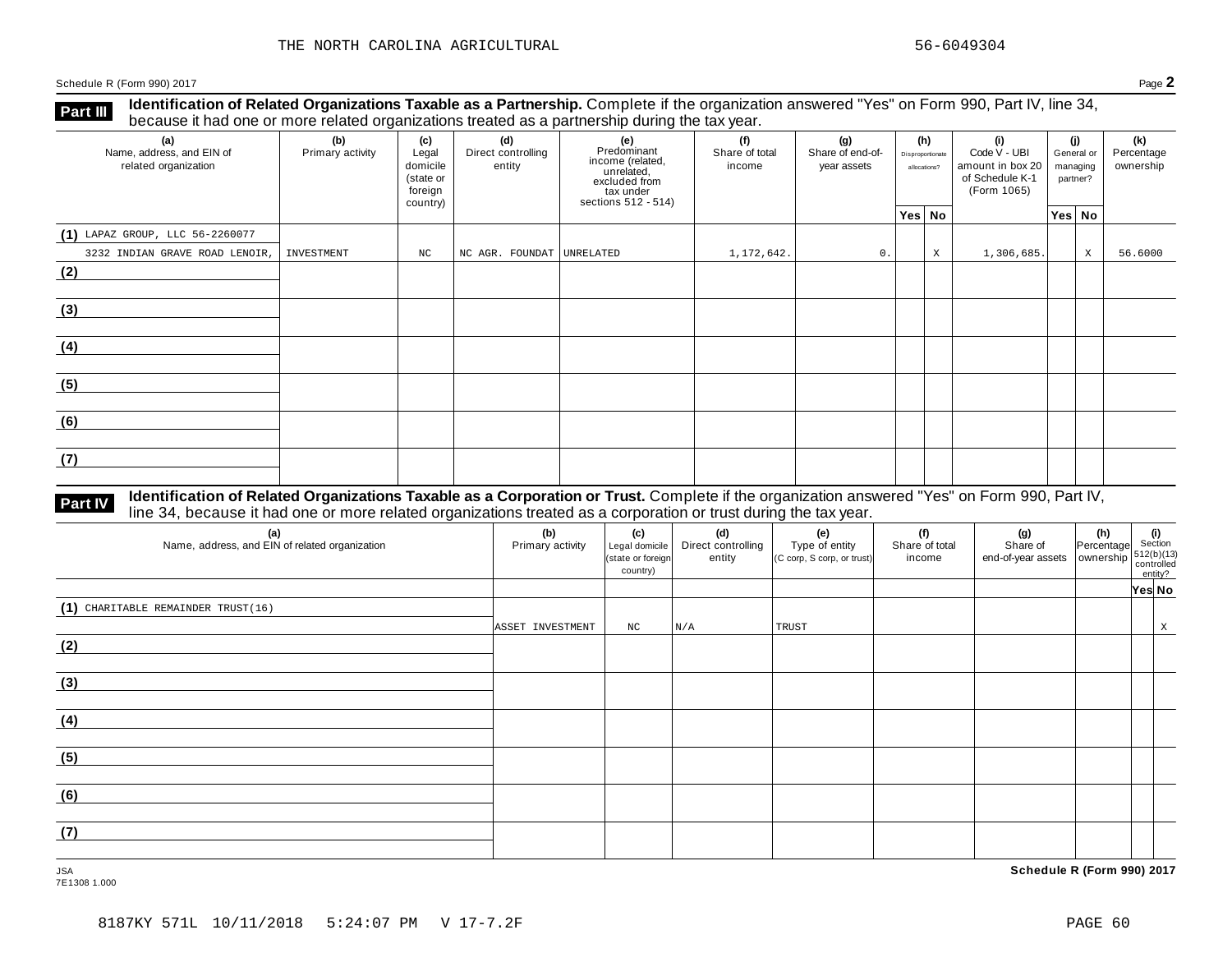THE NORTH CAROLINA AGRICULTURAL 56-6049304

Schedule R (Form 990) 2017 Page **2**

**Part III** **Identification of Related Organizations Taxable as a Partnership.** Complete if the organization answered "Yes" on Form 990, Part IV, line 34, because it had one or more related organizations treated as a partnership during the tax year.

| (a) Name, address, and EIN of related organization | (b) Primary activity | (c) Legal domicile (state or foreign country) | (d) Direct controlling entity | (e) Predominant income (related, unrelated, excluded from tax under sections 512 - 514) | (f) Share of total income | (g) Share of end-of-year assets | (h) Disproportionate allocations? Yes | (h) No | (i) Code V - UBI amount in box 20 of Schedule K-1 (Form 1065) | (j) General or managing partner? Yes | (j) No | (k) Percentage ownership |
|---|---|---|---|---|---|---|---|---|---|---|---|---|
| (1) LAPAZ GROUP, LLC 56-2260077 3232 INDIAN GRAVE ROAD LENOIR, | INVESTMENT | NC | NC AGR. FOUNDAT | UNRELATED | 1,172,642. | 0. | | X | 1,306,685. | | X | 56.6000 |
| (2) | | | | | | | | | | | | |
| (3) | | | | | | | | | | | | |
| (4) | | | | | | | | | | | | |
| (5) | | | | | | | | | | | | |
| (6) | | | | | | | | | | | | |
| (7) | | | | | | | | | | | | |

**Part IV** **Identification of Related Organizations Taxable as a Corporation or Trust.** Complete if the organization answered "Yes" on Form 990, Part IV, line 34, because it had one or more related organizations treated as a corporation or trust during the tax year.

| (a) Name, address, and EIN of related organization | (b) Primary activity | (c) Legal domicile (state or foreign country) | (d) Direct controlling entity | (e) Type of entity (C corp, S corp, or trust) | (f) Share of total income | (g) Share of end-of-year assets | (h) Percentage ownership | (i) Section 512(b)(13) controlled entity? Yes | (i) No |
|---|---|---|---|---|---|---|---|---|---|
| (1) CHARITABLE REMAINDER TRUST(16) | ASSET INVESTMENT | NC | N/A | TRUST | | | | | X |
| (2) | | | | | | | | | |
| (3) | | | | | | | | | |
| (4) | | | | | | | | | |
| (5) | | | | | | | | | |
| (6) | | | | | | | | | |
| (7) | | | | | | | | | |

JSA
7E1308 1.000

**Schedule R (Form 990) 2017**

8187KY 571L 10/11/2018 5:24:07 PM V 17-7.2F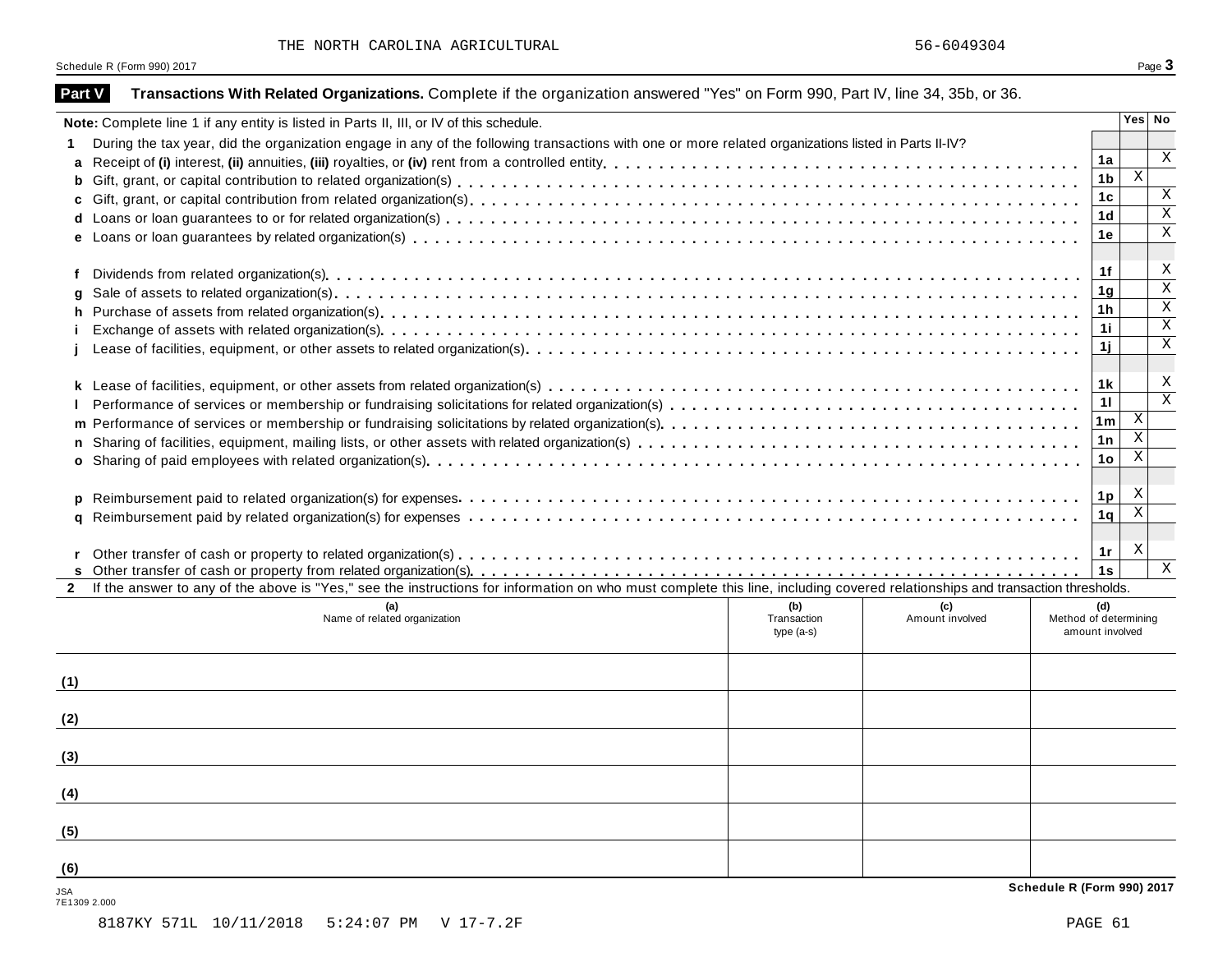THE NORTH CAROLINA AGRICULTURAL 56-6049304

## Part V Transactions With Related Organizations. Complete if the organization answered "Yes" on Form 990, Part IV, line 34, 35b, or 36.

| **Note:** Complete line 1 if any entity is listed in Parts II, III, or IV of this schedule. | | Yes | No |
|---|---|---|---|
| **1** During the tax year, did the organization engage in any of the following transactions with one or more related organizations listed in Parts II-IV? | | | |
| **a** Receipt of **(i)** interest, **(ii)** annuities, **(iii)** royalties, or **(iv)** rent from a controlled entity | 1a | | X |
| **b** Gift, grant, or capital contribution to related organization(s) | 1b | X | |
| **c** Gift, grant, or capital contribution from related organization(s) | 1c | | X |
| **d** Loans or loan guarantees to or for related organization(s) | 1d | | X |
| **e** Loans or loan guarantees by related organization(s) | 1e | | X |
| **f** Dividends from related organization(s) | 1f | | X |
| **g** Sale of assets to related organization(s) | 1g | | X |
| **h** Purchase of assets from related organization(s) | 1h | | X |
| **i** Exchange of assets with related organization(s) | 1i | | X |
| **j** Lease of facilities, equipment, or other assets to related organization(s) | 1j | | X |
| **k** Lease of facilities, equipment, or other assets from related organization(s) | 1k | | X |
| **l** Performance of services or membership or fundraising solicitations for related organization(s) | 1l | | X |
| **m** Performance of services or membership or fundraising solicitations by related organization(s) | 1m | X | |
| **n** Sharing of facilities, equipment, mailing lists, or other assets with related organization(s) | 1n | X | |
| **o** Sharing of paid employees with related organization(s) | 1o | X | |
| **p** Reimbursement paid to related organization(s) for expenses | 1p | X | |
| **q** Reimbursement paid by related organization(s) for expenses | 1q | X | |
| **r** Other transfer of cash or property to related organization(s) | 1r | X | |
| **s** Other transfer of cash or property from related organization(s) | 1s | | X |

**2** If the answer to any of the above is "Yes," see the instructions for information on who must complete this line, including covered relationships and transaction thresholds.

| | (a) Name of related organization | (b) Transaction type (a-s) | (c) Amount involved | (d) Method of determining amount involved |
|---|---|---|---|---|
| (1) | | | | |
| (2) | | | | |
| (3) | | | | |
| (4) | | | | |
| (5) | | | | |
| (6) | | | | |

JSA
7E1309 2.000

8187KY 571L 10/11/2018 5:24:07 PM V 17-7.2F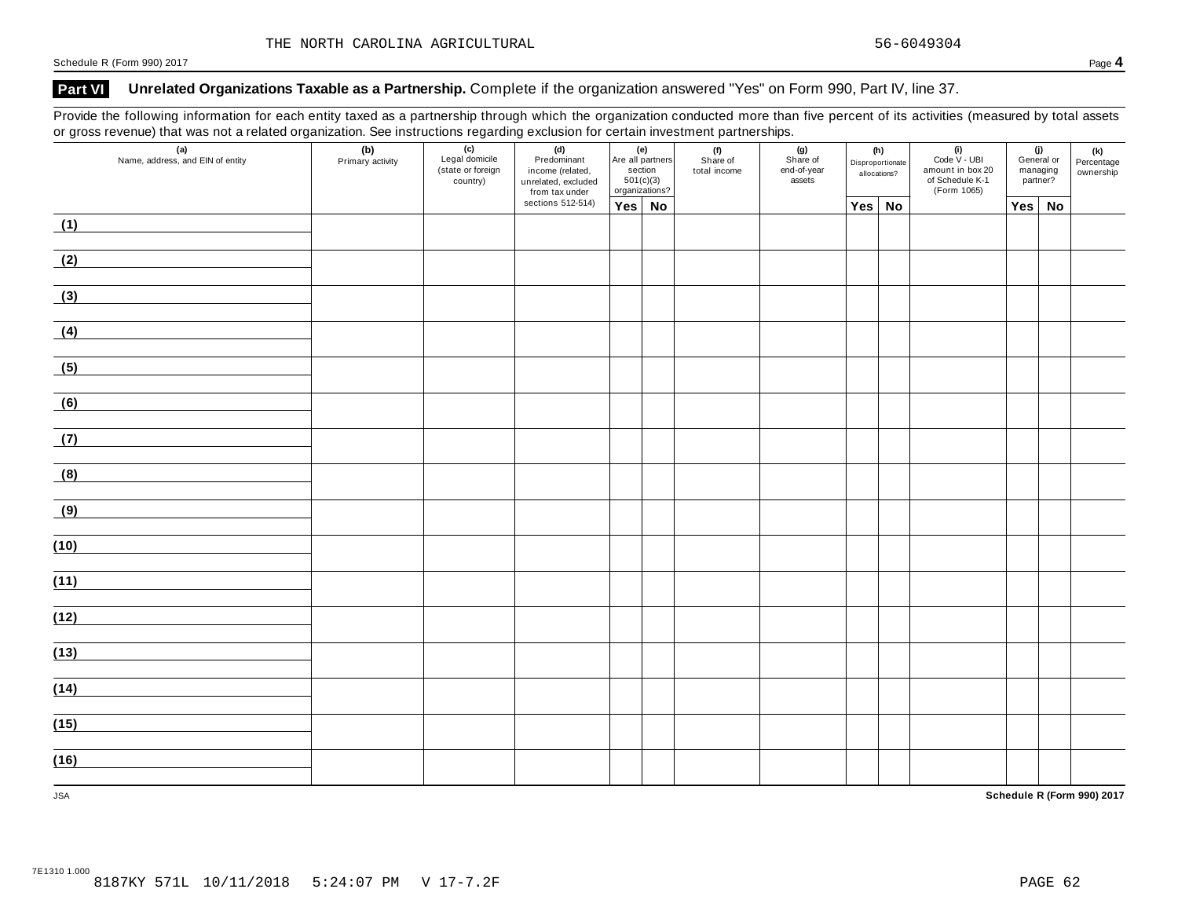THE NORTH CAROLINA AGRICULTURAL 56-6049304

Schedule R (Form 990) 2017

## Part VI Unrelated Organizations Taxable as a Partnership.

Complete if the organization answered "Yes" on Form 990, Part IV, line 37.

Provide the following information for each entity taxed as a partnership through which the organization conducted more than five percent of its activities (measured by total assets or gross revenue) that was not a related organization. See instructions regarding exclusion for certain investment partnerships.

| (a) Name, address, and EIN of entity | (b) Primary activity | (c) Legal domicile (state or foreign country) | (d) Predominant income (related, unrelated, excluded from tax under sections 512-514) | (e) Are all partners section 501(c)(3) organizations? | | (f) Share of total income | (g) Share of end-of-year assets | (h) Disproportionate allocations? | | (i) Code V - UBI amount in box 20 of Schedule K-1 (Form 1065) | (j) General or managing partner? | | (k) Percentage ownership |
|---|---|---|---|---|---|---|---|---|---|---|---|---|---|
| | | | | Yes | No | | | Yes | No | | Yes | No | |
| (1) | | | | | | | | | | | | | |
| (2) | | | | | | | | | | | | | |
| (3) | | | | | | | | | | | | | |
| (4) | | | | | | | | | | | | | |
| (5) | | | | | | | | | | | | | |
| (6) | | | | | | | | | | | | | |
| (7) | | | | | | | | | | | | | |
| (8) | | | | | | | | | | | | | |
| (9) | | | | | | | | | | | | | |
| (10) | | | | | | | | | | | | | |
| (11) | | | | | | | | | | | | | |
| (12) | | | | | | | | | | | | | |
| (13) | | | | | | | | | | | | | |
| (14) | | | | | | | | | | | | | |
| (15) | | | | | | | | | | | | | |
| (16) | | | | | | | | | | | | | |

JSA

Schedule R (Form 990) 2017

7E1310 1.000

8187KY 571L 10/11/2018 5:24:07 PM V 17-7.2F PAGE 62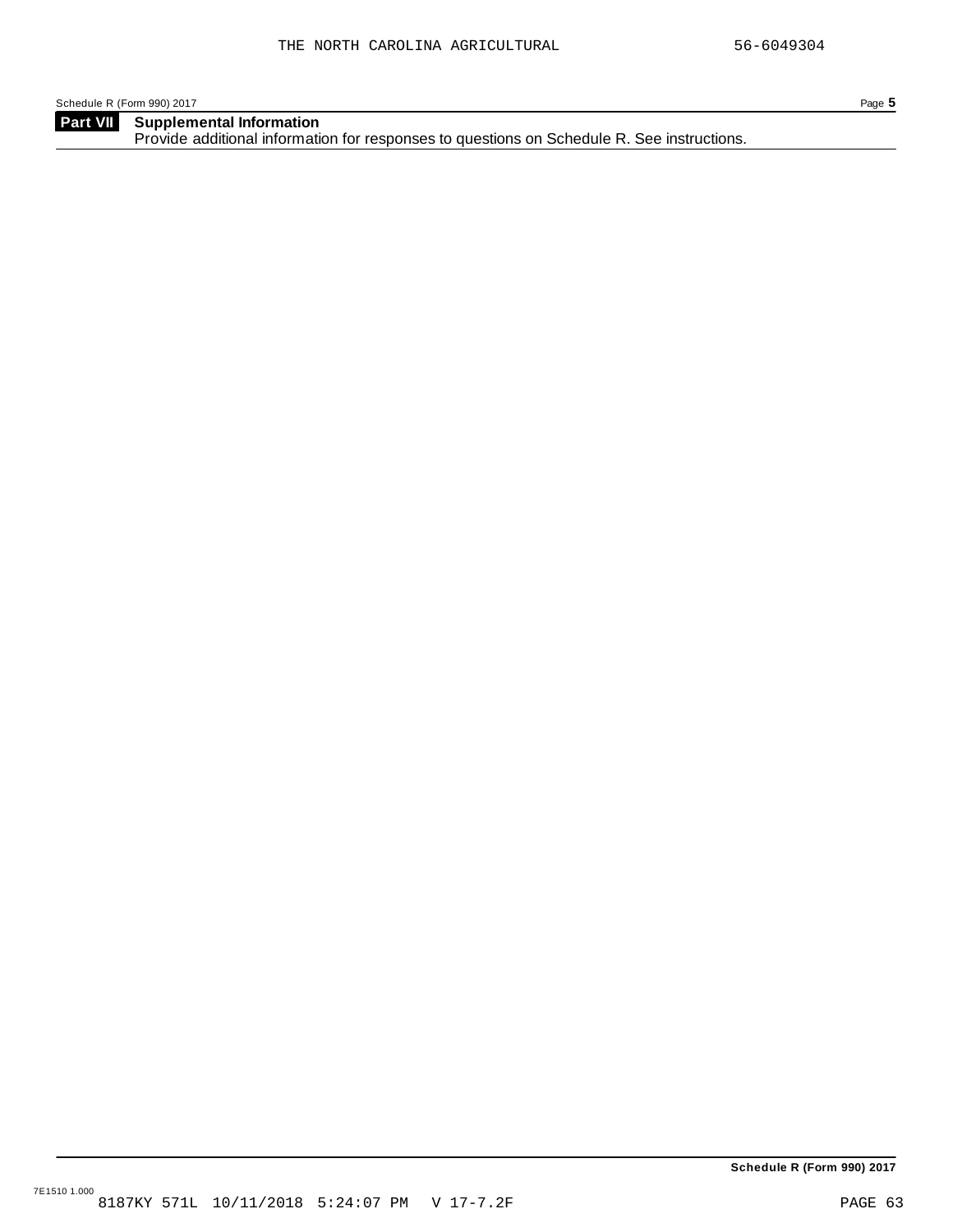## Part VII Supplemental Information

Provide additional information for responses to questions on Schedule R. See instructions.